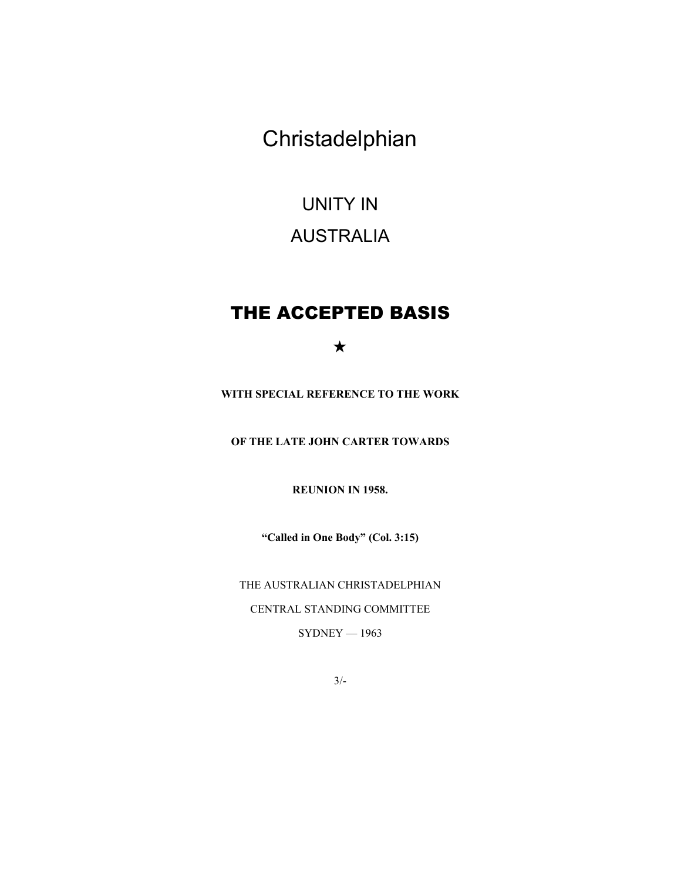# Christadelphian

## UNITY IN

## AUSTRALIA

# THE ACCEPTED BASIS

★

**WITH SPECIAL REFERENCE TO THE WORK**

**OF THE LATE JOHN CARTER TOWARDS**

**REUNION IN 1958.**

**"Called in One Body" (Col. 3:15)**

THE AUSTRALIAN CHRISTADELPHIAN

CENTRAL STANDING COMMITTEE

SYDNEY — 1963

3/-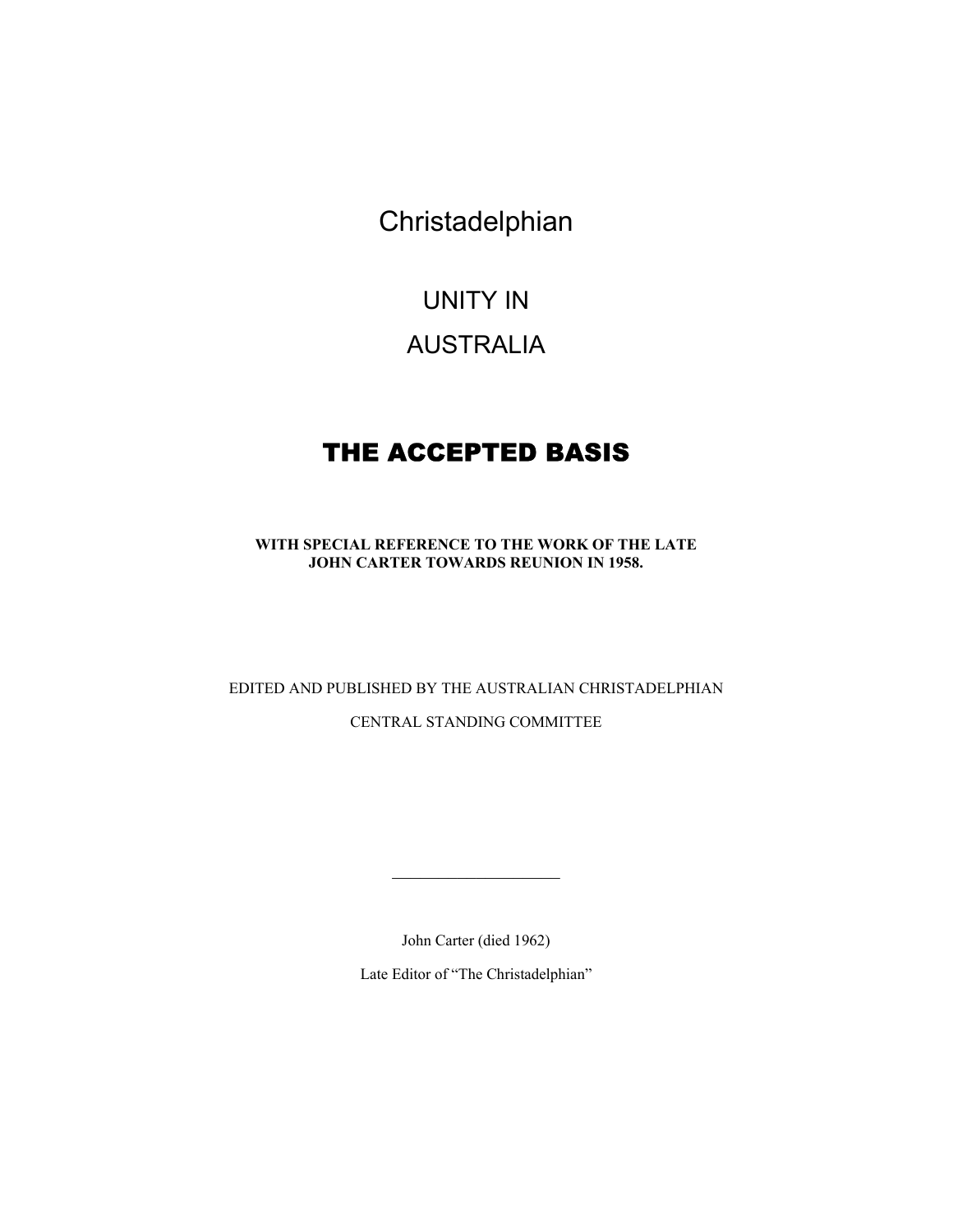# Christadelphian

## UNITY IN

## AUSTRALIA

# THE ACCEPTED BASIS

**WITH SPECIAL REFERENCE TO THE WORK OF THE LATE JOHN CARTER TOWARDS REUNION IN 1958.**

EDITED AND PUBLISHED BY THE AUSTRALIAN CHRISTADELPHIAN

CENTRAL STANDING COMMITTEE

---

John Carter (died 1962)

Late Editor of "The Christadelphian"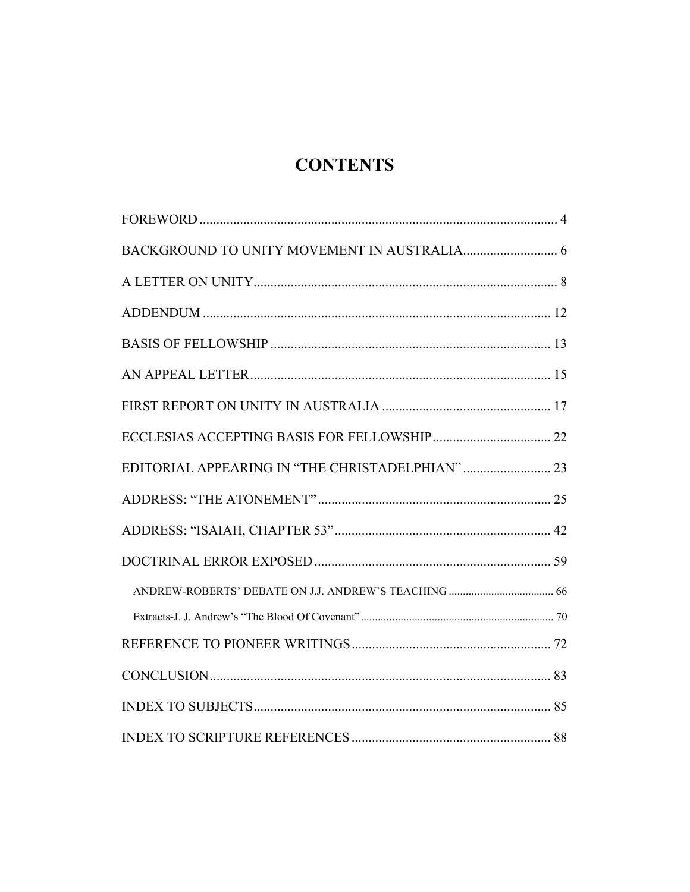# CONTENTS

FOREWORD ........................................................................................................ 4

BACKGROUND TO UNITY MOVEMENT IN AUSTRALIA............................ 6

A LETTER ON UNITY......................................................................................... 8

ADDENDUM ...................................................................................................... 12

BASIS OF FELLOWSHIP .................................................................................. 13

AN APPEAL LETTER........................................................................................ 15

FIRST REPORT ON UNITY IN AUSTRALIA .................................................. 17

ECCLESIAS ACCEPTING BASIS FOR FELLOWSHIP................................... 22

EDITORIAL APPEARING IN "THE CHRISTADELPHIAN" .......................... 23

ADDRESS: "THE ATONEMENT" ..................................................................... 25

ADDRESS: "ISAIAH, CHAPTER 53" ................................................................ 42

DOCTRINAL ERROR EXPOSED ...................................................................... 59

- ANDREW-ROBERTS' DEBATE ON J.J. ANDREW'S TEACHING ..................................... 66
- Extracts-J. J. Andrew's "The Blood Of Covenant" ..................................................................... 70

REFERENCE TO PIONEER WRITINGS........................................................... 72

CONCLUSION..................................................................................................... 83

INDEX TO SUBJECTS........................................................................................ 85

INDEX TO SCRIPTURE REFERENCES ............................................................ 88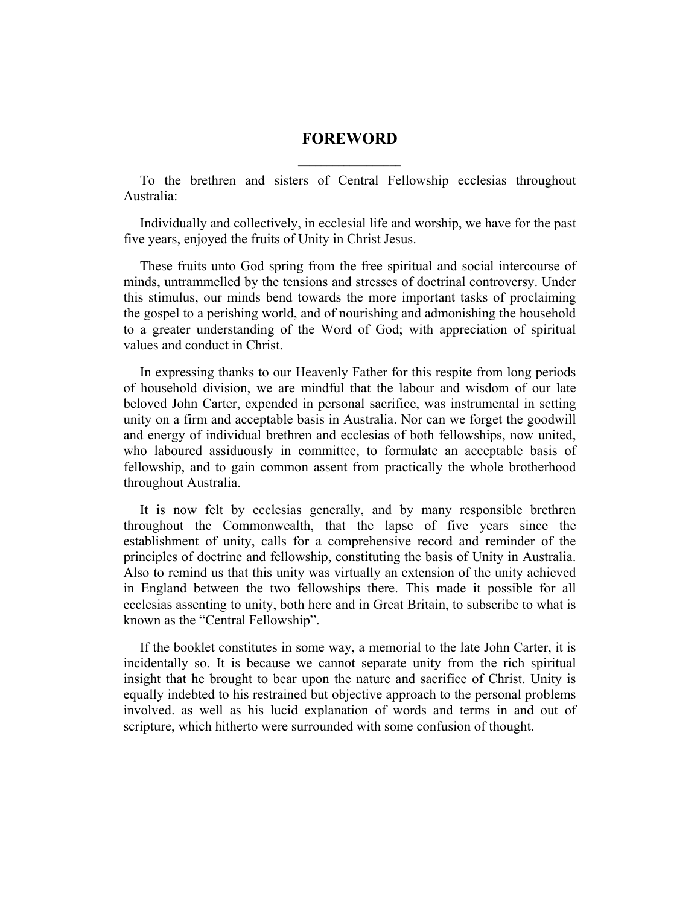# FOREWORD

To the brethren and sisters of Central Fellowship ecclesias throughout Australia:

Individually and collectively, in ecclesial life and worship, we have for the past five years, enjoyed the fruits of Unity in Christ Jesus.

These fruits unto God spring from the free spiritual and social intercourse of minds, untrammelled by the tensions and stresses of doctrinal controversy. Under this stimulus, our minds bend towards the more important tasks of proclaiming the gospel to a perishing world, and of nourishing and admonishing the household to a greater understanding of the Word of God; with appreciation of spiritual values and conduct in Christ.

In expressing thanks to our Heavenly Father for this respite from long periods of household division, we are mindful that the labour and wisdom of our late beloved John Carter, expended in personal sacrifice, was instrumental in setting unity on a firm and acceptable basis in Australia. Nor can we forget the goodwill and energy of individual brethren and ecclesias of both fellowships, now united, who laboured assiduously in committee, to formulate an acceptable basis of fellowship, and to gain common assent from practically the whole brotherhood throughout Australia.

It is now felt by ecclesias generally, and by many responsible brethren throughout the Commonwealth, that the lapse of five years since the establishment of unity, calls for a comprehensive record and reminder of the principles of doctrine and fellowship, constituting the basis of Unity in Australia. Also to remind us that this unity was virtually an extension of the unity achieved in England between the two fellowships there. This made it possible for all ecclesias assenting to unity, both here and in Great Britain, to subscribe to what is known as the "Central Fellowship".

If the booklet constitutes in some way, a memorial to the late John Carter, it is incidentally so. It is because we cannot separate unity from the rich spiritual insight that he brought to bear upon the nature and sacrifice of Christ. Unity is equally indebted to his restrained but objective approach to the personal problems involved. as well as his lucid explanation of words and terms in and out of scripture, which hitherto were surrounded with some confusion of thought.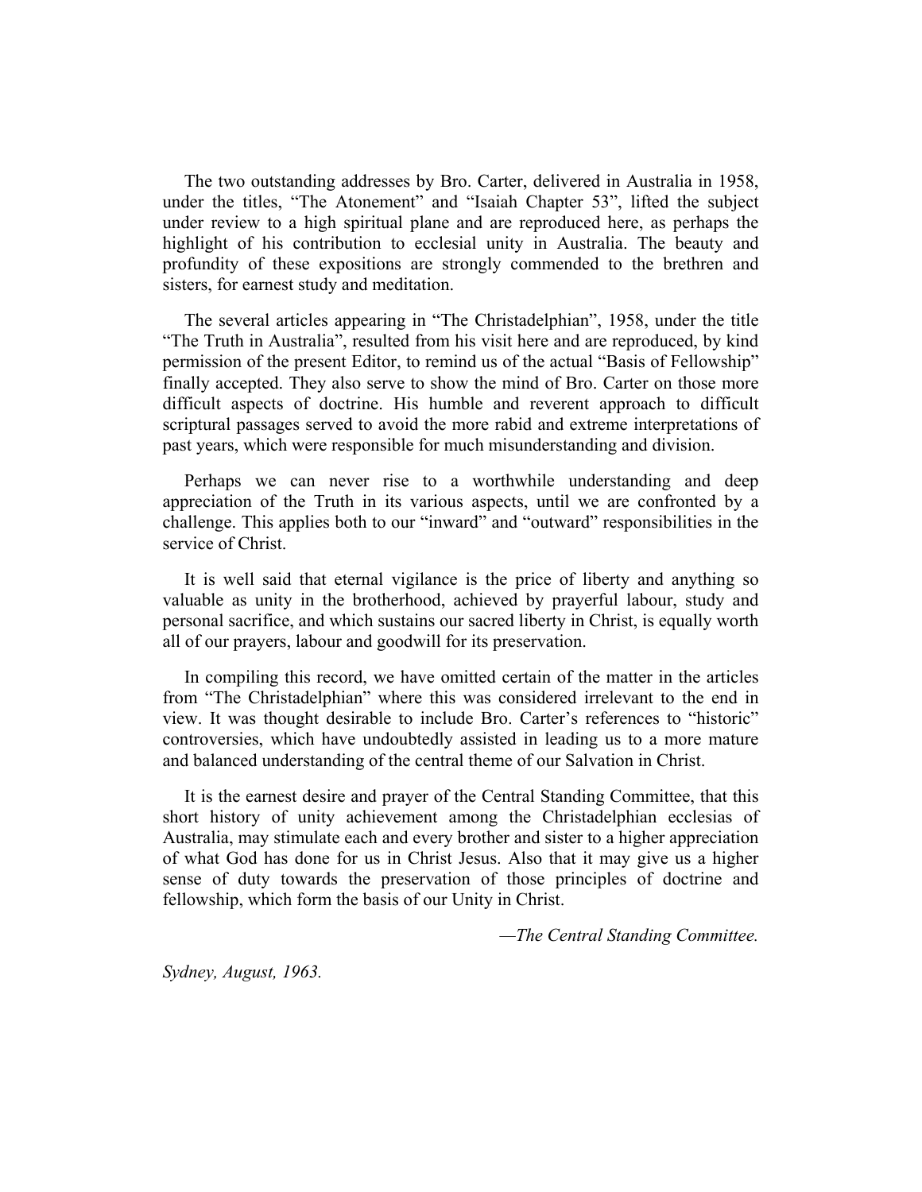The two outstanding addresses by Bro. Carter, delivered in Australia in 1958, under the titles, “The Atonement” and “Isaiah Chapter 53”, lifted the subject under review to a high spiritual plane and are reproduced here, as perhaps the highlight of his contribution to ecclesial unity in Australia. The beauty and profundity of these expositions are strongly commended to the brethren and sisters, for earnest study and meditation.

The several articles appearing in “The Christadelphian”, 1958, under the title “The Truth in Australia”, resulted from his visit here and are reproduced, by kind permission of the present Editor, to remind us of the actual “Basis of Fellowship” finally accepted. They also serve to show the mind of Bro. Carter on those more difficult aspects of doctrine. His humble and reverent approach to difficult scriptural passages served to avoid the more rabid and extreme interpretations of past years, which were responsible for much misunderstanding and division.

Perhaps we can never rise to a worthwhile understanding and deep appreciation of the Truth in its various aspects, until we are confronted by a challenge. This applies both to our “inward” and “outward” responsibilities in the service of Christ.

It is well said that eternal vigilance is the price of liberty and anything so valuable as unity in the brotherhood, achieved by prayerful labour, study and personal sacrifice, and which sustains our sacred liberty in Christ, is equally worth all of our prayers, labour and goodwill for its preservation.

In compiling this record, we have omitted certain of the matter in the articles from “The Christadelphian” where this was considered irrelevant to the end in view. It was thought desirable to include Bro. Carter’s references to “historic” controversies, which have undoubtedly assisted in leading us to a more mature and balanced understanding of the central theme of our Salvation in Christ.

It is the earnest desire and prayer of the Central Standing Committee, that this short history of unity achievement among the Christadelphian ecclesias of Australia, may stimulate each and every brother and sister to a higher appreciation of what God has done for us in Christ Jesus. Also that it may give us a higher sense of duty towards the preservation of those principles of doctrine and fellowship, which form the basis of our Unity in Christ.

—*The Central Standing Committee.*

*Sydney, August, 1963.*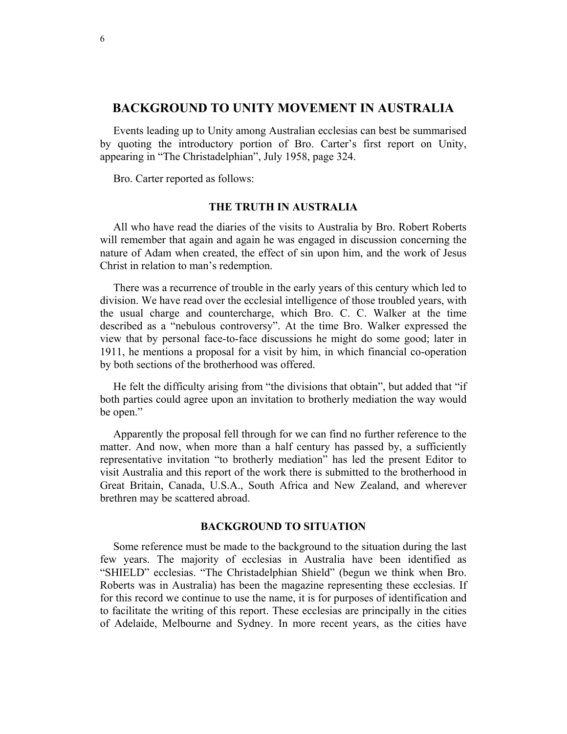## BACKGROUND TO UNITY MOVEMENT IN AUSTRALIA

Events leading up to Unity among Australian ecclesias can best be summarised by quoting the introductory portion of Bro. Carter's first report on Unity, appearing in "The Christadelphian", July 1958, page 324.

Bro. Carter reported as follows:

### THE TRUTH IN AUSTRALIA

All who have read the diaries of the visits to Australia by Bro. Robert Roberts will remember that again and again he was engaged in discussion concerning the nature of Adam when created, the effect of sin upon him, and the work of Jesus Christ in relation to man's redemption.

There was a recurrence of trouble in the early years of this century which led to division. We have read over the ecclesial intelligence of those troubled years, with the usual charge and countercharge, which Bro. C. C. Walker at the time described as a "nebulous controversy". At the time Bro. Walker expressed the view that by personal face-to-face discussions he might do some good; later in 1911, he mentions a proposal for a visit by him, in which financial co-operation by both sections of the brotherhood was offered.

He felt the difficulty arising from "the divisions that obtain", but added that "if both parties could agree upon an invitation to brotherly mediation the way would be open."

Apparently the proposal fell through for we can find no further reference to the matter. And now, when more than a half century has passed by, a sufficiently representative invitation "to brotherly mediation" has led the present Editor to visit Australia and this report of the work there is submitted to the brotherhood in Great Britain, Canada, U.S.A., South Africa and New Zealand, and wherever brethren may be scattered abroad.

### BACKGROUND TO SITUATION

Some reference must be made to the background to the situation during the last few years. The majority of ecclesias in Australia have been identified as "SHIELD" ecclesias. "The Christadelphian Shield" (begun we think when Bro. Roberts was in Australia) has been the magazine representing these ecclesias. If for this record we continue to use the name, it is for purposes of identification and to facilitate the writing of this report. These ecclesias are principally in the cities of Adelaide, Melbourne and Sydney. In more recent years, as the cities have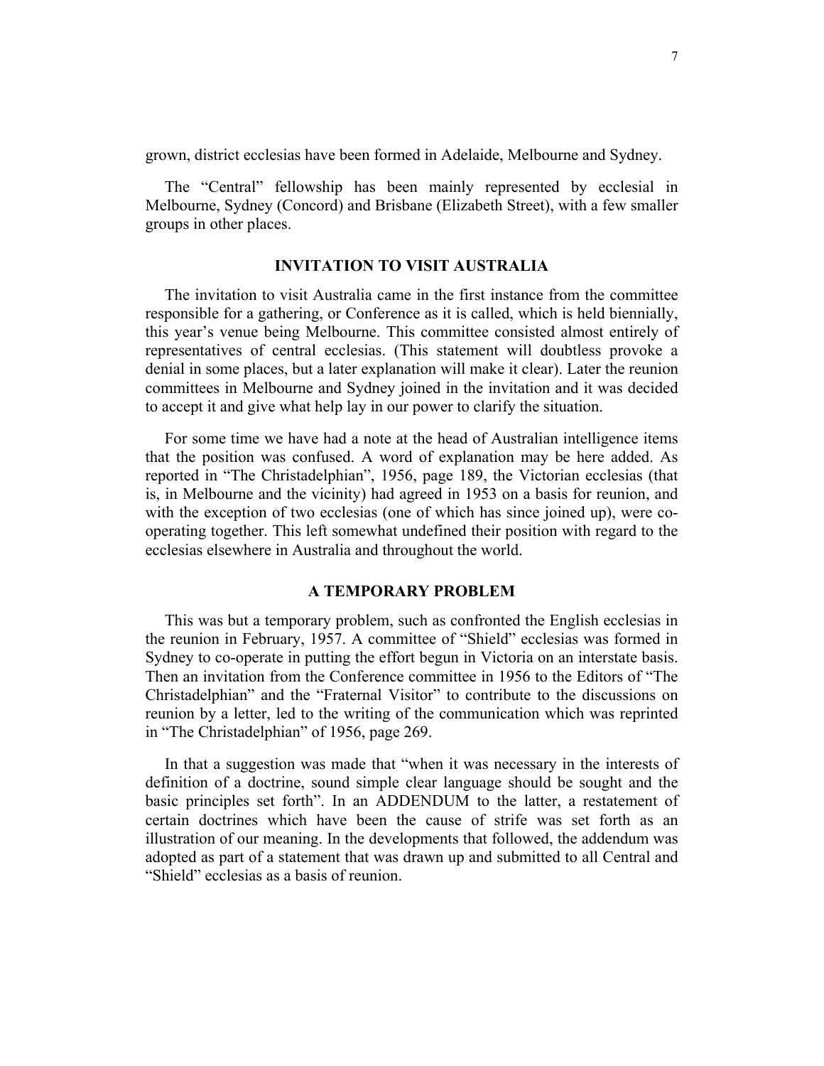grown, district ecclesias have been formed in Adelaide, Melbourne and Sydney.

The "Central" fellowship has been mainly represented by ecclesial in Melbourne, Sydney (Concord) and Brisbane (Elizabeth Street), with a few smaller groups in other places.

### INVITATION TO VISIT AUSTRALIA

The invitation to visit Australia came in the first instance from the committee responsible for a gathering, or Conference as it is called, which is held biennially, this year's venue being Melbourne. This committee consisted almost entirely of representatives of central ecclesias. (This statement will doubtless provoke a denial in some places, but a later explanation will make it clear). Later the reunion committees in Melbourne and Sydney joined in the invitation and it was decided to accept it and give what help lay in our power to clarify the situation.

For some time we have had a note at the head of Australian intelligence items that the position was confused. A word of explanation may be here added. As reported in "The Christadelphian", 1956, page 189, the Victorian ecclesias (that is, in Melbourne and the vicinity) had agreed in 1953 on a basis for reunion, and with the exception of two ecclesias (one of which has since joined up), were co-operating together. This left somewhat undefined their position with regard to the ecclesias elsewhere in Australia and throughout the world.

### A TEMPORARY PROBLEM

This was but a temporary problem, such as confronted the English ecclesias in the reunion in February, 1957. A committee of "Shield" ecclesias was formed in Sydney to co-operate in putting the effort begun in Victoria on an interstate basis. Then an invitation from the Conference committee in 1956 to the Editors of "The Christadelphian" and the "Fraternal Visitor" to contribute to the discussions on reunion by a letter, led to the writing of the communication which was reprinted in "The Christadelphian" of 1956, page 269.

In that a suggestion was made that "when it was necessary in the interests of definition of a doctrine, sound simple clear language should be sought and the basic principles set forth". In an ADDENDUM to the latter, a restatement of certain doctrines which have been the cause of strife was set forth as an illustration of our meaning. In the developments that followed, the addendum was adopted as part of a statement that was drawn up and submitted to all Central and "Shield" ecclesias as a basis of reunion.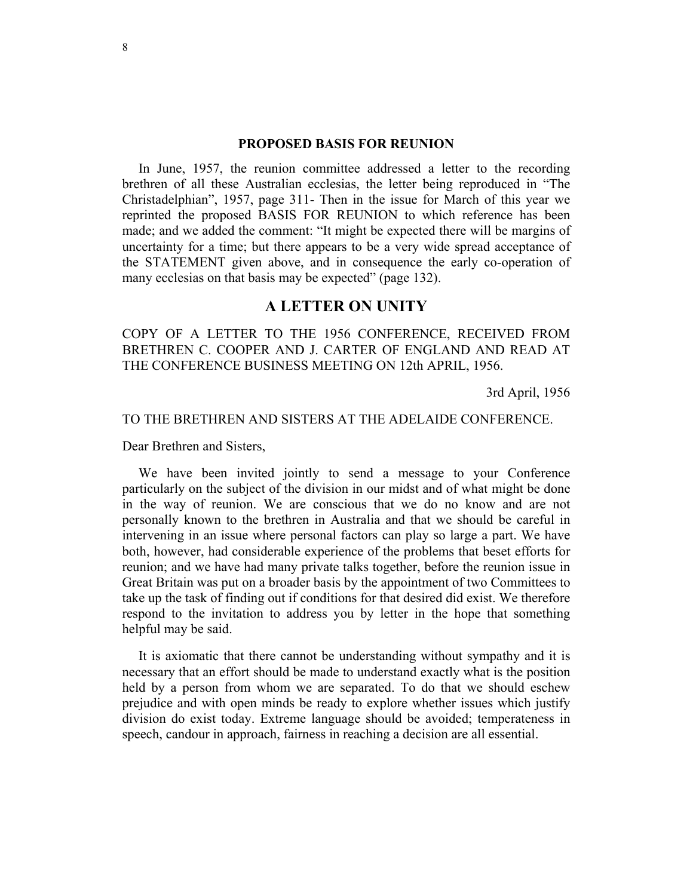### PROPOSED BASIS FOR REUNION

In June, 1957, the reunion committee addressed a letter to the recording brethren of all these Australian ecclesias, the letter being reproduced in "The Christadelphian", 1957, page 311- Then in the issue for March of this year we reprinted the proposed BASIS FOR REUNION to which reference has been made; and we added the comment: "It might be expected there will be margins of uncertainty for a time; but there appears to be a very wide spread acceptance of the STATEMENT given above, and in consequence the early co-operation of many ecclesias on that basis may be expected" (page 132).

## A LETTER ON UNITY

COPY OF A LETTER TO THE 1956 CONFERENCE, RECEIVED FROM BRETHREN C. COOPER AND J. CARTER OF ENGLAND AND READ AT THE CONFERENCE BUSINESS MEETING ON 12th APRIL, 1956.

3rd April, 1956

TO THE BRETHREN AND SISTERS AT THE ADELAIDE CONFERENCE.

Dear Brethren and Sisters,

We have been invited jointly to send a message to your Conference particularly on the subject of the division in our midst and of what might be done in the way of reunion. We are conscious that we do no know and are not personally known to the brethren in Australia and that we should be careful in intervening in an issue where personal factors can play so large a part. We have both, however, had considerable experience of the problems that beset efforts for reunion; and we have had many private talks together, before the reunion issue in Great Britain was put on a broader basis by the appointment of two Committees to take up the task of finding out if conditions for that desired did exist. We therefore respond to the invitation to address you by letter in the hope that something helpful may be said.

It is axiomatic that there cannot be understanding without sympathy and it is necessary that an effort should be made to understand exactly what is the position held by a person from whom we are separated. To do that we should eschew prejudice and with open minds be ready to explore whether issues which justify division do exist today. Extreme language should be avoided; temperateness in speech, candour in approach, fairness in reaching a decision are all essential.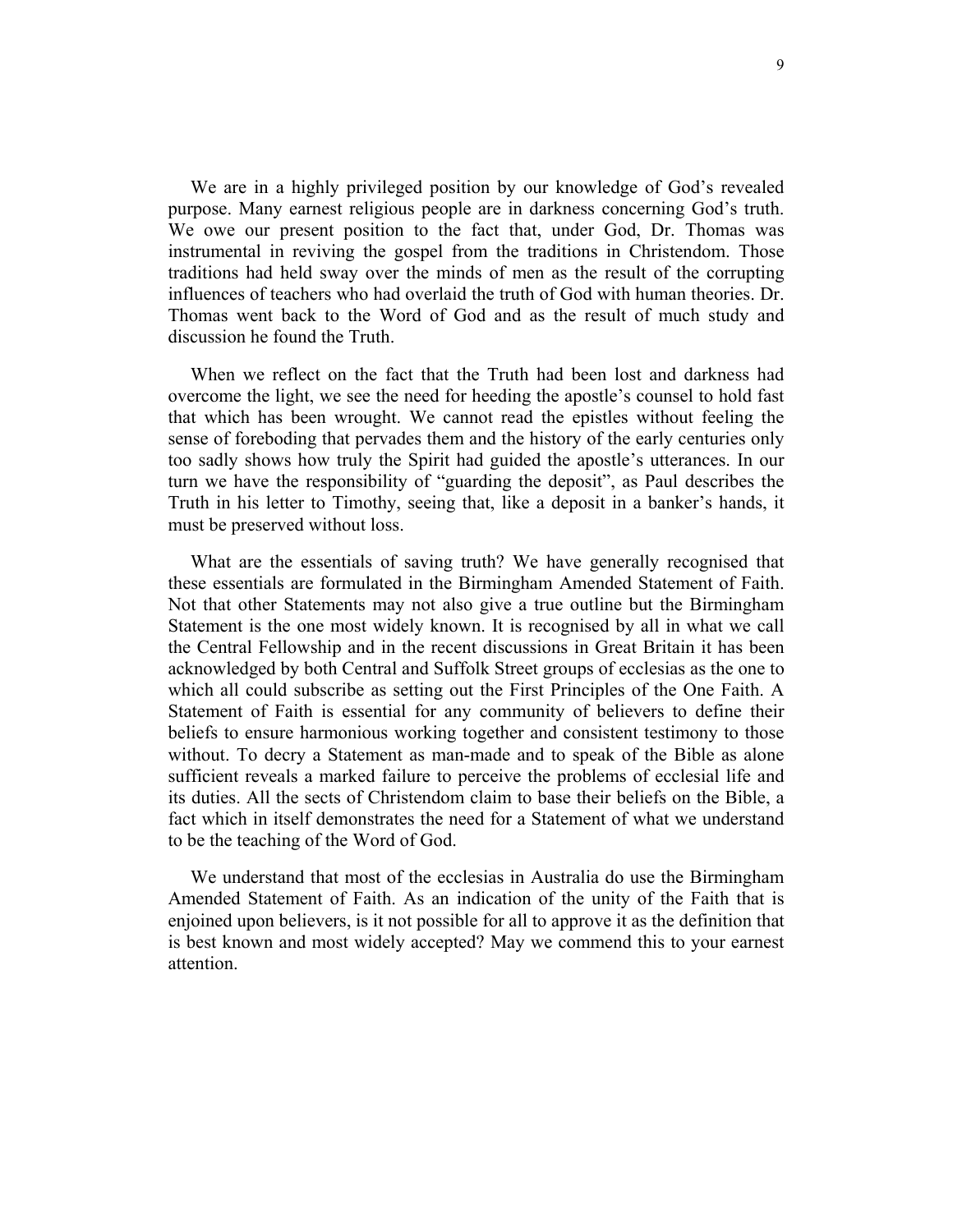We are in a highly privileged position by our knowledge of God's revealed purpose. Many earnest religious people are in darkness concerning God's truth. We owe our present position to the fact that, under God, Dr. Thomas was instrumental in reviving the gospel from the traditions in Christendom. Those traditions had held sway over the minds of men as the result of the corrupting influences of teachers who had overlaid the truth of God with human theories. Dr. Thomas went back to the Word of God and as the result of much study and discussion he found the Truth.

When we reflect on the fact that the Truth had been lost and darkness had overcome the light, we see the need for heeding the apostle's counsel to hold fast that which has been wrought. We cannot read the epistles without feeling the sense of foreboding that pervades them and the history of the early centuries only too sadly shows how truly the Spirit had guided the apostle's utterances. In our turn we have the responsibility of "guarding the deposit", as Paul describes the Truth in his letter to Timothy, seeing that, like a deposit in a banker's hands, it must be preserved without loss.

What are the essentials of saving truth? We have generally recognised that these essentials are formulated in the Birmingham Amended Statement of Faith. Not that other Statements may not also give a true outline but the Birmingham Statement is the one most widely known. It is recognised by all in what we call the Central Fellowship and in the recent discussions in Great Britain it has been acknowledged by both Central and Suffolk Street groups of ecclesias as the one to which all could subscribe as setting out the First Principles of the One Faith. A Statement of Faith is essential for any community of believers to define their beliefs to ensure harmonious working together and consistent testimony to those without. To decry a Statement as man-made and to speak of the Bible as alone sufficient reveals a marked failure to perceive the problems of ecclesial life and its duties. All the sects of Christendom claim to base their beliefs on the Bible, a fact which in itself demonstrates the need for a Statement of what we understand to be the teaching of the Word of God.

We understand that most of the ecclesias in Australia do use the Birmingham Amended Statement of Faith. As an indication of the unity of the Faith that is enjoined upon believers, is it not possible for all to approve it as the definition that is best known and most widely accepted? May we commend this to your earnest attention.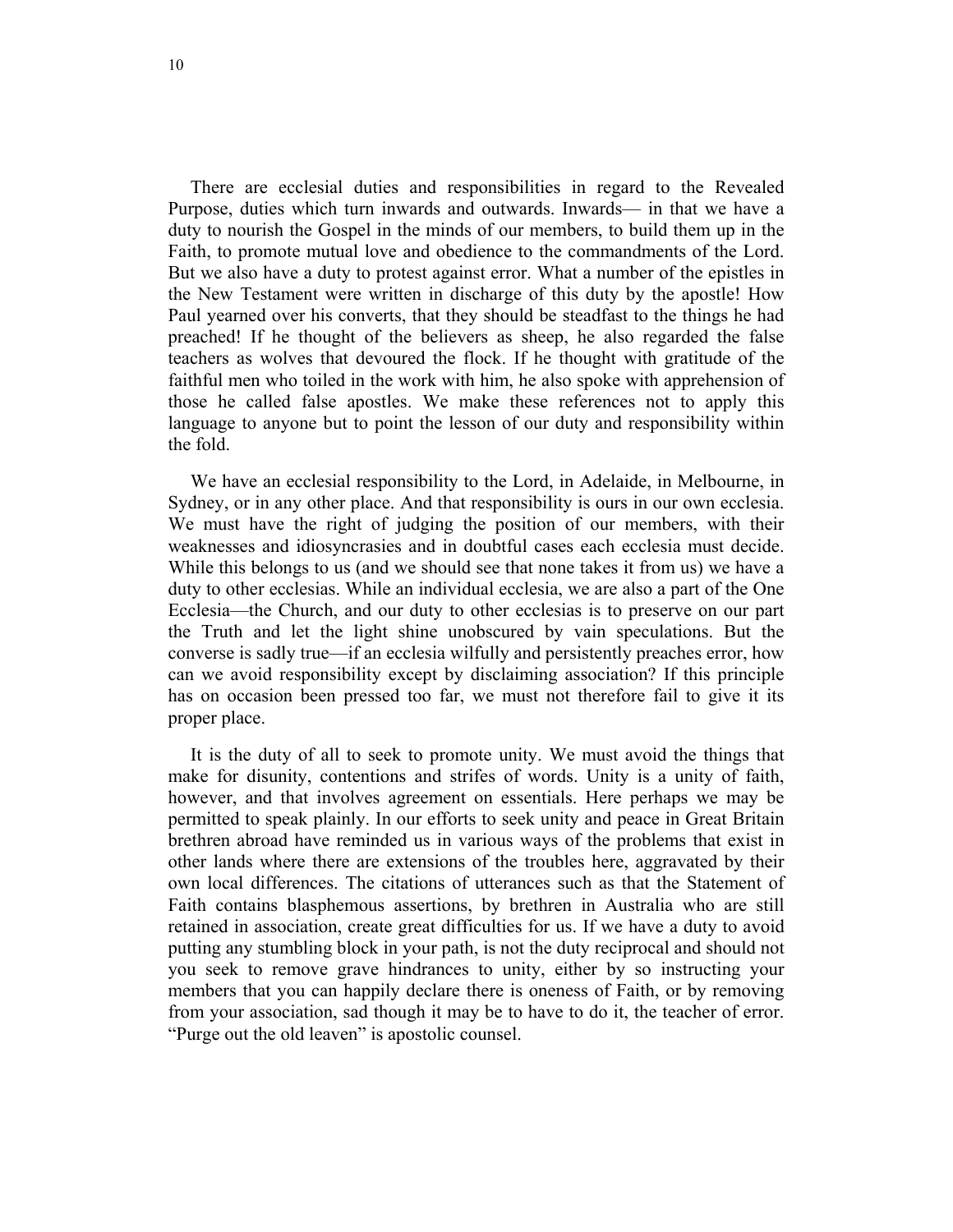There are ecclesial duties and responsibilities in regard to the Revealed Purpose, duties which turn inwards and outwards. Inwards— in that we have a duty to nourish the Gospel in the minds of our members, to build them up in the Faith, to promote mutual love and obedience to the commandments of the Lord. But we also have a duty to protest against error. What a number of the epistles in the New Testament were written in discharge of this duty by the apostle! How Paul yearned over his converts, that they should be steadfast to the things he had preached! If he thought of the believers as sheep, he also regarded the false teachers as wolves that devoured the flock. If he thought with gratitude of the faithful men who toiled in the work with him, he also spoke with apprehension of those he called false apostles. We make these references not to apply this language to anyone but to point the lesson of our duty and responsibility within the fold.

We have an ecclesial responsibility to the Lord, in Adelaide, in Melbourne, in Sydney, or in any other place. And that responsibility is ours in our own ecclesia. We must have the right of judging the position of our members, with their weaknesses and idiosyncrasies and in doubtful cases each ecclesia must decide. While this belongs to us (and we should see that none takes it from us) we have a duty to other ecclesias. While an individual ecclesia, we are also a part of the One Ecclesia—the Church, and our duty to other ecclesias is to preserve on our part the Truth and let the light shine unobscured by vain speculations. But the converse is sadly true—if an ecclesia wilfully and persistently preaches error, how can we avoid responsibility except by disclaiming association? If this principle has on occasion been pressed too far, we must not therefore fail to give it its proper place.

It is the duty of all to seek to promote unity. We must avoid the things that make for disunity, contentions and strifes of words. Unity is a unity of faith, however, and that involves agreement on essentials. Here perhaps we may be permitted to speak plainly. In our efforts to seek unity and peace in Great Britain brethren abroad have reminded us in various ways of the problems that exist in other lands where there are extensions of the troubles here, aggravated by their own local differences. The citations of utterances such as that the Statement of Faith contains blasphemous assertions, by brethren in Australia who are still retained in association, create great difficulties for us. If we have a duty to avoid putting any stumbling block in your path, is not the duty reciprocal and should not you seek to remove grave hindrances to unity, either by so instructing your members that you can happily declare there is oneness of Faith, or by removing from your association, sad though it may be to have to do it, the teacher of error. "Purge out the old leaven" is apostolic counsel.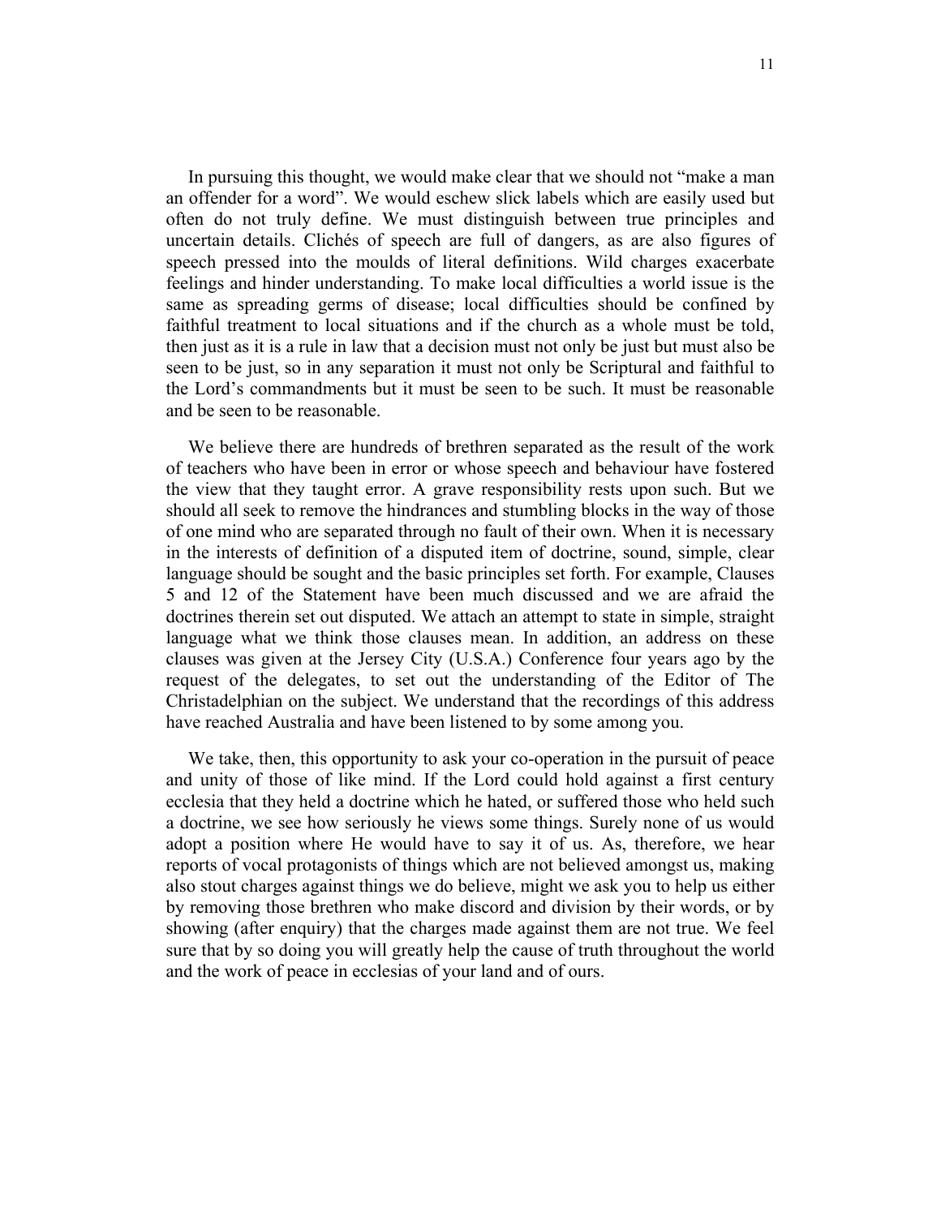In pursuing this thought, we would make clear that we should not "make a man an offender for a word". We would eschew slick labels which are easily used but often do not truly define. We must distinguish between true principles and uncertain details. Clichés of speech are full of dangers, as are also figures of speech pressed into the moulds of literal definitions. Wild charges exacerbate feelings and hinder understanding. To make local difficulties a world issue is the same as spreading germs of disease; local difficulties should be confined by faithful treatment to local situations and if the church as a whole must be told, then just as it is a rule in law that a decision must not only be just but must also be seen to be just, so in any separation it must not only be Scriptural and faithful to the Lord's commandments but it must be seen to be such. It must be reasonable and be seen to be reasonable.

We believe there are hundreds of brethren separated as the result of the work of teachers who have been in error or whose speech and behaviour have fostered the view that they taught error. A grave responsibility rests upon such. But we should all seek to remove the hindrances and stumbling blocks in the way of those of one mind who are separated through no fault of their own. When it is necessary in the interests of definition of a disputed item of doctrine, sound, simple, clear language should be sought and the basic principles set forth. For example, Clauses 5 and 12 of the Statement have been much discussed and we are afraid the doctrines therein set out disputed. We attach an attempt to state in simple, straight language what we think those clauses mean. In addition, an address on these clauses was given at the Jersey City (U.S.A.) Conference four years ago by the request of the delegates, to set out the understanding of the Editor of The Christadelphian on the subject. We understand that the recordings of this address have reached Australia and have been listened to by some among you.

We take, then, this opportunity to ask your co-operation in the pursuit of peace and unity of those of like mind. If the Lord could hold against a first century ecclesia that they held a doctrine which he hated, or suffered those who held such a doctrine, we see how seriously he views some things. Surely none of us would adopt a position where He would have to say it of us. As, therefore, we hear reports of vocal protagonists of things which are not believed amongst us, making also stout charges against things we do believe, might we ask you to help us either by removing those brethren who make discord and division by their words, or by showing (after enquiry) that the charges made against them are not true. We feel sure that by so doing you will greatly help the cause of truth throughout the world and the work of peace in ecclesias of your land and of ours.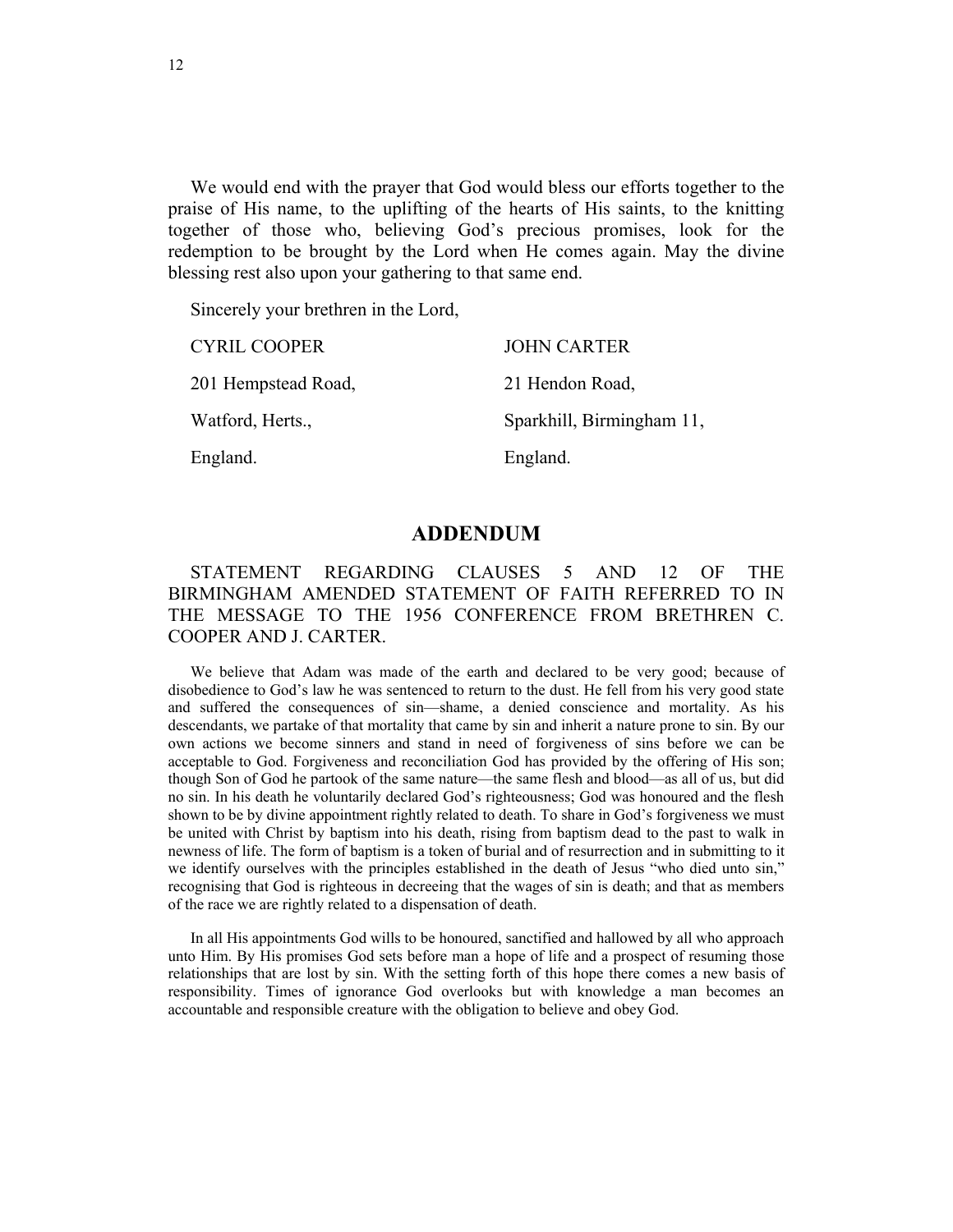We would end with the prayer that God would bless our efforts together to the praise of His name, to the uplifting of the hearts of His saints, to the knitting together of those who, believing God's precious promises, look for the redemption to be brought by the Lord when He comes again. May the divine blessing rest also upon your gathering to that same end.

Sincerely your brethren in the Lord,

| | |
|---|---|
| CYRIL COOPER | JOHN CARTER |
| 201 Hempstead Road, | 21 Hendon Road, |
| Watford, Herts., | Sparkhill, Birmingham 11, |
| England. | England. |

## ADDENDUM

STATEMENT REGARDING CLAUSES 5 AND 12 OF THE BIRMINGHAM AMENDED STATEMENT OF FAITH REFERRED TO IN THE MESSAGE TO THE 1956 CONFERENCE FROM BRETHREN C. COOPER AND J. CARTER.

We believe that Adam was made of the earth and declared to be very good; because of disobedience to God's law he was sentenced to return to the dust. He fell from his very good state and suffered the consequences of sin—shame, a denied conscience and mortality. As his descendants, we partake of that mortality that came by sin and inherit a nature prone to sin. By our own actions we become sinners and stand in need of forgiveness of sins before we can be acceptable to God. Forgiveness and reconciliation God has provided by the offering of His son; though Son of God he partook of the same nature—the same flesh and blood—as all of us, but did no sin. In his death he voluntarily declared God's righteousness; God was honoured and the flesh shown to be by divine appointment rightly related to death. To share in God's forgiveness we must be united with Christ by baptism into his death, rising from baptism dead to the past to walk in newness of life. The form of baptism is a token of burial and of resurrection and in submitting to it we identify ourselves with the principles established in the death of Jesus "who died unto sin," recognising that God is righteous in decreeing that the wages of sin is death; and that as members of the race we are rightly related to a dispensation of death.

In all His appointments God wills to be honoured, sanctified and hallowed by all who approach unto Him. By His promises God sets before man a hope of life and a prospect of resuming those relationships that are lost by sin. With the setting forth of this hope there comes a new basis of responsibility. Times of ignorance God overlooks but with knowledge a man becomes an accountable and responsible creature with the obligation to believe and obey God.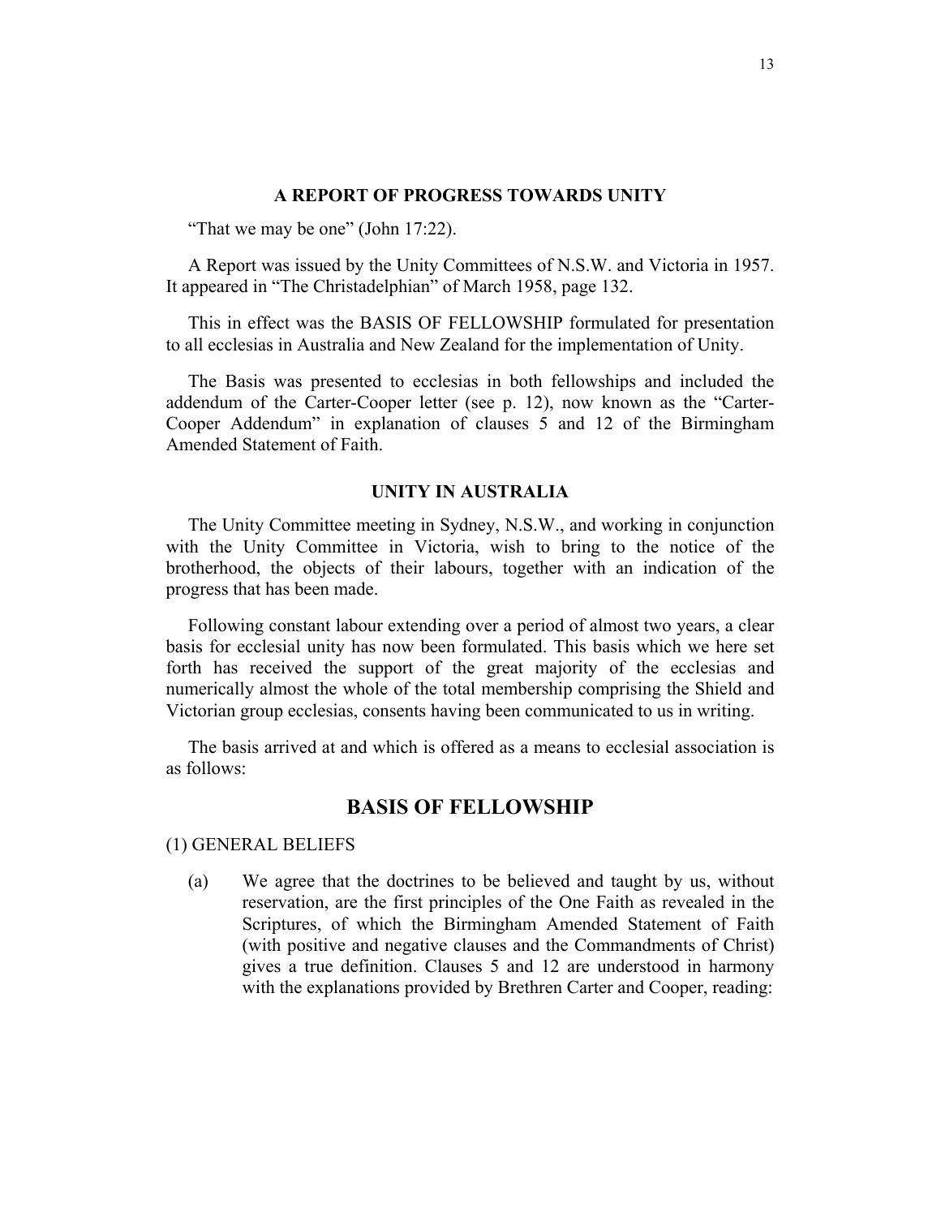### A REPORT OF PROGRESS TOWARDS UNITY

"That we may be one" (John 17:22).

A Report was issued by the Unity Committees of N.S.W. and Victoria in 1957. It appeared in "The Christadelphian" of March 1958, page 132.

This in effect was the BASIS OF FELLOWSHIP formulated for presentation to all ecclesias in Australia and New Zealand for the implementation of Unity.

The Basis was presented to ecclesias in both fellowships and included the addendum of the Carter-Cooper letter (see p. 12), now known as the "Carter-Cooper Addendum" in explanation of clauses 5 and 12 of the Birmingham Amended Statement of Faith.

### UNITY IN AUSTRALIA

The Unity Committee meeting in Sydney, N.S.W., and working in conjunction with the Unity Committee in Victoria, wish to bring to the notice of the brotherhood, the objects of their labours, together with an indication of the progress that has been made.

Following constant labour extending over a period of almost two years, a clear basis for ecclesial unity has now been formulated. This basis which we here set forth has received the support of the great majority of the ecclesias and numerically almost the whole of the total membership comprising the Shield and Victorian group ecclesias, consents having been communicated to us in writing.

The basis arrived at and which is offered as a means to ecclesial association is as follows:

## BASIS OF FELLOWSHIP

(1) GENERAL BELIEFS

(a) We agree that the doctrines to be believed and taught by us, without reservation, are the first principles of the One Faith as revealed in the Scriptures, of which the Birmingham Amended Statement of Faith (with positive and negative clauses and the Commandments of Christ) gives a true definition. Clauses 5 and 12 are understood in harmony with the explanations provided by Brethren Carter and Cooper, reading: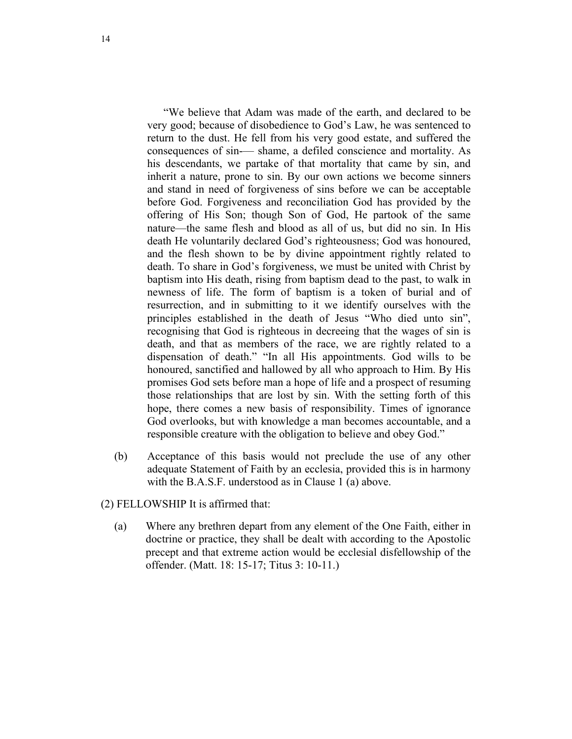"We believe that Adam was made of the earth, and declared to be very good; because of disobedience to God's Law, he was sentenced to return to the dust. He fell from his very good estate, and suffered the consequences of sin-— shame, a defiled conscience and mortality. As his descendants, we partake of that mortality that came by sin, and inherit a nature, prone to sin. By our own actions we become sinners and stand in need of forgiveness of sins before we can be acceptable before God. Forgiveness and reconciliation God has provided by the offering of His Son; though Son of God, He partook of the same nature—the same flesh and blood as all of us, but did no sin. In His death He voluntarily declared God's righteousness; God was honoured, and the flesh shown to be by divine appointment rightly related to death. To share in God's forgiveness, we must be united with Christ by baptism into His death, rising from baptism dead to the past, to walk in newness of life. The form of baptism is a token of burial and of resurrection, and in submitting to it we identify ourselves with the principles established in the death of Jesus "Who died unto sin", recognising that God is righteous in decreeing that the wages of sin is death, and that as members of the race, we are rightly related to a dispensation of death." "In all His appointments. God wills to be honoured, sanctified and hallowed by all who approach to Him. By His promises God sets before man a hope of life and a prospect of resuming those relationships that are lost by sin. With the setting forth of this hope, there comes a new basis of responsibility. Times of ignorance God overlooks, but with knowledge a man becomes accountable, and a responsible creature with the obligation to believe and obey God."

(b) Acceptance of this basis would not preclude the use of any other adequate Statement of Faith by an ecclesia, provided this is in harmony with the B.A.S.F. understood as in Clause 1 (a) above.

(2) FELLOWSHIP It is affirmed that:

(a) Where any brethren depart from any element of the One Faith, either in doctrine or practice, they shall be dealt with according to the Apostolic precept and that extreme action would be ecclesial disfellowship of the offender. (Matt. 18: 15-17; Titus 3: 10-11.)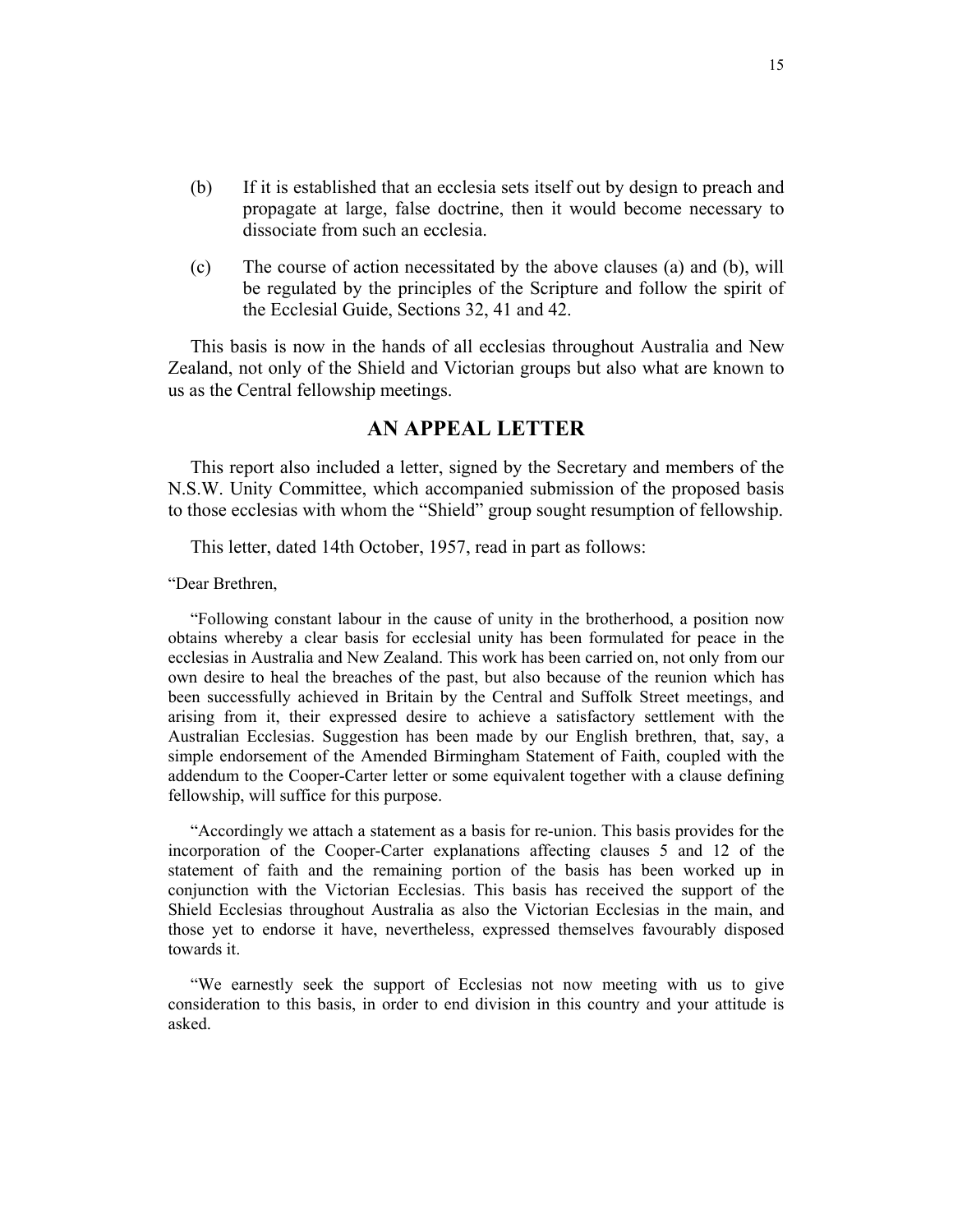(b) If it is established that an ecclesia sets itself out by design to preach and propagate at large, false doctrine, then it would become necessary to dissociate from such an ecclesia.

(c) The course of action necessitated by the above clauses (a) and (b), will be regulated by the principles of the Scripture and follow the spirit of the Ecclesial Guide, Sections 32, 41 and 42.

This basis is now in the hands of all ecclesias throughout Australia and New Zealand, not only of the Shield and Victorian groups but also what are known to us as the Central fellowship meetings.

## AN APPEAL LETTER

This report also included a letter, signed by the Secretary and members of the N.S.W. Unity Committee, which accompanied submission of the proposed basis to those ecclesias with whom the "Shield" group sought resumption of fellowship.

This letter, dated 14th October, 1957, read in part as follows:

"Dear Brethren,

"Following constant labour in the cause of unity in the brotherhood, a position now obtains whereby a clear basis for ecclesial unity has been formulated for peace in the ecclesias in Australia and New Zealand. This work has been carried on, not only from our own desire to heal the breaches of the past, but also because of the reunion which has been successfully achieved in Britain by the Central and Suffolk Street meetings, and arising from it, their expressed desire to achieve a satisfactory settlement with the Australian Ecclesias. Suggestion has been made by our English brethren, that, say, a simple endorsement of the Amended Birmingham Statement of Faith, coupled with the addendum to the Cooper-Carter letter or some equivalent together with a clause defining fellowship, will suffice for this purpose.

"Accordingly we attach a statement as a basis for re-union. This basis provides for the incorporation of the Cooper-Carter explanations affecting clauses 5 and 12 of the statement of faith and the remaining portion of the basis has been worked up in conjunction with the Victorian Ecclesias. This basis has received the support of the Shield Ecclesias throughout Australia as also the Victorian Ecclesias in the main, and those yet to endorse it have, nevertheless, expressed themselves favourably disposed towards it.

"We earnestly seek the support of Ecclesias not now meeting with us to give consideration to this basis, in order to end division in this country and your attitude is asked.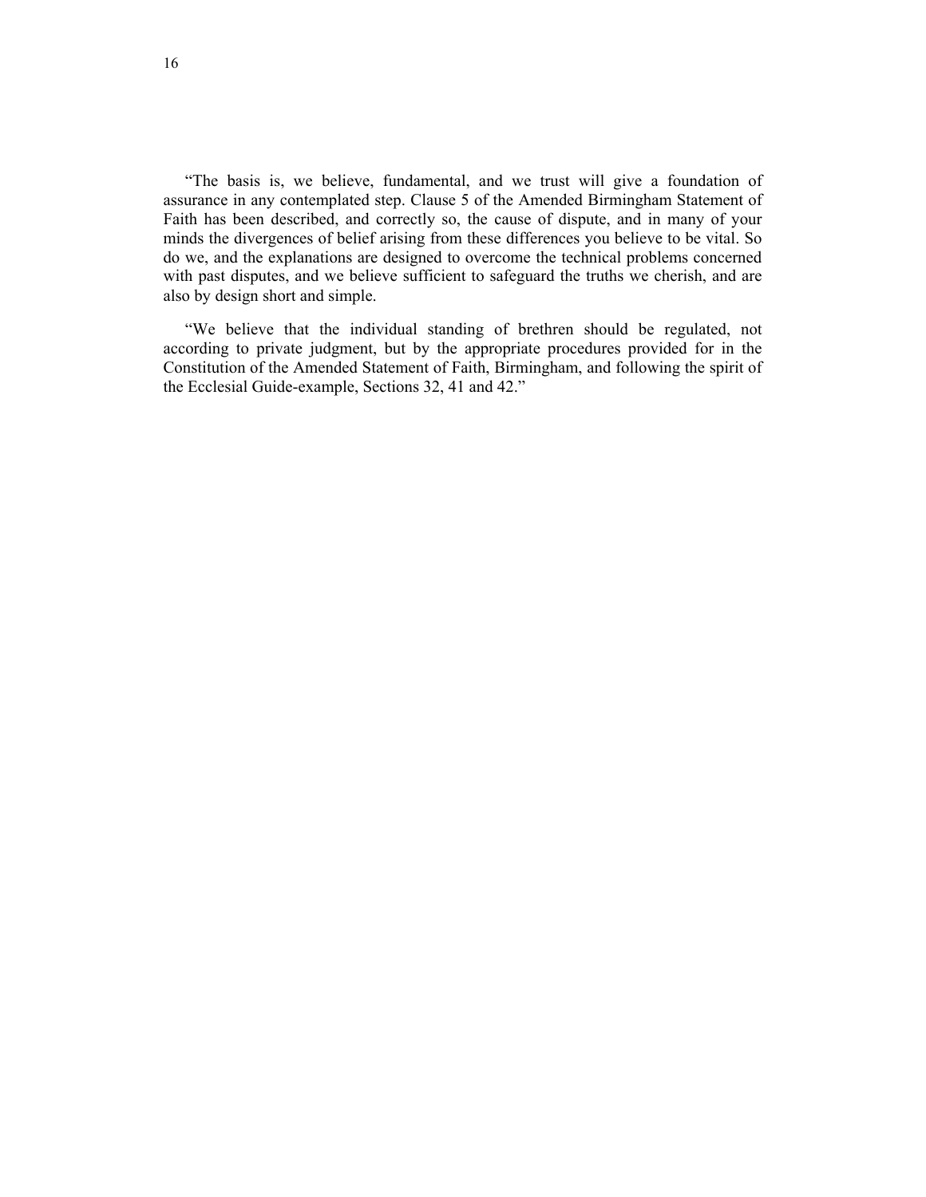"The basis is, we believe, fundamental, and we trust will give a foundation of assurance in any contemplated step. Clause 5 of the Amended Birmingham Statement of Faith has been described, and correctly so, the cause of dispute, and in many of your minds the divergences of belief arising from these differences you believe to be vital. So do we, and the explanations are designed to overcome the technical problems concerned with past disputes, and we believe sufficient to safeguard the truths we cherish, and are also by design short and simple.

"We believe that the individual standing of brethren should be regulated, not according to private judgment, but by the appropriate procedures provided for in the Constitution of the Amended Statement of Faith, Birmingham, and following the spirit of the Ecclesial Guide-example, Sections 32, 41 and 42."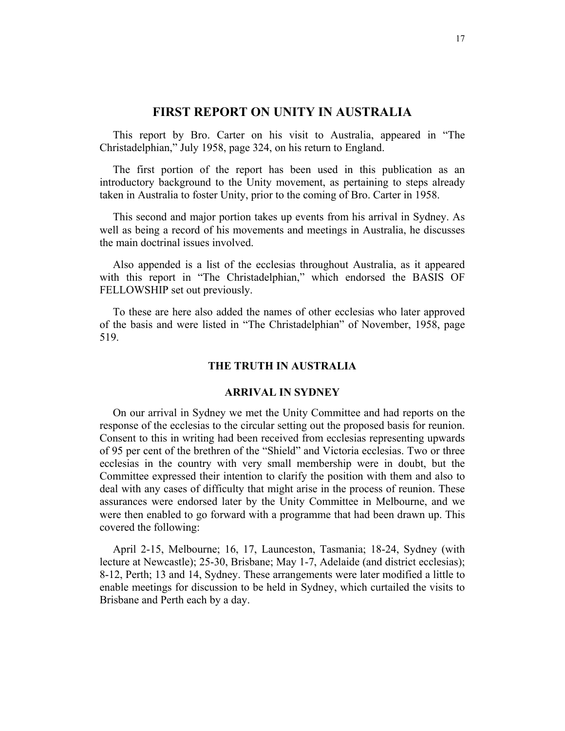## FIRST REPORT ON UNITY IN AUSTRALIA

This report by Bro. Carter on his visit to Australia, appeared in "The Christadelphian," July 1958, page 324, on his return to England.

The first portion of the report has been used in this publication as an introductory background to the Unity movement, as pertaining to steps already taken in Australia to foster Unity, prior to the coming of Bro. Carter in 1958.

This second and major portion takes up events from his arrival in Sydney. As well as being a record of his movements and meetings in Australia, he discusses the main doctrinal issues involved.

Also appended is a list of the ecclesias throughout Australia, as it appeared with this report in "The Christadelphian," which endorsed the BASIS OF FELLOWSHIP set out previously.

To these are here also added the names of other ecclesias who later approved of the basis and were listed in "The Christadelphian" of November, 1958, page 519.

### THE TRUTH IN AUSTRALIA

#### ARRIVAL IN SYDNEY

On our arrival in Sydney we met the Unity Committee and had reports on the response of the ecclesias to the circular setting out the proposed basis for reunion. Consent to this in writing had been received from ecclesias representing upwards of 95 per cent of the brethren of the "Shield" and Victoria ecclesias. Two or three ecclesias in the country with very small membership were in doubt, but the Committee expressed their intention to clarify the position with them and also to deal with any cases of difficulty that might arise in the process of reunion. These assurances were endorsed later by the Unity Committee in Melbourne, and we were then enabled to go forward with a programme that had been drawn up. This covered the following:

April 2-15, Melbourne; 16, 17, Launceston, Tasmania; 18-24, Sydney (with lecture at Newcastle); 25-30, Brisbane; May 1-7, Adelaide (and district ecclesias); 8-12, Perth; 13 and 14, Sydney. These arrangements were later modified a little to enable meetings for discussion to be held in Sydney, which curtailed the visits to Brisbane and Perth each by a day.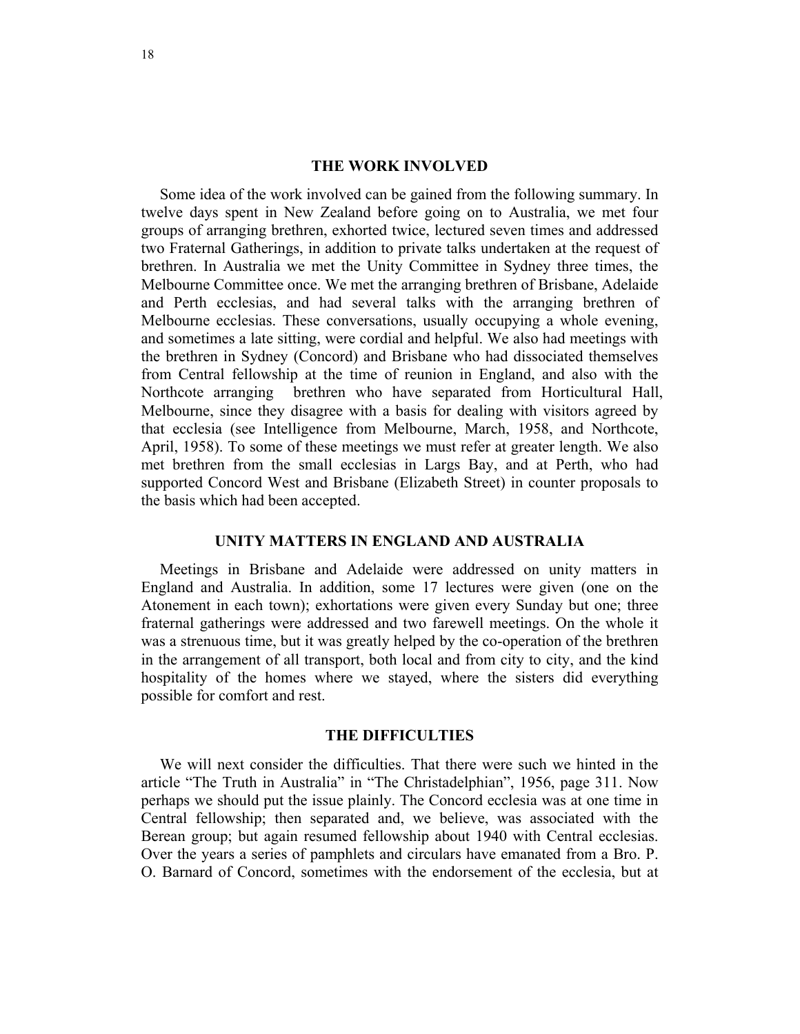## THE WORK INVOLVED

Some idea of the work involved can be gained from the following summary. In twelve days spent in New Zealand before going on to Australia, we met four groups of arranging brethren, exhorted twice, lectured seven times and addressed two Fraternal Gatherings, in addition to private talks undertaken at the request of brethren. In Australia we met the Unity Committee in Sydney three times, the Melbourne Committee once. We met the arranging brethren of Brisbane, Adelaide and Perth ecclesias, and had several talks with the arranging brethren of Melbourne ecclesias. These conversations, usually occupying a whole evening, and sometimes a late sitting, were cordial and helpful. We also had meetings with the brethren in Sydney (Concord) and Brisbane who had dissociated themselves from Central fellowship at the time of reunion in England, and also with the Northcote arranging brethren who have separated from Horticultural Hall, Melbourne, since they disagree with a basis for dealing with visitors agreed by that ecclesia (see Intelligence from Melbourne, March, 1958, and Northcote, April, 1958). To some of these meetings we must refer at greater length. We also met brethren from the small ecclesias in Largs Bay, and at Perth, who had supported Concord West and Brisbane (Elizabeth Street) in counter proposals to the basis which had been accepted.

## UNITY MATTERS IN ENGLAND AND AUSTRALIA

Meetings in Brisbane and Adelaide were addressed on unity matters in England and Australia. In addition, some 17 lectures were given (one on the Atonement in each town); exhortations were given every Sunday but one; three fraternal gatherings were addressed and two farewell meetings. On the whole it was a strenuous time, but it was greatly helped by the co-operation of the brethren in the arrangement of all transport, both local and from city to city, and the kind hospitality of the homes where we stayed, where the sisters did everything possible for comfort and rest.

## THE DIFFICULTIES

We will next consider the difficulties. That there were such we hinted in the article "The Truth in Australia" in "The Christadelphian", 1956, page 311. Now perhaps we should put the issue plainly. The Concord ecclesia was at one time in Central fellowship; then separated and, we believe, was associated with the Berean group; but again resumed fellowship about 1940 with Central ecclesias. Over the years a series of pamphlets and circulars have emanated from a Bro. P. O. Barnard of Concord, sometimes with the endorsement of the ecclesia, but at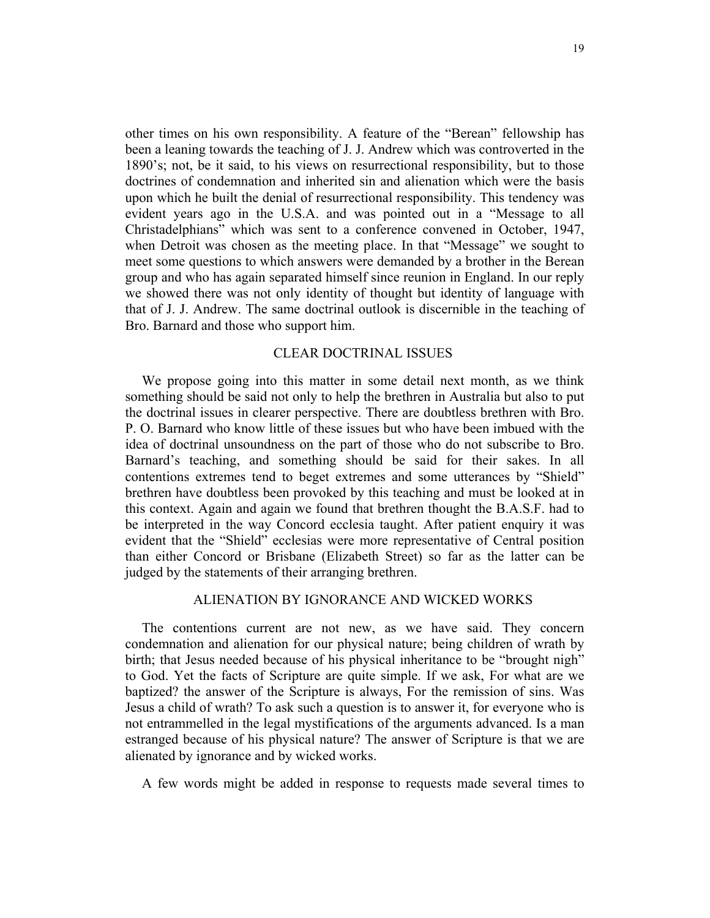other times on his own responsibility. A feature of the "Berean" fellowship has been a leaning towards the teaching of J. J. Andrew which was controverted in the 1890's; not, be it said, to his views on resurrectional responsibility, but to those doctrines of condemnation and inherited sin and alienation which were the basis upon which he built the denial of resurrectional responsibility. This tendency was evident years ago in the U.S.A. and was pointed out in a "Message to all Christadelphians" which was sent to a conference convened in October, 1947, when Detroit was chosen as the meeting place. In that "Message" we sought to meet some questions to which answers were demanded by a brother in the Berean group and who has again separated himself since reunion in England. In our reply we showed there was not only identity of thought but identity of language with that of J. J. Andrew. The same doctrinal outlook is discernible in the teaching of Bro. Barnard and those who support him.

## CLEAR DOCTRINAL ISSUES

We propose going into this matter in some detail next month, as we think something should be said not only to help the brethren in Australia but also to put the doctrinal issues in clearer perspective. There are doubtless brethren with Bro. P. O. Barnard who know little of these issues but who have been imbued with the idea of doctrinal unsoundness on the part of those who do not subscribe to Bro. Barnard's teaching, and something should be said for their sakes. In all contentions extremes tend to beget extremes and some utterances by "Shield" brethren have doubtless been provoked by this teaching and must be looked at in this context. Again and again we found that brethren thought the B.A.S.F. had to be interpreted in the way Concord ecclesia taught. After patient enquiry it was evident that the "Shield" ecclesias were more representative of Central position than either Concord or Brisbane (Elizabeth Street) so far as the latter can be judged by the statements of their arranging brethren.

## ALIENATION BY IGNORANCE AND WICKED WORKS

The contentions current are not new, as we have said. They concern condemnation and alienation for our physical nature; being children of wrath by birth; that Jesus needed because of his physical inheritance to be "brought nigh" to God. Yet the facts of Scripture are quite simple. If we ask, For what are we baptized? the answer of the Scripture is always, For the remission of sins. Was Jesus a child of wrath? To ask such a question is to answer it, for everyone who is not entrammelled in the legal mystifications of the arguments advanced. Is a man estranged because of his physical nature? The answer of Scripture is that we are alienated by ignorance and by wicked works.

A few words might be added in response to requests made several times to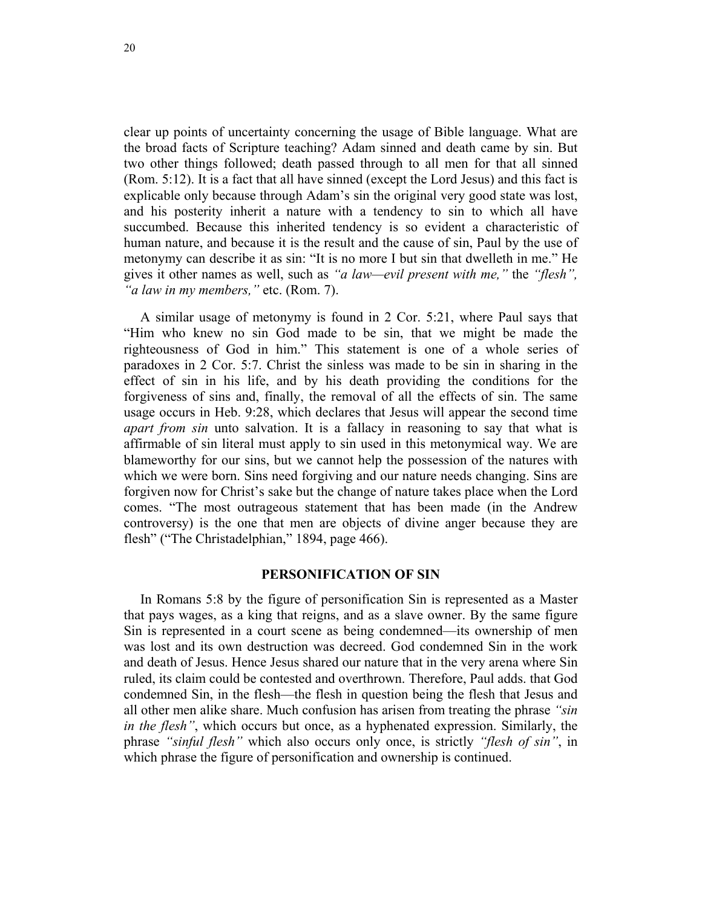clear up points of uncertainty concerning the usage of Bible language. What are the broad facts of Scripture teaching? Adam sinned and death came by sin. But two other things followed; death passed through to all men for that all sinned (Rom. 5:12). It is a fact that all have sinned (except the Lord Jesus) and this fact is explicable only because through Adam's sin the original very good state was lost, and his posterity inherit a nature with a tendency to sin to which all have succumbed. Because this inherited tendency is so evident a characteristic of human nature, and because it is the result and the cause of sin, Paul by the use of metonymy can describe it as sin: "It is no more I but sin that dwelleth in me." He gives it other names as well, such as *"a law—evil present with me,"* the *"flesh", "a law in my members,"* etc. (Rom. 7).

A similar usage of metonymy is found in 2 Cor. 5:21, where Paul says that "Him who knew no sin God made to be sin, that we might be made the righteousness of God in him." This statement is one of a whole series of paradoxes in 2 Cor. 5:7. Christ the sinless was made to be sin in sharing in the effect of sin in his life, and by his death providing the conditions for the forgiveness of sins and, finally, the removal of all the effects of sin. The same usage occurs in Heb. 9:28, which declares that Jesus will appear the second time *apart from sin* unto salvation. It is a fallacy in reasoning to say that what is affirmable of sin literal must apply to sin used in this metonymical way. We are blameworthy for our sins, but we cannot help the possession of the natures with which we were born. Sins need forgiving and our nature needs changing. Sins are forgiven now for Christ's sake but the change of nature takes place when the Lord comes. "The most outrageous statement that has been made (in the Andrew controversy) is the one that men are objects of divine anger because they are flesh" ("The Christadelphian," 1894, page 466).

## PERSONIFICATION OF SIN

In Romans 5:8 by the figure of personification Sin is represented as a Master that pays wages, as a king that reigns, and as a slave owner. By the same figure Sin is represented in a court scene as being condemned—its ownership of men was lost and its own destruction was decreed. God condemned Sin in the work and death of Jesus. Hence Jesus shared our nature that in the very arena where Sin ruled, its claim could be contested and overthrown. Therefore, Paul adds. that God condemned Sin, in the flesh—the flesh in question being the flesh that Jesus and all other men alike share. Much confusion has arisen from treating the phrase *"sin in the flesh"*, which occurs but once, as a hyphenated expression. Similarly, the phrase *"sinful flesh"* which also occurs only once, is strictly *"flesh of sin"*, in which phrase the figure of personification and ownership is continued.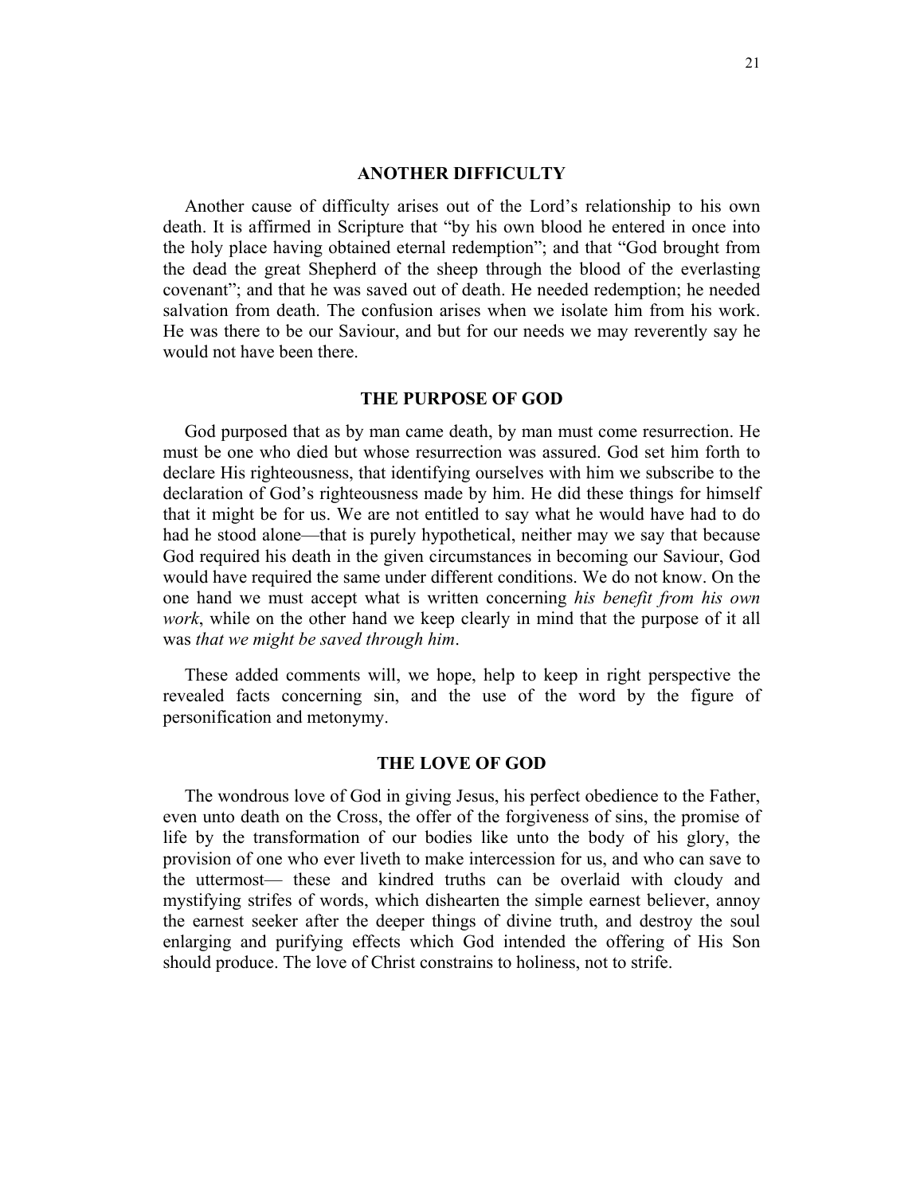## ANOTHER DIFFICULTY

Another cause of difficulty arises out of the Lord's relationship to his own death. It is affirmed in Scripture that "by his own blood he entered in once into the holy place having obtained eternal redemption"; and that "God brought from the dead the great Shepherd of the sheep through the blood of the everlasting covenant"; and that he was saved out of death. He needed redemption; he needed salvation from death. The confusion arises when we isolate him from his work. He was there to be our Saviour, and but for our needs we may reverently say he would not have been there.

## THE PURPOSE OF GOD

God purposed that as by man came death, by man must come resurrection. He must be one who died but whose resurrection was assured. God set him forth to declare His righteousness, that identifying ourselves with him we subscribe to the declaration of God's righteousness made by him. He did these things for himself that it might be for us. We are not entitled to say what he would have had to do had he stood alone—that is purely hypothetical, neither may we say that because God required his death in the given circumstances in becoming our Saviour, God would have required the same under different conditions. We do not know. On the one hand we must accept what is written concerning *his benefit from his own work*, while on the other hand we keep clearly in mind that the purpose of it all was *that we might be saved through him*.

These added comments will, we hope, help to keep in right perspective the revealed facts concerning sin, and the use of the word by the figure of personification and metonymy.

## THE LOVE OF GOD

The wondrous love of God in giving Jesus, his perfect obedience to the Father, even unto death on the Cross, the offer of the forgiveness of sins, the promise of life by the transformation of our bodies like unto the body of his glory, the provision of one who ever liveth to make intercession for us, and who can save to the uttermost— these and kindred truths can be overlaid with cloudy and mystifying strifes of words, which dishearten the simple earnest believer, annoy the earnest seeker after the deeper things of divine truth, and destroy the soul enlarging and purifying effects which God intended the offering of His Son should produce. The love of Christ constrains to holiness, not to strife.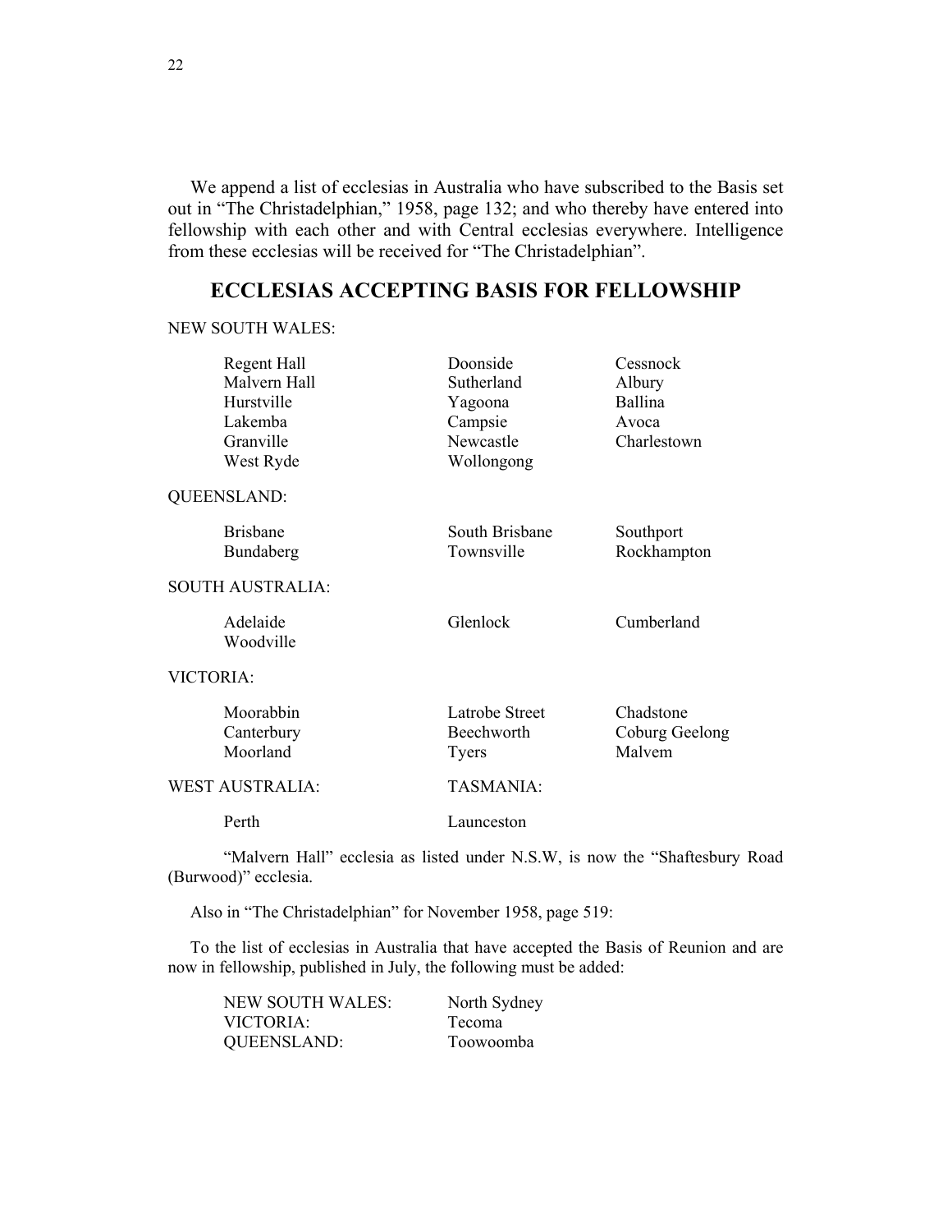We append a list of ecclesias in Australia who have subscribed to the Basis set out in "The Christadelphian," 1958, page 132; and who thereby have entered into fellowship with each other and with Central ecclesias everywhere. Intelligence from these ecclesias will be received for "The Christadelphian".

## ECCLESIAS ACCEPTING BASIS FOR FELLOWSHIP

NEW SOUTH WALES:

| | | |
|---|---|---|
| Regent Hall | Doonside | Cessnock |
| Malvern Hall | Sutherland | Albury |
| Hurstville | Yagoona | Ballina |
| Lakemba | Campsie | Avoca |
| Granville | Newcastle | Charlestown |
| West Ryde | Wollongong | |

QUEENSLAND:

| | | |
|---|---|---|
| Brisbane | South Brisbane | Southport |
| Bundaberg | Townsville | Rockhampton |

SOUTH AUSTRALIA:

| | | |
|---|---|---|
| Adelaide | Glenlock | Cumberland |
| Woodville | | |

VICTORIA:

| | | |
|---|---|---|
| Moorabbin | Latrobe Street | Chadstone |
| Canterbury | Beechworth | Coburg Geelong |
| Moorland | Tyers | Malvem |

| WEST AUSTRALIA: | TASMANIA: |
|---|---|
| Perth | Launceston |

"Malvern Hall" ecclesia as listed under N.S.W, is now the "Shaftesbury Road (Burwood)" ecclesia.

Also in "The Christadelphian" for November 1958, page 519:

To the list of ecclesias in Australia that have accepted the Basis of Reunion and are now in fellowship, published in July, the following must be added:

| | |
|---|---|
| NEW SOUTH WALES: | North Sydney |
| VICTORIA: | Tecoma |
| QUEENSLAND: | Toowoomba |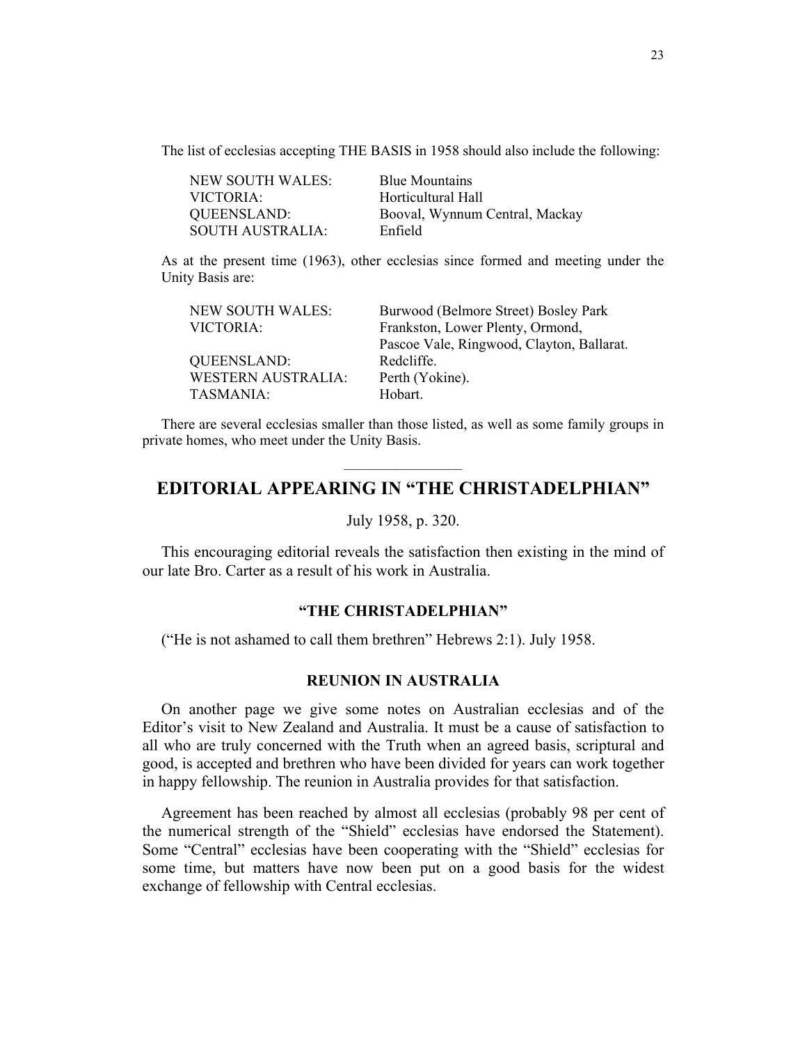The list of ecclesias accepting THE BASIS in 1958 should also include the following:

| | |
|---|---|
| NEW SOUTH WALES: | Blue Mountains |
| VICTORIA: | Horticultural Hall |
| QUEENSLAND: | Booval, Wynnum Central, Mackay |
| SOUTH AUSTRALIA: | Enfield |

As at the present time (1963), other ecclesias since formed and meeting under the Unity Basis are:

| | |
|---|---|
| NEW SOUTH WALES: | Burwood (Belmore Street) Bosley Park |
| VICTORIA: | Frankston, Lower Plenty, Ormond, Pascoe Vale, Ringwood, Clayton, Ballarat. |
| QUEENSLAND: | Redcliffe. |
| WESTERN AUSTRALIA: | Perth (Yokine). |
| TASMANIA: | Hobart. |

There are several ecclesias smaller than those listed, as well as some family groups in private homes, who meet under the Unity Basis.

---

## EDITORIAL APPEARING IN "THE CHRISTADELPHIAN"

July 1958, p. 320.

This encouraging editorial reveals the satisfaction then existing in the mind of our late Bro. Carter as a result of his work in Australia.

### "THE CHRISTADELPHIAN"

("He is not ashamed to call them brethren" Hebrews 2:1). July 1958.

### REUNION IN AUSTRALIA

On another page we give some notes on Australian ecclesias and of the Editor's visit to New Zealand and Australia. It must be a cause of satisfaction to all who are truly concerned with the Truth when an agreed basis, scriptural and good, is accepted and brethren who have been divided for years can work together in happy fellowship. The reunion in Australia provides for that satisfaction.

Agreement has been reached by almost all ecclesias (probably 98 per cent of the numerical strength of the "Shield" ecclesias have endorsed the Statement). Some "Central" ecclesias have been cooperating with the "Shield" ecclesias for some time, but matters have now been put on a good basis for the widest exchange of fellowship with Central ecclesias.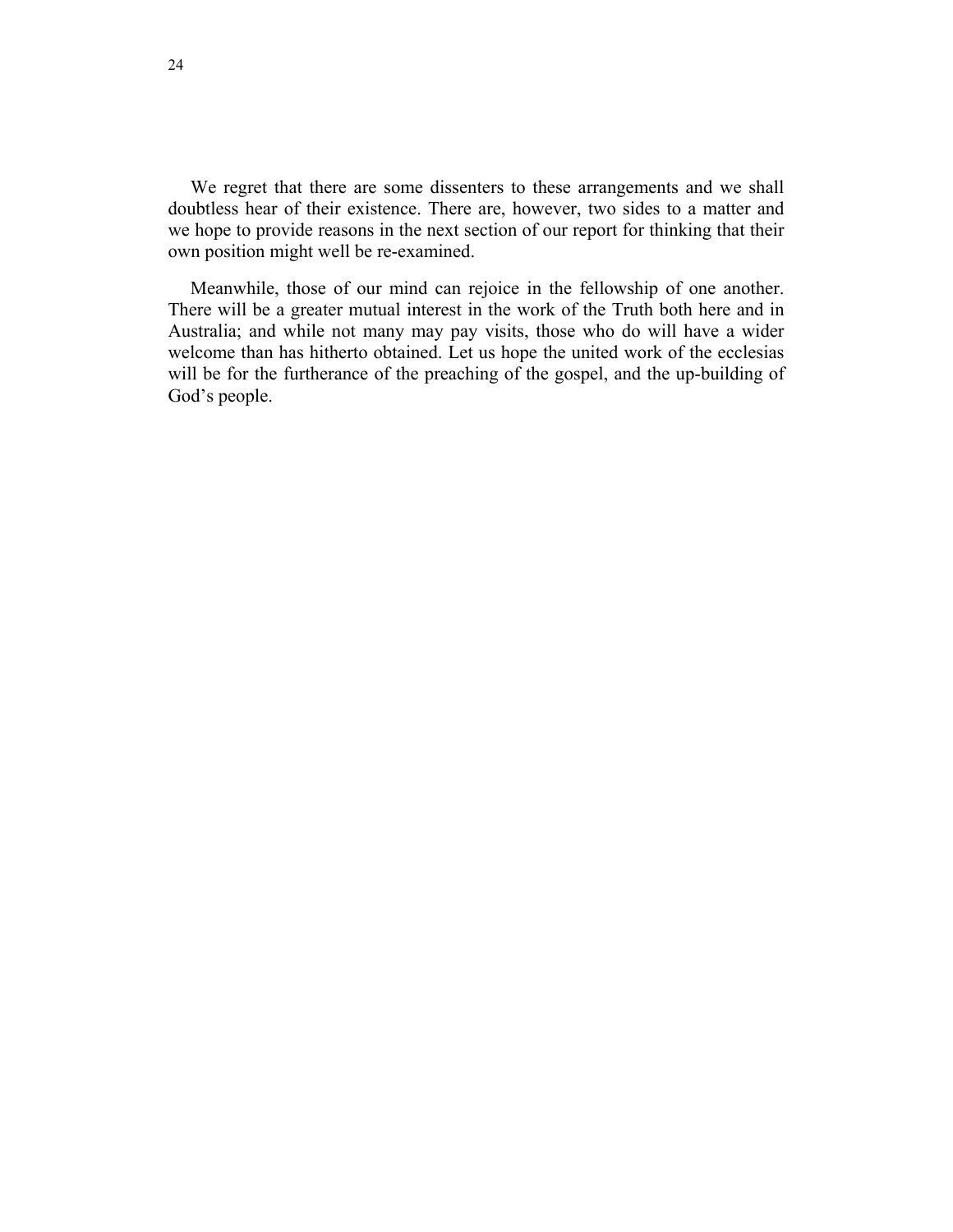We regret that there are some dissenters to these arrangements and we shall doubtless hear of their existence. There are, however, two sides to a matter and we hope to provide reasons in the next section of our report for thinking that their own position might well be re-examined.

Meanwhile, those of our mind can rejoice in the fellowship of one another. There will be a greater mutual interest in the work of the Truth both here and in Australia; and while not many may pay visits, those who do will have a wider welcome than has hitherto obtained. Let us hope the united work of the ecclesias will be for the furtherance of the preaching of the gospel, and the up-building of God's people.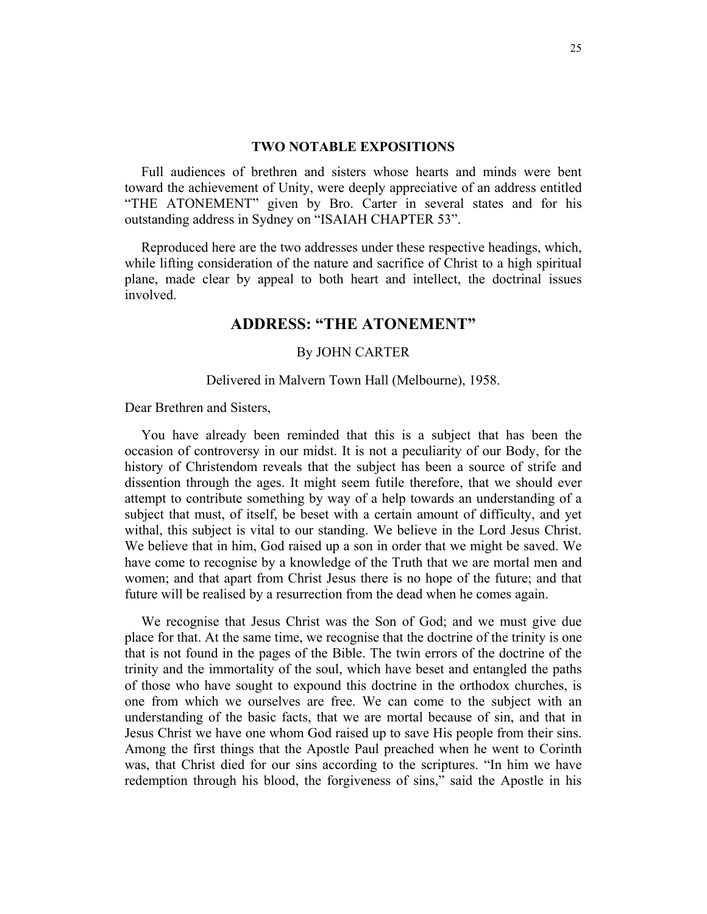### TWO NOTABLE EXPOSITIONS

Full audiences of brethren and sisters whose hearts and minds were bent toward the achievement of Unity, were deeply appreciative of an address entitled "THE ATONEMENT" given by Bro. Carter in several states and for his outstanding address in Sydney on "ISAIAH CHAPTER 53".

Reproduced here are the two addresses under these respective headings, which, while lifting consideration of the nature and sacrifice of Christ to a high spiritual plane, made clear by appeal to both heart and intellect, the doctrinal issues involved.

## ADDRESS: "THE ATONEMENT"

By JOHN CARTER

Delivered in Malvern Town Hall (Melbourne), 1958.

Dear Brethren and Sisters,

You have already been reminded that this is a subject that has been the occasion of controversy in our midst. It is not a peculiarity of our Body, for the history of Christendom reveals that the subject has been a source of strife and dissention through the ages. It might seem futile therefore, that we should ever attempt to contribute something by way of a help towards an understanding of a subject that must, of itself, be beset with a certain amount of difficulty, and yet withal, this subject is vital to our standing. We believe in the Lord Jesus Christ. We believe that in him, God raised up a son in order that we might be saved. We have come to recognise by a knowledge of the Truth that we are mortal men and women; and that apart from Christ Jesus there is no hope of the future; and that future will be realised by a resurrection from the dead when he comes again.

We recognise that Jesus Christ was the Son of God; and we must give due place for that. At the same time, we recognise that the doctrine of the trinity is one that is not found in the pages of the Bible. The twin errors of the doctrine of the trinity and the immortality of the soul, which have beset and entangled the paths of those who have sought to expound this doctrine in the orthodox churches, is one from which we ourselves are free. We can come to the subject with an understanding of the basic facts, that we are mortal because of sin, and that in Jesus Christ we have one whom God raised up to save His people from their sins. Among the first things that the Apostle Paul preached when he went to Corinth was, that Christ died for our sins according to the scriptures. "In him we have redemption through his blood, the forgiveness of sins," said the Apostle in his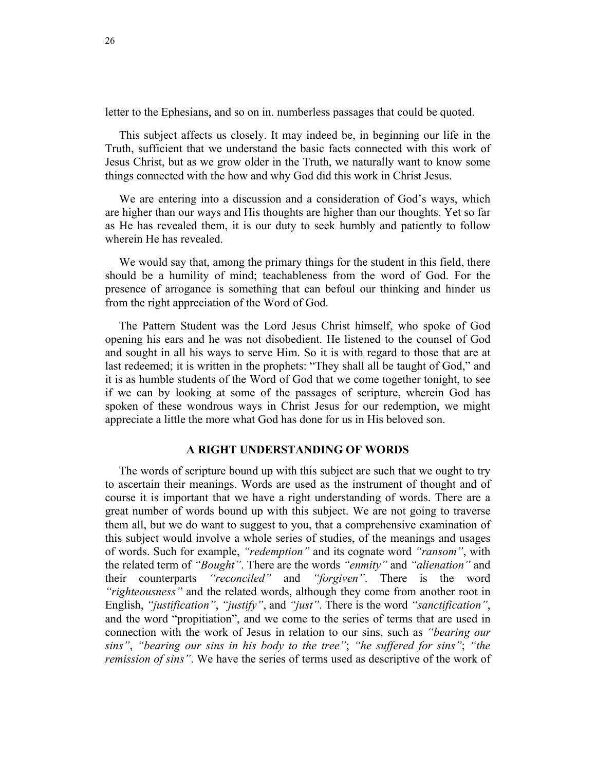letter to the Ephesians, and so on in. numberless passages that could be quoted.

This subject affects us closely. It may indeed be, in beginning our life in the Truth, sufficient that we understand the basic facts connected with this work of Jesus Christ, but as we grow older in the Truth, we naturally want to know some things connected with the how and why God did this work in Christ Jesus.

We are entering into a discussion and a consideration of God's ways, which are higher than our ways and His thoughts are higher than our thoughts. Yet so far as He has revealed them, it is our duty to seek humbly and patiently to follow wherein He has revealed.

We would say that, among the primary things for the student in this field, there should be a humility of mind; teachableness from the word of God. For the presence of arrogance is something that can befoul our thinking and hinder us from the right appreciation of the Word of God.

The Pattern Student was the Lord Jesus Christ himself, who spoke of God opening his ears and he was not disobedient. He listened to the counsel of God and sought in all his ways to serve Him. So it is with regard to those that are at last redeemed; it is written in the prophets: "They shall all be taught of God," and it is as humble students of the Word of God that we come together tonight, to see if we can by looking at some of the passages of scripture, wherein God has spoken of these wondrous ways in Christ Jesus for our redemption, we might appreciate a little the more what God has done for us in His beloved son.

## A RIGHT UNDERSTANDING OF WORDS

The words of scripture bound up with this subject are such that we ought to try to ascertain their meanings. Words are used as the instrument of thought and of course it is important that we have a right understanding of words. There are a great number of words bound up with this subject. We are not going to traverse them all, but we do want to suggest to you, that a comprehensive examination of this subject would involve a whole series of studies, of the meanings and usages of words. Such for example, *"redemption"* and its cognate word *"ransom"*, with the related term of *"Bought"*. There are the words *"enmity"* and *"alienation"* and their counterparts *"reconciled"* and *"forgiven"*. There is the word *"righteousness"* and the related words, although they come from another root in English, *"justification"*, *"justify"*, and *"just"*. There is the word *"sanctification"*, and the word "propitiation", and we come to the series of terms that are used in connection with the work of Jesus in relation to our sins, such as *"bearing our sins"*, *"bearing our sins in his body to the tree"*; *"he suffered for sins"*; *"the remission of sins"*. We have the series of terms used as descriptive of the work of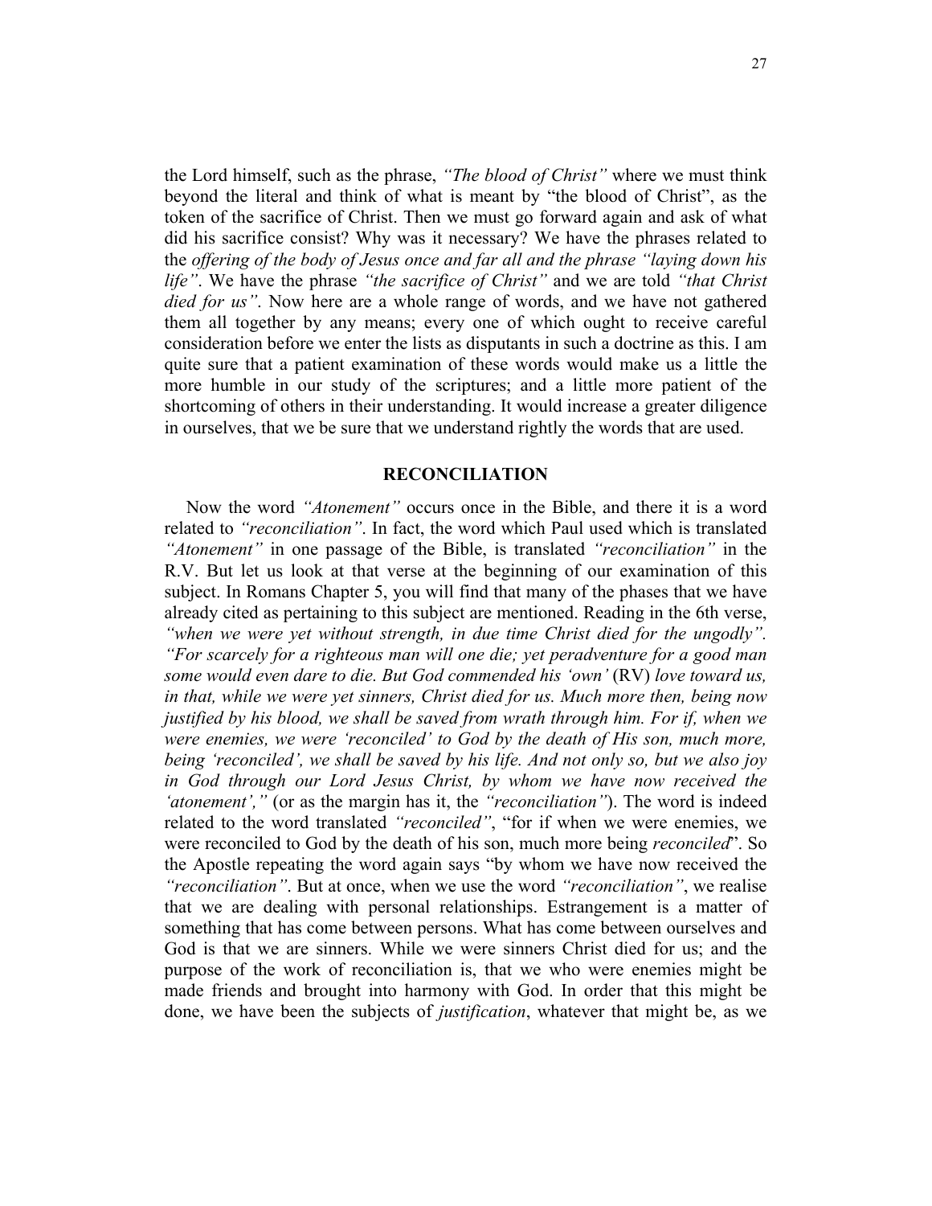the Lord himself, such as the phrase, *"The blood of Christ"* where we must think beyond the literal and think of what is meant by "the blood of Christ", as the token of the sacrifice of Christ. Then we must go forward again and ask of what did his sacrifice consist? Why was it necessary? We have the phrases related to the *offering of the body of Jesus once and far all and the phrase "laying down his life"*. We have the phrase *"the sacrifice of Christ"* and we are told *"that Christ died for us"*. Now here are a whole range of words, and we have not gathered them all together by any means; every one of which ought to receive careful consideration before we enter the lists as disputants in such a doctrine as this. I am quite sure that a patient examination of these words would make us a little the more humble in our study of the scriptures; and a little more patient of the shortcoming of others in their understanding. It would increase a greater diligence in ourselves, that we be sure that we understand rightly the words that are used.

## RECONCILIATION

Now the word *"Atonement"* occurs once in the Bible, and there it is a word related to *"reconciliation"*. In fact, the word which Paul used which is translated *"Atonement"* in one passage of the Bible, is translated *"reconciliation"* in the R.V. But let us look at that verse at the beginning of our examination of this subject. In Romans Chapter 5, you will find that many of the phases that we have already cited as pertaining to this subject are mentioned. Reading in the 6th verse, *"when we were yet without strength, in due time Christ died for the ungodly". "For scarcely for a righteous man will one die; yet peradventure for a good man some would even dare to die. But God commended his 'own'* (RV) *love toward us, in that, while we were yet sinners, Christ died for us. Much more then, being now justified by his blood, we shall be saved from wrath through him. For if, when we were enemies, we were 'reconciled' to God by the death of His son, much more, being 'reconciled', we shall be saved by his life. And not only so, but we also joy in God through our Lord Jesus Christ, by whom we have now received the 'atonement',"* (or as the margin has it, the *"reconciliation"*). The word is indeed related to the word translated *"reconciled"*, "for if when we were enemies, we were reconciled to God by the death of his son, much more being *reconciled*". So the Apostle repeating the word again says "by whom we have now received the *"reconciliation"*. But at once, when we use the word *"reconciliation"*, we realise that we are dealing with personal relationships. Estrangement is a matter of something that has come between persons. What has come between ourselves and God is that we are sinners. While we were sinners Christ died for us; and the purpose of the work of reconciliation is, that we who were enemies might be made friends and brought into harmony with God. In order that this might be done, we have been the subjects of *justification*, whatever that might be, as we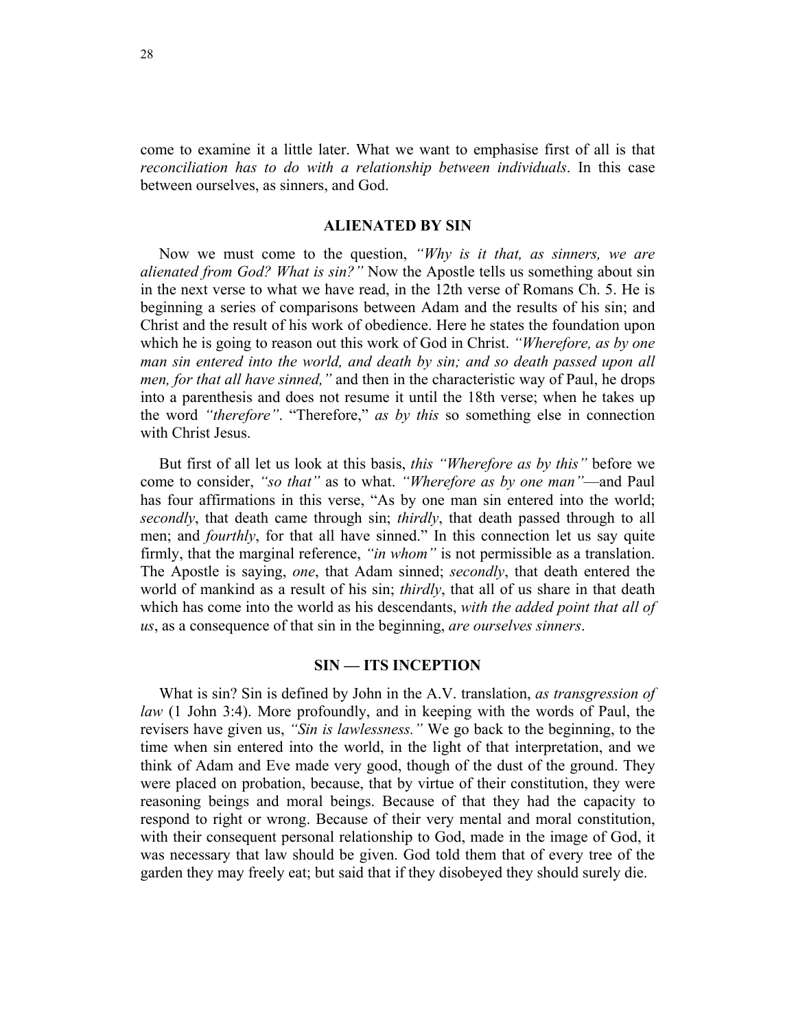come to examine it a little later. What we want to emphasise first of all is that *reconciliation has to do with a relationship between individuals*. In this case between ourselves, as sinners, and God.

## ALIENATED BY SIN

Now we must come to the question, *"Why is it that, as sinners, we are alienated from God? What is sin?"* Now the Apostle tells us something about sin in the next verse to what we have read, in the 12th verse of Romans Ch. 5. He is beginning a series of comparisons between Adam and the results of his sin; and Christ and the result of his work of obedience. Here he states the foundation upon which he is going to reason out this work of God in Christ. *"Wherefore, as by one man sin entered into the world, and death by sin; and so death passed upon all men, for that all have sinned,"* and then in the characteristic way of Paul, he drops into a parenthesis and does not resume it until the 18th verse; when he takes up the word *"therefore"*. "Therefore," *as by this* so something else in connection with Christ Jesus.

But first of all let us look at this basis, *this "Wherefore as by this"* before we come to consider, *"so that"* as to what. *"Wherefore as by one man"*—and Paul has four affirmations in this verse, "As by one man sin entered into the world; *secondly*, that death came through sin; *thirdly*, that death passed through to all men; and *fourthly*, for that all have sinned." In this connection let us say quite firmly, that the marginal reference, *"in whom"* is not permissible as a translation. The Apostle is saying, *one*, that Adam sinned; *secondly*, that death entered the world of mankind as a result of his sin; *thirdly*, that all of us share in that death which has come into the world as his descendants, *with the added point that all of us*, as a consequence of that sin in the beginning, *are ourselves sinners*.

## SIN — ITS INCEPTION

What is sin? Sin is defined by John in the A.V. translation, *as transgression of law* (1 John 3:4). More profoundly, and in keeping with the words of Paul, the revisers have given us, *"Sin is lawlessness."* We go back to the beginning, to the time when sin entered into the world, in the light of that interpretation, and we think of Adam and Eve made very good, though of the dust of the ground. They were placed on probation, because, that by virtue of their constitution, they were reasoning beings and moral beings. Because of that they had the capacity to respond to right or wrong. Because of their very mental and moral constitution, with their consequent personal relationship to God, made in the image of God, it was necessary that law should be given. God told them that of every tree of the garden they may freely eat; but said that if they disobeyed they should surely die.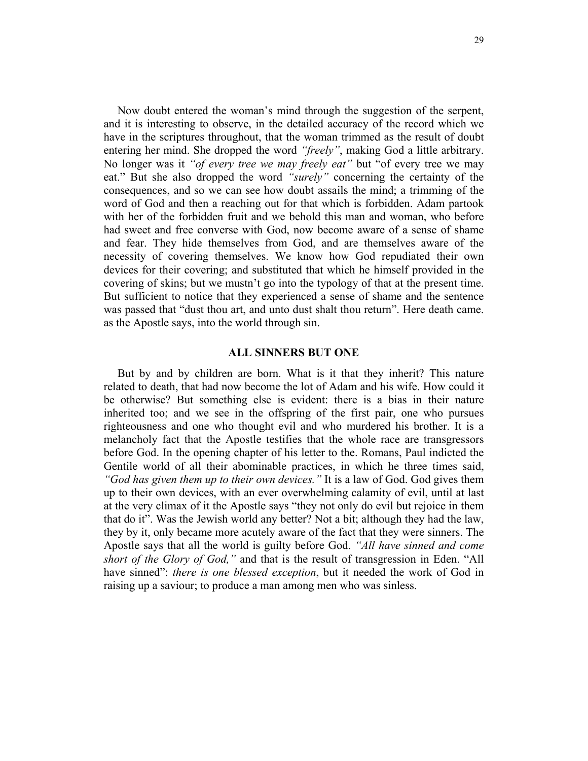Now doubt entered the woman's mind through the suggestion of the serpent, and it is interesting to observe, in the detailed accuracy of the record which we have in the scriptures throughout, that the woman trimmed as the result of doubt entering her mind. She dropped the word *"freely"*, making God a little arbitrary. No longer was it *"of every tree we may freely eat"* but "of every tree we may eat." But she also dropped the word *"surely"* concerning the certainty of the consequences, and so we can see how doubt assails the mind; a trimming of the word of God and then a reaching out for that which is forbidden. Adam partook with her of the forbidden fruit and we behold this man and woman, who before had sweet and free converse with God, now become aware of a sense of shame and fear. They hide themselves from God, and are themselves aware of the necessity of covering themselves. We know how God repudiated their own devices for their covering; and substituted that which he himself provided in the covering of skins; but we mustn't go into the typology of that at the present time. But sufficient to notice that they experienced a sense of shame and the sentence was passed that "dust thou art, and unto dust shalt thou return". Here death came. as the Apostle says, into the world through sin.

### ALL SINNERS BUT ONE

But by and by children are born. What is it that they inherit? This nature related to death, that had now become the lot of Adam and his wife. How could it be otherwise? But something else is evident: there is a bias in their nature inherited too; and we see in the offspring of the first pair, one who pursues righteousness and one who thought evil and who murdered his brother. It is a melancholy fact that the Apostle testifies that the whole race are transgressors before God. In the opening chapter of his letter to the. Romans, Paul indicted the Gentile world of all their abominable practices, in which he three times said, *"God has given them up to their own devices."* It is a law of God. God gives them up to their own devices, with an ever overwhelming calamity of evil, until at last at the very climax of it the Apostle says "they not only do evil but rejoice in them that do it". Was the Jewish world any better? Not a bit; although they had the law, they by it, only became more acutely aware of the fact that they were sinners. The Apostle says that all the world is guilty before God. *"All have sinned and come short of the Glory of God,"* and that is the result of transgression in Eden. "All have sinned": *there is one blessed exception*, but it needed the work of God in raising up a saviour; to produce a man among men who was sinless.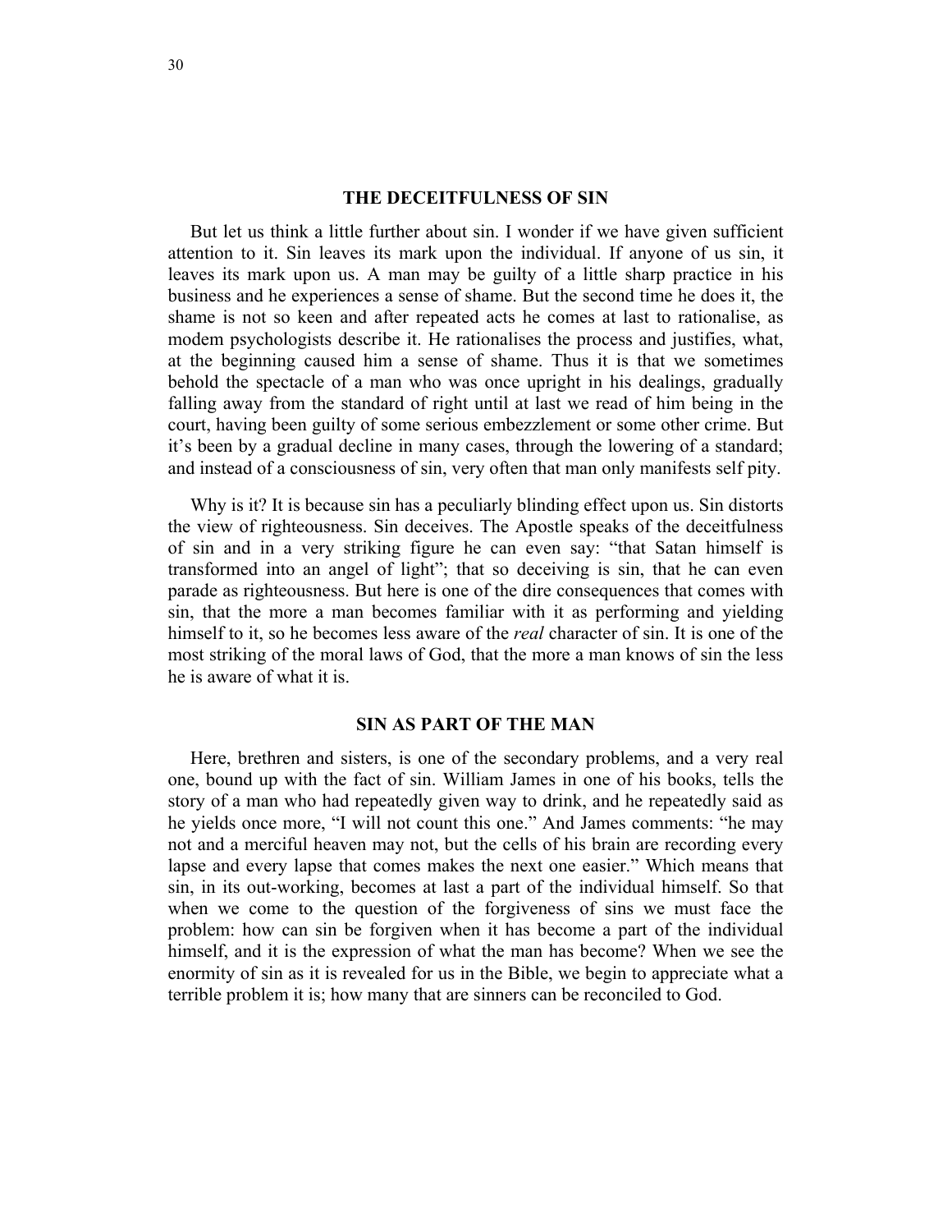## THE DECEITFULNESS OF SIN

But let us think a little further about sin. I wonder if we have given sufficient attention to it. Sin leaves its mark upon the individual. If anyone of us sin, it leaves its mark upon us. A man may be guilty of a little sharp practice in his business and he experiences a sense of shame. But the second time he does it, the shame is not so keen and after repeated acts he comes at last to rationalise, as modem psychologists describe it. He rationalises the process and justifies, what, at the beginning caused him a sense of shame. Thus it is that we sometimes behold the spectacle of a man who was once upright in his dealings, gradually falling away from the standard of right until at last we read of him being in the court, having been guilty of some serious embezzlement or some other crime. But it's been by a gradual decline in many cases, through the lowering of a standard; and instead of a consciousness of sin, very often that man only manifests self pity.

Why is it? It is because sin has a peculiarly blinding effect upon us. Sin distorts the view of righteousness. Sin deceives. The Apostle speaks of the deceitfulness of sin and in a very striking figure he can even say: "that Satan himself is transformed into an angel of light"; that so deceiving is sin, that he can even parade as righteousness. But here is one of the dire consequences that comes with sin, that the more a man becomes familiar with it as performing and yielding himself to it, so he becomes less aware of the *real* character of sin. It is one of the most striking of the moral laws of God, that the more a man knows of sin the less he is aware of what it is.

## SIN AS PART OF THE MAN

Here, brethren and sisters, is one of the secondary problems, and a very real one, bound up with the fact of sin. William James in one of his books, tells the story of a man who had repeatedly given way to drink, and he repeatedly said as he yields once more, "I will not count this one." And James comments: "he may not and a merciful heaven may not, but the cells of his brain are recording every lapse and every lapse that comes makes the next one easier." Which means that sin, in its out-working, becomes at last a part of the individual himself. So that when we come to the question of the forgiveness of sins we must face the problem: how can sin be forgiven when it has become a part of the individual himself, and it is the expression of what the man has become? When we see the enormity of sin as it is revealed for us in the Bible, we begin to appreciate what a terrible problem it is; how many that are sinners can be reconciled to God.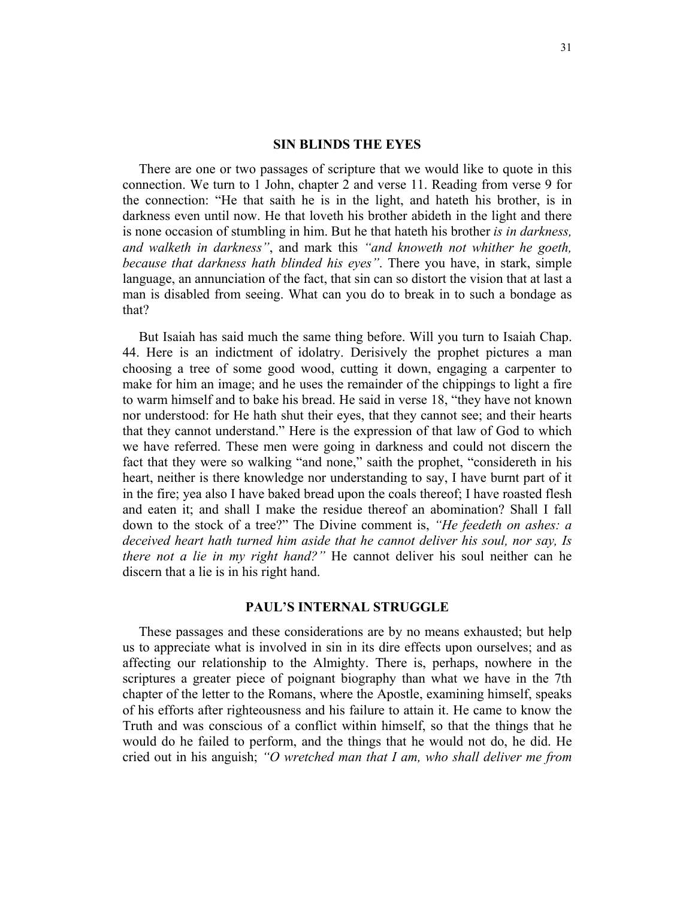## SIN BLINDS THE EYES

There are one or two passages of scripture that we would like to quote in this connection. We turn to 1 John, chapter 2 and verse 11. Reading from verse 9 for the connection: "He that saith he is in the light, and hateth his brother, is in darkness even until now. He that loveth his brother abideth in the light and there is none occasion of stumbling in him. But he that hateth his brother *is in darkness, and walketh in darkness"*, and mark this *"and knoweth not whither he goeth, because that darkness hath blinded his eyes"*. There you have, in stark, simple language, an annunciation of the fact, that sin can so distort the vision that at last a man is disabled from seeing. What can you do to break in to such a bondage as that?

But Isaiah has said much the same thing before. Will you turn to Isaiah Chap. 44. Here is an indictment of idolatry. Derisively the prophet pictures a man choosing a tree of some good wood, cutting it down, engaging a carpenter to make for him an image; and he uses the remainder of the chippings to light a fire to warm himself and to bake his bread. He said in verse 18, "they have not known nor understood: for He hath shut their eyes, that they cannot see; and their hearts that they cannot understand." Here is the expression of that law of God to which we have referred. These men were going in darkness and could not discern the fact that they were so walking "and none," saith the prophet, "considereth in his heart, neither is there knowledge nor understanding to say, I have burnt part of it in the fire; yea also I have baked bread upon the coals thereof; I have roasted flesh and eaten it; and shall I make the residue thereof an abomination? Shall I fall down to the stock of a tree?" The Divine comment is, *"He feedeth on ashes: a deceived heart hath turned him aside that he cannot deliver his soul, nor say, Is there not a lie in my right hand?"* He cannot deliver his soul neither can he discern that a lie is in his right hand.

## PAUL'S INTERNAL STRUGGLE

These passages and these considerations are by no means exhausted; but help us to appreciate what is involved in sin in its dire effects upon ourselves; and as affecting our relationship to the Almighty. There is, perhaps, nowhere in the scriptures a greater piece of poignant biography than what we have in the 7th chapter of the letter to the Romans, where the Apostle, examining himself, speaks of his efforts after righteousness and his failure to attain it. He came to know the Truth and was conscious of a conflict within himself, so that the things that he would do he failed to perform, and the things that he would not do, he did. He cried out in his anguish; *"O wretched man that I am, who shall deliver me from*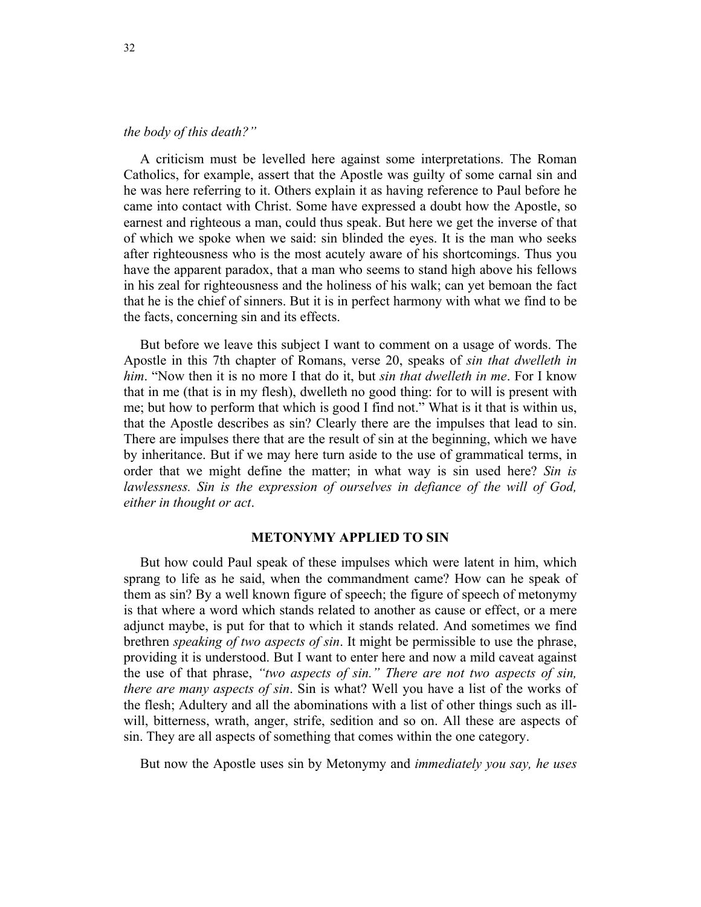*the body of this death?"*

A criticism must be levelled here against some interpretations. The Roman Catholics, for example, assert that the Apostle was guilty of some carnal sin and he was here referring to it. Others explain it as having reference to Paul before he came into contact with Christ. Some have expressed a doubt how the Apostle, so earnest and righteous a man, could thus speak. But here we get the inverse of that of which we spoke when we said: sin blinded the eyes. It is the man who seeks after righteousness who is the most acutely aware of his shortcomings. Thus you have the apparent paradox, that a man who seems to stand high above his fellows in his zeal for righteousness and the holiness of his walk; can yet bemoan the fact that he is the chief of sinners. But it is in perfect harmony with what we find to be the facts, concerning sin and its effects.

But before we leave this subject I want to comment on a usage of words. The Apostle in this 7th chapter of Romans, verse 20, speaks of *sin that dwelleth in him*. "Now then it is no more I that do it, but *sin that dwelleth in me*. For I know that in me (that is in my flesh), dwelleth no good thing: for to will is present with me; but how to perform that which is good I find not." What is it that is within us, that the Apostle describes as sin? Clearly there are the impulses that lead to sin. There are impulses there that are the result of sin at the beginning, which we have by inheritance. But if we may here turn aside to the use of grammatical terms, in order that we might define the matter; in what way is sin used here? *Sin is lawlessness. Sin is the expression of ourselves in defiance of the will of God, either in thought or act*.

## METONYMY APPLIED TO SIN

But how could Paul speak of these impulses which were latent in him, which sprang to life as he said, when the commandment came? How can he speak of them as sin? By a well known figure of speech; the figure of speech of metonymy is that where a word which stands related to another as cause or effect, or a mere adjunct maybe, is put for that to which it stands related. And sometimes we find brethren *speaking of two aspects of sin*. It might be permissible to use the phrase, providing it is understood. But I want to enter here and now a mild caveat against the use of that phrase, *"two aspects of sin." There are not two aspects of sin, there are many aspects of sin*. Sin is what? Well you have a list of the works of the flesh; Adultery and all the abominations with a list of other things such as ill-will, bitterness, wrath, anger, strife, sedition and so on. All these are aspects of sin. They are all aspects of something that comes within the one category.

But now the Apostle uses sin by Metonymy and *immediately you say, he uses*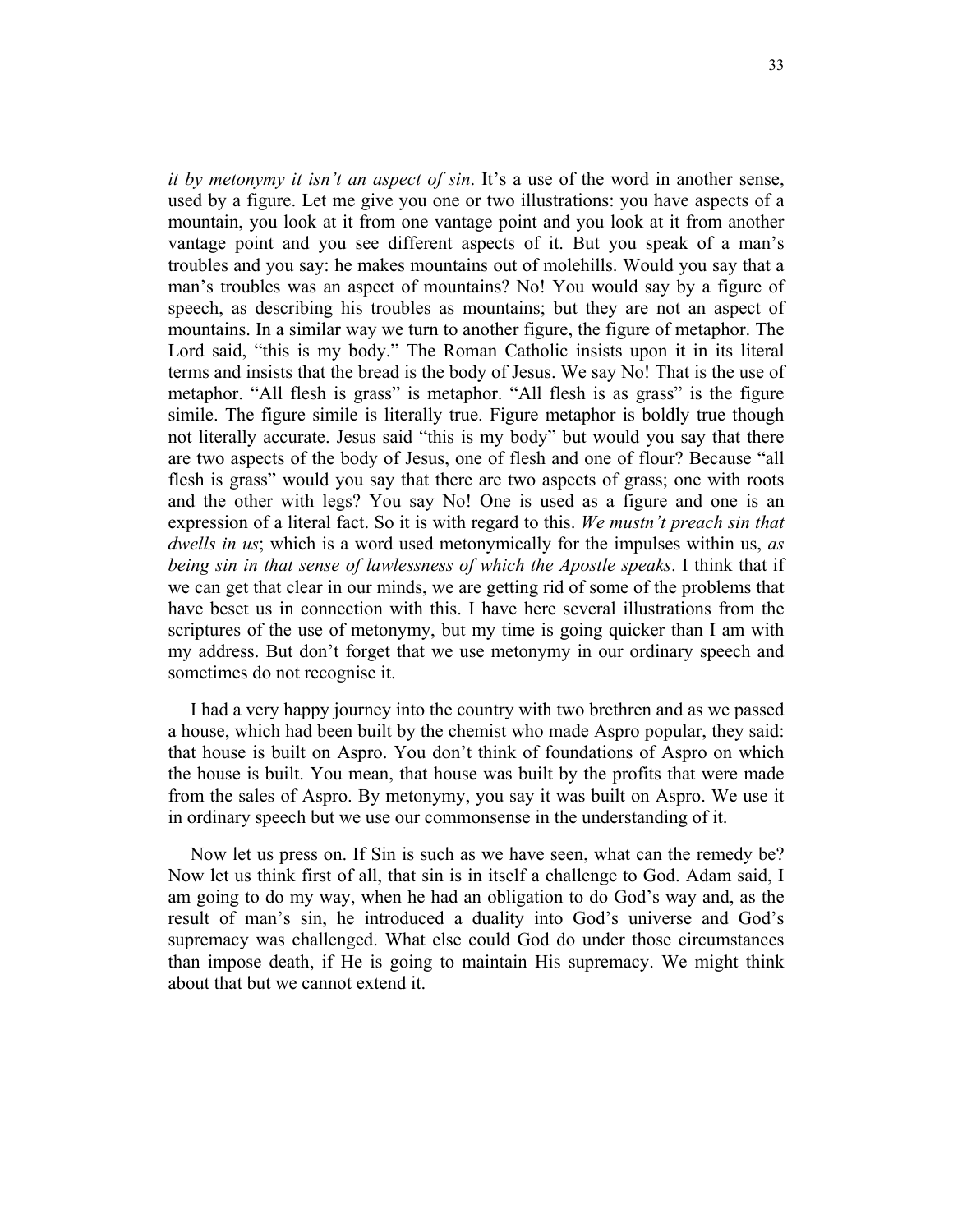*it by metonymy it isn't an aspect of sin*. It's a use of the word in another sense, used by a figure. Let me give you one or two illustrations: you have aspects of a mountain, you look at it from one vantage point and you look at it from another vantage point and you see different aspects of it. But you speak of a man's troubles and you say: he makes mountains out of molehills. Would you say that a man's troubles was an aspect of mountains? No! You would say by a figure of speech, as describing his troubles as mountains; but they are not an aspect of mountains. In a similar way we turn to another figure, the figure of metaphor. The Lord said, "this is my body." The Roman Catholic insists upon it in its literal terms and insists that the bread is the body of Jesus. We say No! That is the use of metaphor. "All flesh is grass" is metaphor. "All flesh is as grass" is the figure simile. The figure simile is literally true. Figure metaphor is boldly true though not literally accurate. Jesus said "this is my body" but would you say that there are two aspects of the body of Jesus, one of flesh and one of flour? Because "all flesh is grass" would you say that there are two aspects of grass; one with roots and the other with legs? You say No! One is used as a figure and one is an expression of a literal fact. So it is with regard to this. *We mustn't preach sin that dwells in us*; which is a word used metonymically for the impulses within us, *as being sin in that sense of lawlessness of which the Apostle speaks*. I think that if we can get that clear in our minds, we are getting rid of some of the problems that have beset us in connection with this. I have here several illustrations from the scriptures of the use of metonymy, but my time is going quicker than I am with my address. But don't forget that we use metonymy in our ordinary speech and sometimes do not recognise it.

I had a very happy journey into the country with two brethren and as we passed a house, which had been built by the chemist who made Aspro popular, they said: that house is built on Aspro. You don't think of foundations of Aspro on which the house is built. You mean, that house was built by the profits that were made from the sales of Aspro. By metonymy, you say it was built on Aspro. We use it in ordinary speech but we use our commonsense in the understanding of it.

Now let us press on. If Sin is such as we have seen, what can the remedy be? Now let us think first of all, that sin is in itself a challenge to God. Adam said, I am going to do my way, when he had an obligation to do God's way and, as the result of man's sin, he introduced a duality into God's universe and God's supremacy was challenged. What else could God do under those circumstances than impose death, if He is going to maintain His supremacy. We might think about that but we cannot extend it.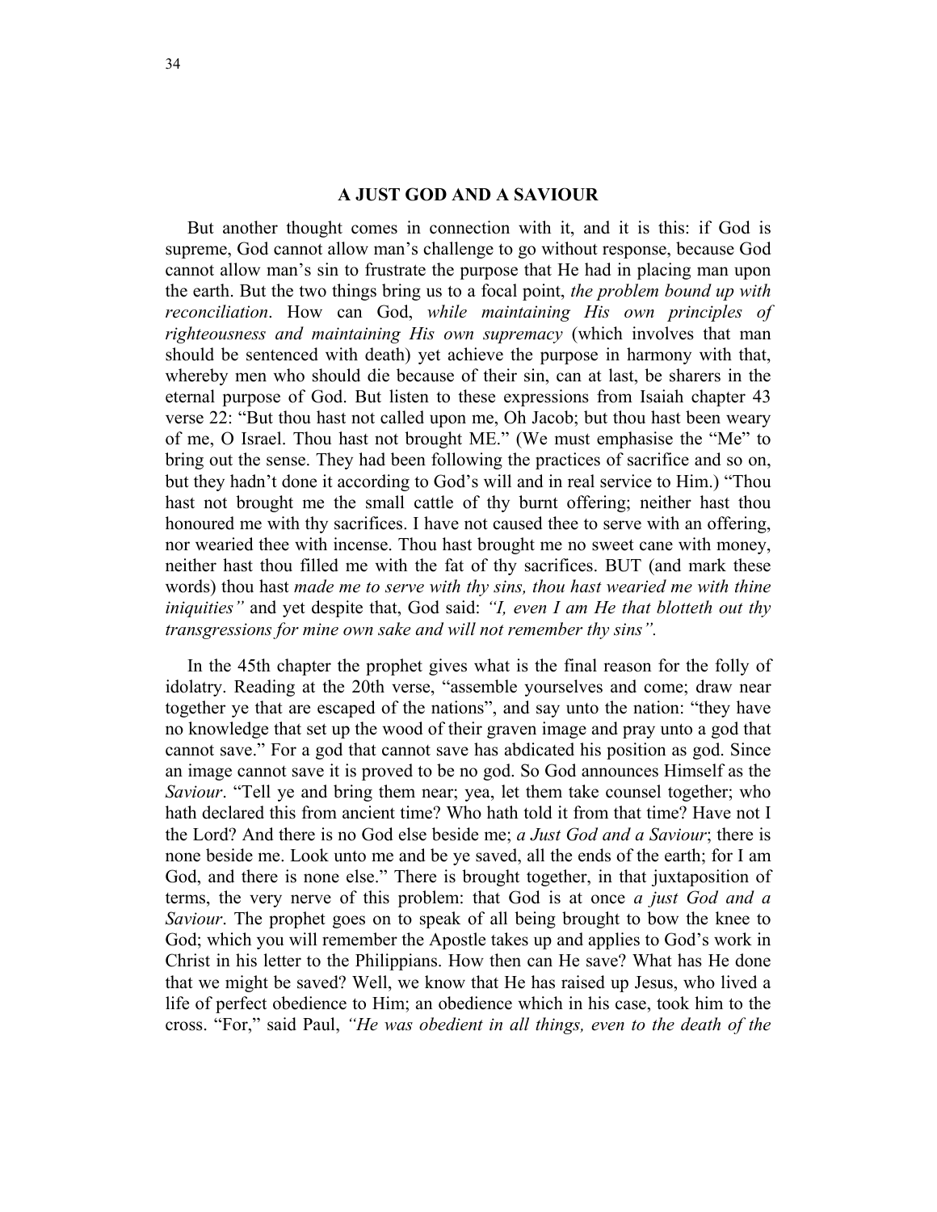## A JUST GOD AND A SAVIOUR

But another thought comes in connection with it, and it is this: if God is supreme, God cannot allow man's challenge to go without response, because God cannot allow man's sin to frustrate the purpose that He had in placing man upon the earth. But the two things bring us to a focal point, *the problem bound up with reconciliation*. How can God, *while maintaining His own principles of righteousness and maintaining His own supremacy* (which involves that man should be sentenced with death) yet achieve the purpose in harmony with that, whereby men who should die because of their sin, can at last, be sharers in the eternal purpose of God. But listen to these expressions from Isaiah chapter 43 verse 22: "But thou hast not called upon me, Oh Jacob; but thou hast been weary of me, O Israel. Thou hast not brought ME." (We must emphasise the "Me" to bring out the sense. They had been following the practices of sacrifice and so on, but they hadn't done it according to God's will and in real service to Him.) "Thou hast not brought me the small cattle of thy burnt offering; neither hast thou honoured me with thy sacrifices. I have not caused thee to serve with an offering, nor wearied thee with incense. Thou hast brought me no sweet cane with money, neither hast thou filled me with the fat of thy sacrifices. BUT (and mark these words) thou hast *made me to serve with thy sins, thou hast wearied me with thine iniquities"* and yet despite that, God said: *"I, even I am He that blotteth out thy transgressions for mine own sake and will not remember thy sins".*

In the 45th chapter the prophet gives what is the final reason for the folly of idolatry. Reading at the 20th verse, "assemble yourselves and come; draw near together ye that are escaped of the nations", and say unto the nation: "they have no knowledge that set up the wood of their graven image and pray unto a god that cannot save." For a god that cannot save has abdicated his position as god. Since an image cannot save it is proved to be no god. So God announces Himself as the *Saviour*. "Tell ye and bring them near; yea, let them take counsel together; who hath declared this from ancient time? Who hath told it from that time? Have not I the Lord? And there is no God else beside me; *a Just God and a Saviour*; there is none beside me. Look unto me and be ye saved, all the ends of the earth; for I am God, and there is none else." There is brought together, in that juxtaposition of terms, the very nerve of this problem: that God is at once *a just God and a Saviour*. The prophet goes on to speak of all being brought to bow the knee to God; which you will remember the Apostle takes up and applies to God's work in Christ in his letter to the Philippians. How then can He save? What has He done that we might be saved? Well, we know that He has raised up Jesus, who lived a life of perfect obedience to Him; an obedience which in his case, took him to the cross. "For," said Paul, *"He was obedient in all things, even to the death of the*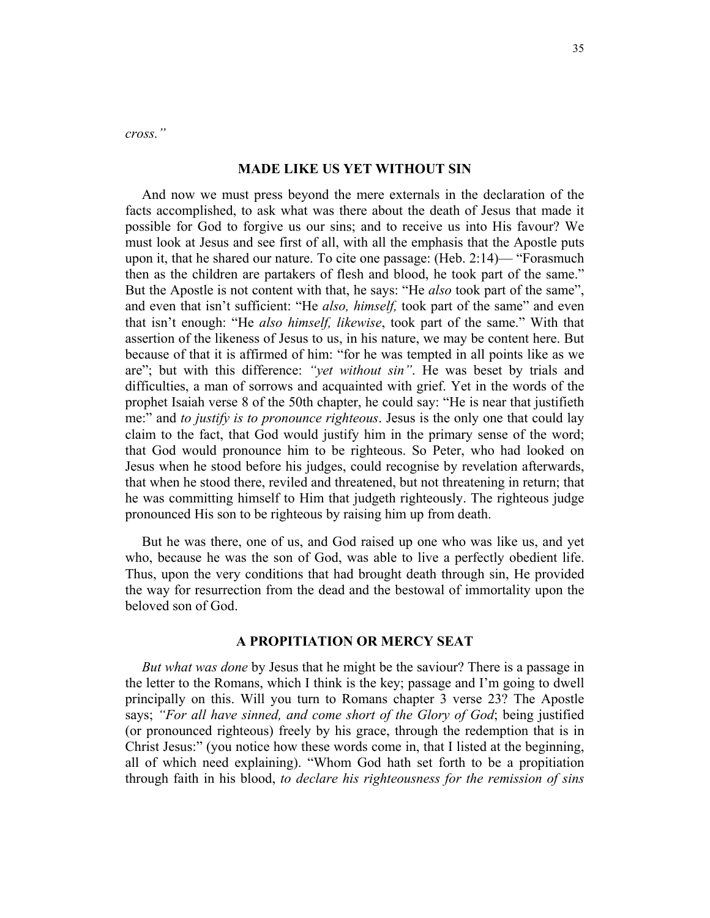*cross."*

## MADE LIKE US YET WITHOUT SIN

And now we must press beyond the mere externals in the declaration of the facts accomplished, to ask what was there about the death of Jesus that made it possible for God to forgive us our sins; and to receive us into His favour? We must look at Jesus and see first of all, with all the emphasis that the Apostle puts upon it, that he shared our nature. To cite one passage: (Heb. 2:14)— "Forasmuch then as the children are partakers of flesh and blood, he took part of the same." But the Apostle is not content with that, he says: "He *also* took part of the same", and even that isn't sufficient: "He *also, himself,* took part of the same" and even that isn't enough: "He *also himself, likewise*, took part of the same." With that assertion of the likeness of Jesus to us, in his nature, we may be content here. But because of that it is affirmed of him: "for he was tempted in all points like as we are"; but with this difference: *"yet without sin"*. He was beset by trials and difficulties, a man of sorrows and acquainted with grief. Yet in the words of the prophet Isaiah verse 8 of the 50th chapter, he could say: "He is near that justifieth me:" and *to justify is to pronounce righteous*. Jesus is the only one that could lay claim to the fact, that God would justify him in the primary sense of the word; that God would pronounce him to be righteous. So Peter, who had looked on Jesus when he stood before his judges, could recognise by revelation afterwards, that when he stood there, reviled and threatened, but not threatening in return; that he was committing himself to Him that judgeth righteously. The righteous judge pronounced His son to be righteous by raising him up from death.

But he was there, one of us, and God raised up one who was like us, and yet who, because he was the son of God, was able to live a perfectly obedient life. Thus, upon the very conditions that had brought death through sin, He provided the way for resurrection from the dead and the bestowal of immortality upon the beloved son of God.

## A PROPITIATION OR MERCY SEAT

*But what was done* by Jesus that he might be the saviour? There is a passage in the letter to the Romans, which I think is the key; passage and I'm going to dwell principally on this. Will you turn to Romans chapter 3 verse 23? The Apostle says; *"For all have sinned, and come short of the Glory of God*; being justified (or pronounced righteous) freely by his grace, through the redemption that is in Christ Jesus:" (you notice how these words come in, that I listed at the beginning, all of which need explaining). "Whom God hath set forth to be a propitiation through faith in his blood, *to declare his righteousness for the remission of sins*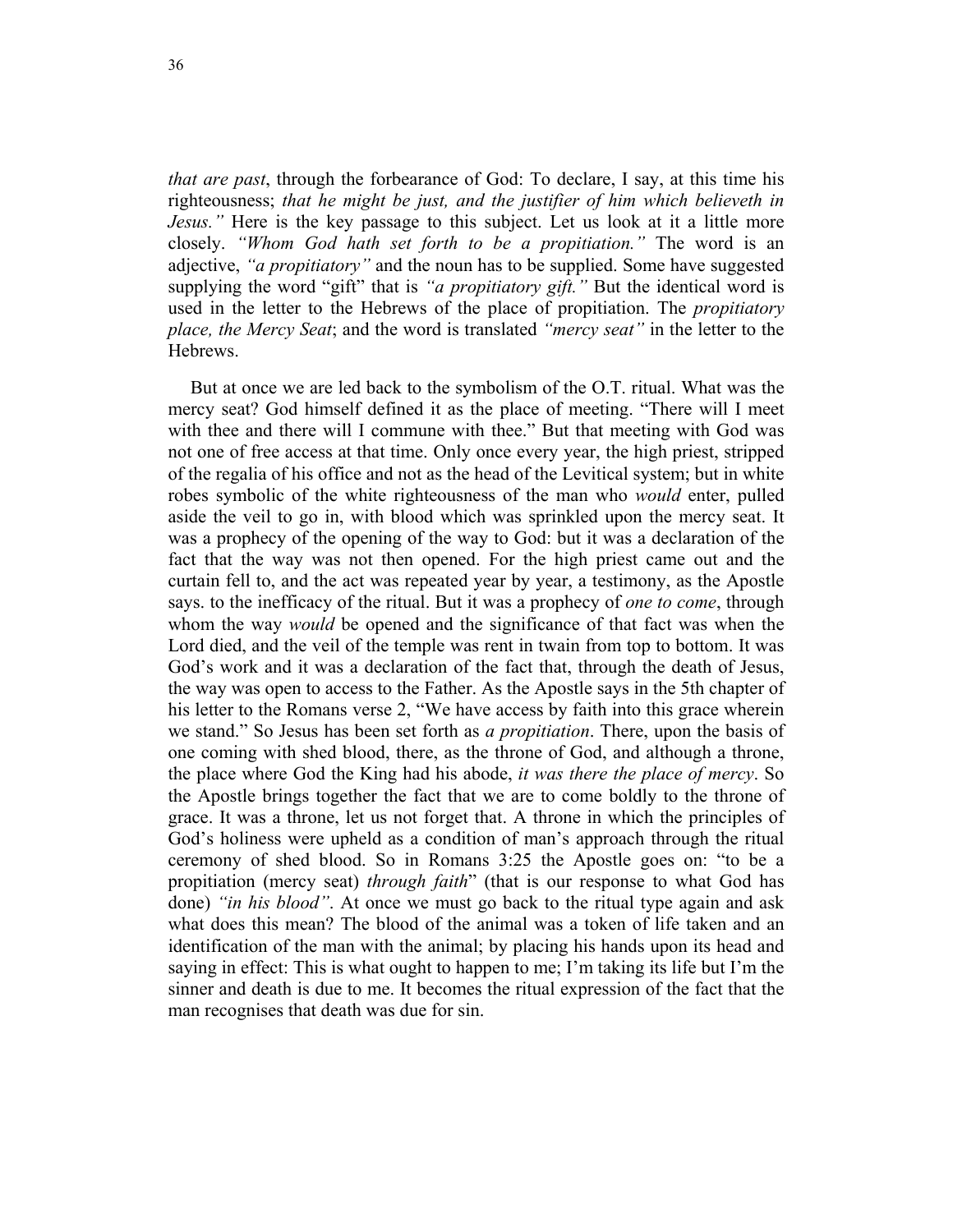*that are past*, through the forbearance of God: To declare, I say, at this time his righteousness; *that he might be just, and the justifier of him which believeth in Jesus."* Here is the key passage to this subject. Let us look at it a little more closely. *"Whom God hath set forth to be a propitiation."* The word is an adjective, *"a propitiatory"* and the noun has to be supplied. Some have suggested supplying the word "gift" that is *"a propitiatory gift."* But the identical word is used in the letter to the Hebrews of the place of propitiation. The *propitiatory place, the Mercy Seat*; and the word is translated *"mercy seat"* in the letter to the Hebrews.

But at once we are led back to the symbolism of the O.T. ritual. What was the mercy seat? God himself defined it as the place of meeting. "There will I meet with thee and there will I commune with thee." But that meeting with God was not one of free access at that time. Only once every year, the high priest, stripped of the regalia of his office and not as the head of the Levitical system; but in white robes symbolic of the white righteousness of the man who *would* enter, pulled aside the veil to go in, with blood which was sprinkled upon the mercy seat. It was a prophecy of the opening of the way to God: but it was a declaration of the fact that the way was not then opened. For the high priest came out and the curtain fell to, and the act was repeated year by year, a testimony, as the Apostle says. to the inefficacy of the ritual. But it was a prophecy of *one to come*, through whom the way *would* be opened and the significance of that fact was when the Lord died, and the veil of the temple was rent in twain from top to bottom. It was God's work and it was a declaration of the fact that, through the death of Jesus, the way was open to access to the Father. As the Apostle says in the 5th chapter of his letter to the Romans verse 2, "We have access by faith into this grace wherein we stand." So Jesus has been set forth as *a propitiation*. There, upon the basis of one coming with shed blood, there, as the throne of God, and although a throne, the place where God the King had his abode, *it was there the place of mercy*. So the Apostle brings together the fact that we are to come boldly to the throne of grace. It was a throne, let us not forget that. A throne in which the principles of God's holiness were upheld as a condition of man's approach through the ritual ceremony of shed blood. So in Romans 3:25 the Apostle goes on: "to be a propitiation (mercy seat) *through faith*" (that is our response to what God has done) *"in his blood"*. At once we must go back to the ritual type again and ask what does this mean? The blood of the animal was a token of life taken and an identification of the man with the animal; by placing his hands upon its head and saying in effect: This is what ought to happen to me; I'm taking its life but I'm the sinner and death is due to me. It becomes the ritual expression of the fact that the man recognises that death was due for sin.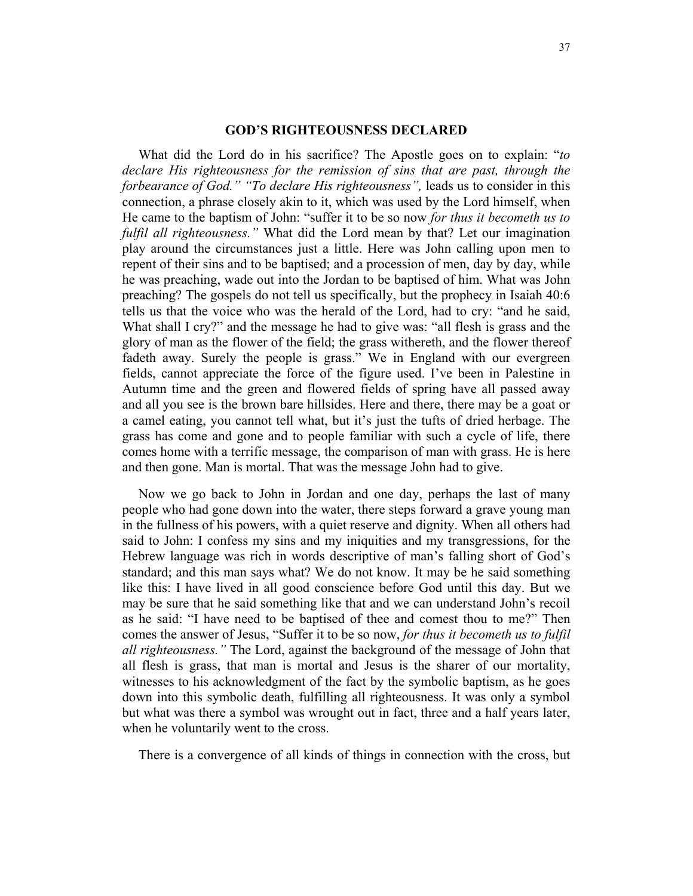## GOD'S RIGHTEOUSNESS DECLARED

What did the Lord do in his sacrifice? The Apostle goes on to explain: "*to declare His righteousness for the remission of sins that are past, through the forbearance of God." "To declare His righteousness",* leads us to consider in this connection, a phrase closely akin to it, which was used by the Lord himself, when He came to the baptism of John: "suffer it to be so now *for thus it becometh us to fulfil all righteousness."* What did the Lord mean by that? Let our imagination play around the circumstances just a little. Here was John calling upon men to repent of their sins and to be baptised; and a procession of men, day by day, while he was preaching, wade out into the Jordan to be baptised of him. What was John preaching? The gospels do not tell us specifically, but the prophecy in Isaiah 40:6 tells us that the voice who was the herald of the Lord, had to cry: "and he said, What shall I cry?" and the message he had to give was: "all flesh is grass and the glory of man as the flower of the field; the grass withereth, and the flower thereof fadeth away. Surely the people is grass." We in England with our evergreen fields, cannot appreciate the force of the figure used. I've been in Palestine in Autumn time and the green and flowered fields of spring have all passed away and all you see is the brown bare hillsides. Here and there, there may be a goat or a camel eating, you cannot tell what, but it's just the tufts of dried herbage. The grass has come and gone and to people familiar with such a cycle of life, there comes home with a terrific message, the comparison of man with grass. He is here and then gone. Man is mortal. That was the message John had to give.

Now we go back to John in Jordan and one day, perhaps the last of many people who had gone down into the water, there steps forward a grave young man in the fullness of his powers, with a quiet reserve and dignity. When all others had said to John: I confess my sins and my iniquities and my transgressions, for the Hebrew language was rich in words descriptive of man's falling short of God's standard; and this man says what? We do not know. It may be he said something like this: I have lived in all good conscience before God until this day. But we may be sure that he said something like that and we can understand John's recoil as he said: "I have need to be baptised of thee and comest thou to me?" Then comes the answer of Jesus, "Suffer it to be so now, *for thus it becometh us to fulfil all righteousness."* The Lord, against the background of the message of John that all flesh is grass, that man is mortal and Jesus is the sharer of our mortality, witnesses to his acknowledgment of the fact by the symbolic baptism, as he goes down into this symbolic death, fulfilling all righteousness. It was only a symbol but what was there a symbol was wrought out in fact, three and a half years later, when he voluntarily went to the cross.

There is a convergence of all kinds of things in connection with the cross, but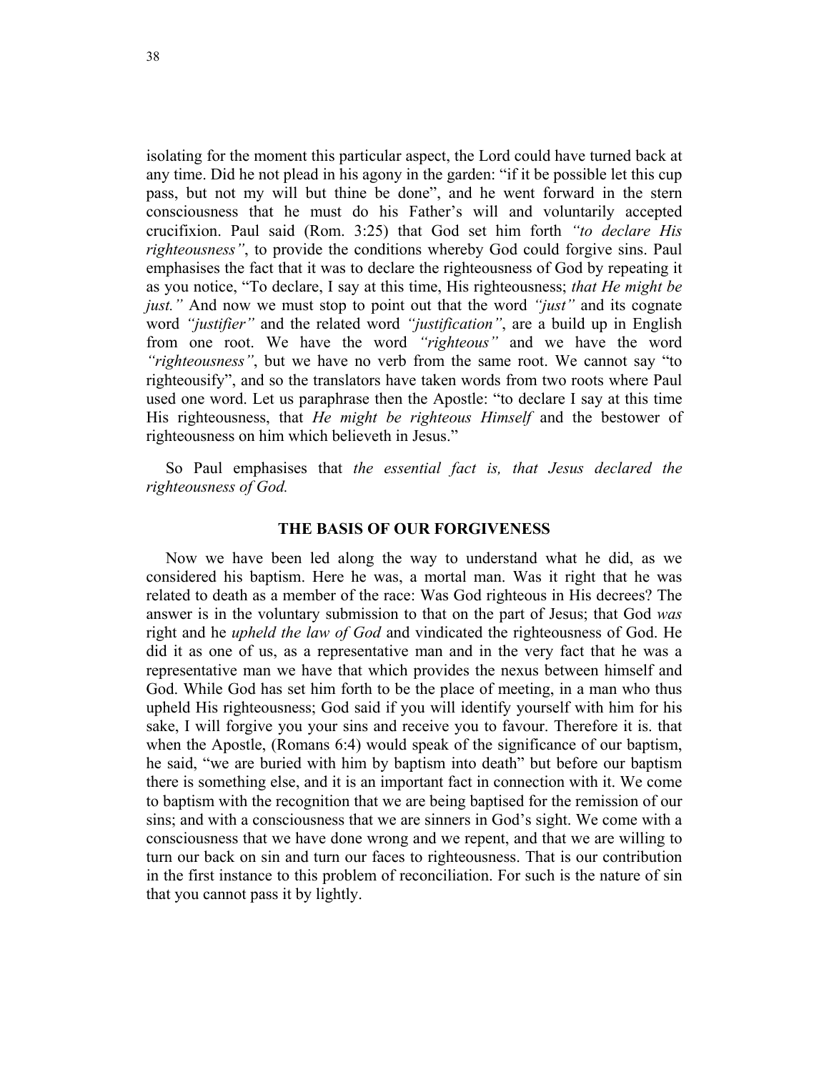isolating for the moment this particular aspect, the Lord could have turned back at any time. Did he not plead in his agony in the garden: "if it be possible let this cup pass, but not my will but thine be done", and he went forward in the stern consciousness that he must do his Father's will and voluntarily accepted crucifixion. Paul said (Rom. 3:25) that God set him forth *"to declare His righteousness"*, to provide the conditions whereby God could forgive sins. Paul emphasises the fact that it was to declare the righteousness of God by repeating it as you notice, "To declare, I say at this time, His righteousness; *that He might be just."* And now we must stop to point out that the word *"just"* and its cognate word *"justifier"* and the related word *"justification"*, are a build up in English from one root. We have the word *"righteous"* and we have the word *"righteousness"*, but we have no verb from the same root. We cannot say "to righteousify", and so the translators have taken words from two roots where Paul used one word. Let us paraphrase then the Apostle: "to declare I say at this time His righteousness, that *He might be righteous Himself* and the bestower of righteousness on him which believeth in Jesus."

So Paul emphasises that *the essential fact is, that Jesus declared the righteousness of God.*

### THE BASIS OF OUR FORGIVENESS

Now we have been led along the way to understand what he did, as we considered his baptism. Here he was, a mortal man. Was it right that he was related to death as a member of the race: Was God righteous in His decrees? The answer is in the voluntary submission to that on the part of Jesus; that God *was* right and he *upheld the law of God* and vindicated the righteousness of God. He did it as one of us, as a representative man and in the very fact that he was a representative man we have that which provides the nexus between himself and God. While God has set him forth to be the place of meeting, in a man who thus upheld His righteousness; God said if you will identify yourself with him for his sake, I will forgive you your sins and receive you to favour. Therefore it is. that when the Apostle, (Romans 6:4) would speak of the significance of our baptism, he said, "we are buried with him by baptism into death" but before our baptism there is something else, and it is an important fact in connection with it. We come to baptism with the recognition that we are being baptised for the remission of our sins; and with a consciousness that we are sinners in God's sight. We come with a consciousness that we have done wrong and we repent, and that we are willing to turn our back on sin and turn our faces to righteousness. That is our contribution in the first instance to this problem of reconciliation. For such is the nature of sin that you cannot pass it by lightly.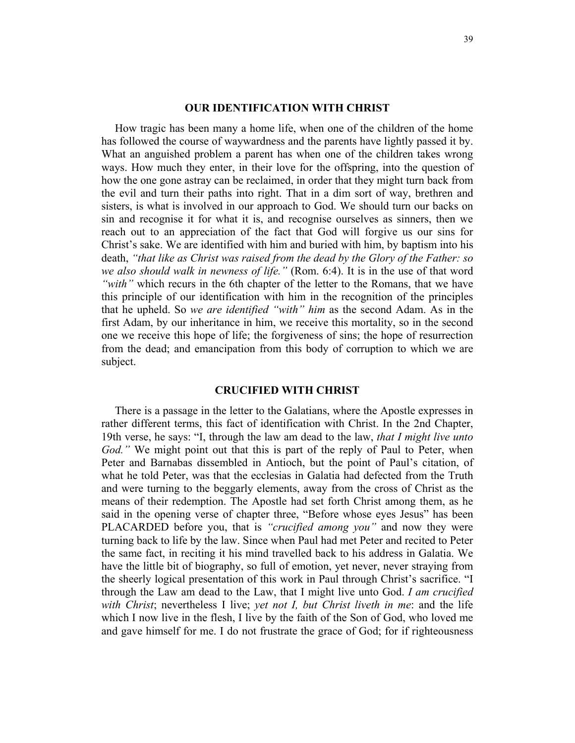## OUR IDENTIFICATION WITH CHRIST

How tragic has been many a home life, when one of the children of the home has followed the course of waywardness and the parents have lightly passed it by. What an anguished problem a parent has when one of the children takes wrong ways. How much they enter, in their love for the offspring, into the question of how the one gone astray can be reclaimed, in order that they might turn back from the evil and turn their paths into right. That in a dim sort of way, brethren and sisters, is what is involved in our approach to God. We should turn our backs on sin and recognise it for what it is, and recognise ourselves as sinners, then we reach out to an appreciation of the fact that God will forgive us our sins for Christ's sake. We are identified with him and buried with him, by baptism into his death, *"that like as Christ was raised from the dead by the Glory of the Father: so we also should walk in newness of life."* (Rom. 6:4). It is in the use of that word *"with"* which recurs in the 6th chapter of the letter to the Romans, that we have this principle of our identification with him in the recognition of the principles that he upheld. So *we are identified "with" him* as the second Adam. As in the first Adam, by our inheritance in him, we receive this mortality, so in the second one we receive this hope of life; the forgiveness of sins; the hope of resurrection from the dead; and emancipation from this body of corruption to which we are subject.

## CRUCIFIED WITH CHRIST

There is a passage in the letter to the Galatians, where the Apostle expresses in rather different terms, this fact of identification with Christ. In the 2nd Chapter, 19th verse, he says: "I, through the law am dead to the law, *that I might live unto God."* We might point out that this is part of the reply of Paul to Peter, when Peter and Barnabas dissembled in Antioch, but the point of Paul's citation, of what he told Peter, was that the ecclesias in Galatia had defected from the Truth and were turning to the beggarly elements, away from the cross of Christ as the means of their redemption. The Apostle had set forth Christ among them, as he said in the opening verse of chapter three, "Before whose eyes Jesus" has been PLACARDED before you, that is *"crucified among you"* and now they were turning back to life by the law. Since when Paul had met Peter and recited to Peter the same fact, in reciting it his mind travelled back to his address in Galatia. We have the little bit of biography, so full of emotion, yet never, never straying from the sheerly logical presentation of this work in Paul through Christ's sacrifice. "I through the Law am dead to the Law, that I might live unto God. *I am crucified with Christ*; nevertheless I live; *yet not I, but Christ liveth in me*: and the life which I now live in the flesh, I live by the faith of the Son of God, who loved me and gave himself for me. I do not frustrate the grace of God; for if righteousness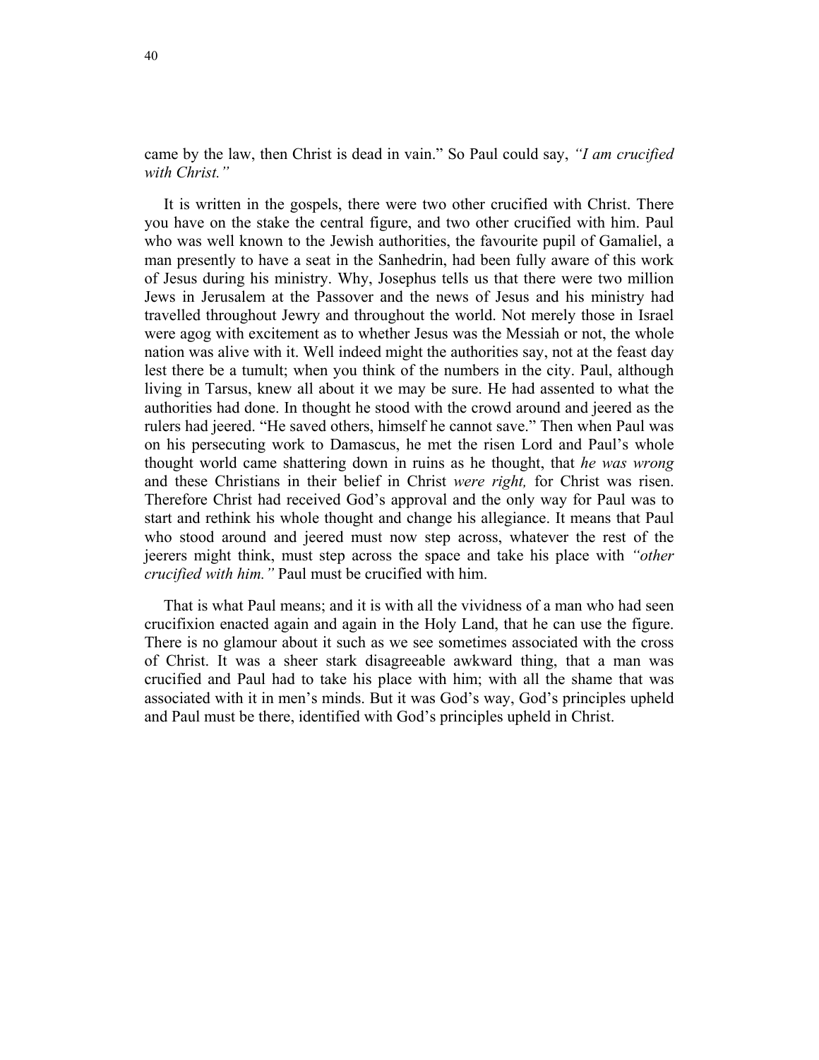came by the law, then Christ is dead in vain." So Paul could say, *"I am crucified with Christ."*

It is written in the gospels, there were two other crucified with Christ. There you have on the stake the central figure, and two other crucified with him. Paul who was well known to the Jewish authorities, the favourite pupil of Gamaliel, a man presently to have a seat in the Sanhedrin, had been fully aware of this work of Jesus during his ministry. Why, Josephus tells us that there were two million Jews in Jerusalem at the Passover and the news of Jesus and his ministry had travelled throughout Jewry and throughout the world. Not merely those in Israel were agog with excitement as to whether Jesus was the Messiah or not, the whole nation was alive with it. Well indeed might the authorities say, not at the feast day lest there be a tumult; when you think of the numbers in the city. Paul, although living in Tarsus, knew all about it we may be sure. He had assented to what the authorities had done. In thought he stood with the crowd around and jeered as the rulers had jeered. "He saved others, himself he cannot save." Then when Paul was on his persecuting work to Damascus, he met the risen Lord and Paul's whole thought world came shattering down in ruins as he thought, that *he was wrong* and these Christians in their belief in Christ *were right,* for Christ was risen. Therefore Christ had received God's approval and the only way for Paul was to start and rethink his whole thought and change his allegiance. It means that Paul who stood around and jeered must now step across, whatever the rest of the jeerers might think, must step across the space and take his place with *"other crucified with him."* Paul must be crucified with him.

That is what Paul means; and it is with all the vividness of a man who had seen crucifixion enacted again and again in the Holy Land, that he can use the figure. There is no glamour about it such as we see sometimes associated with the cross of Christ. It was a sheer stark disagreeable awkward thing, that a man was crucified and Paul had to take his place with him; with all the shame that was associated with it in men's minds. But it was God's way, God's principles upheld and Paul must be there, identified with God's principles upheld in Christ.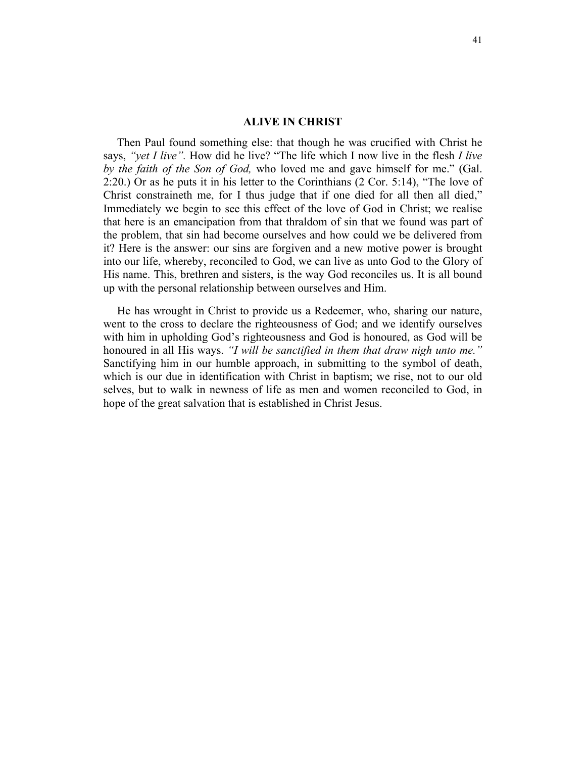## ALIVE IN CHRIST

Then Paul found something else: that though he was crucified with Christ he says, *"yet I live".* How did he live? "The life which I now live in the flesh *I live by the faith of the Son of God,* who loved me and gave himself for me." (Gal. 2:20.) Or as he puts it in his letter to the Corinthians (2 Cor. 5:14), "The love of Christ constraineth me, for I thus judge that if one died for all then all died," Immediately we begin to see this effect of the love of God in Christ; we realise that here is an emancipation from that thraldom of sin that we found was part of the problem, that sin had become ourselves and how could we be delivered from it? Here is the answer: our sins are forgiven and a new motive power is brought into our life, whereby, reconciled to God, we can live as unto God to the Glory of His name. This, brethren and sisters, is the way God reconciles us. It is all bound up with the personal relationship between ourselves and Him.

He has wrought in Christ to provide us a Redeemer, who, sharing our nature, went to the cross to declare the righteousness of God; and we identify ourselves with him in upholding God's righteousness and God is honoured, as God will be honoured in all His ways. *"I will be sanctified in them that draw nigh unto me."* Sanctifying him in our humble approach, in submitting to the symbol of death, which is our due in identification with Christ in baptism; we rise, not to our old selves, but to walk in newness of life as men and women reconciled to God, in hope of the great salvation that is established in Christ Jesus.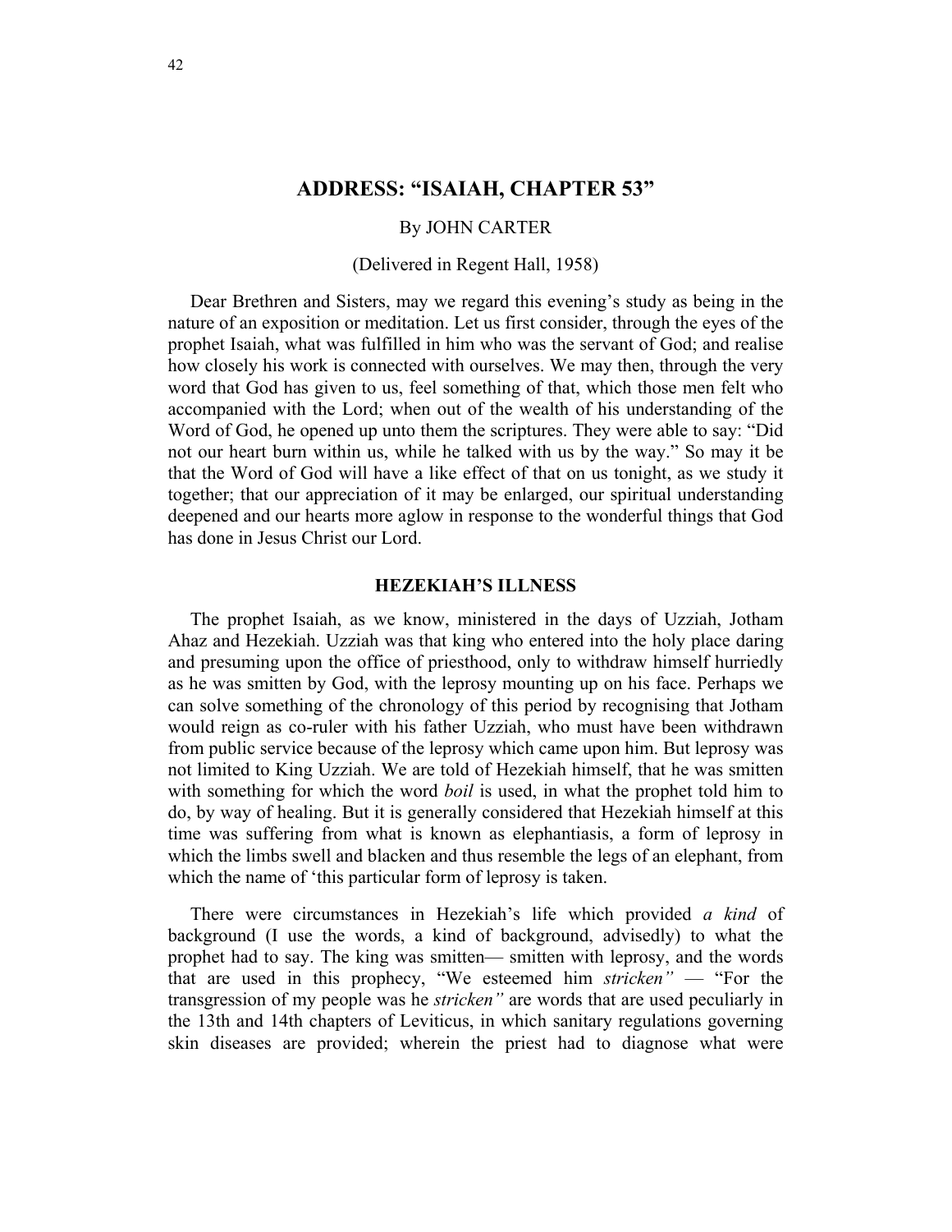## ADDRESS: "ISAIAH, CHAPTER 53"

By JOHN CARTER

(Delivered in Regent Hall, 1958)

Dear Brethren and Sisters, may we regard this evening's study as being in the nature of an exposition or meditation. Let us first consider, through the eyes of the prophet Isaiah, what was fulfilled in him who was the servant of God; and realise how closely his work is connected with ourselves. We may then, through the very word that God has given to us, feel something of that, which those men felt who accompanied with the Lord; when out of the wealth of his understanding of the Word of God, he opened up unto them the scriptures. They were able to say: "Did not our heart burn within us, while he talked with us by the way." So may it be that the Word of God will have a like effect of that on us tonight, as we study it together; that our appreciation of it may be enlarged, our spiritual understanding deepened and our hearts more aglow in response to the wonderful things that God has done in Jesus Christ our Lord.

### HEZEKIAH'S ILLNESS

The prophet Isaiah, as we know, ministered in the days of Uzziah, Jotham Ahaz and Hezekiah. Uzziah was that king who entered into the holy place daring and presuming upon the office of priesthood, only to withdraw himself hurriedly as he was smitten by God, with the leprosy mounting up on his face. Perhaps we can solve something of the chronology of this period by recognising that Jotham would reign as co-ruler with his father Uzziah, who must have been withdrawn from public service because of the leprosy which came upon him. But leprosy was not limited to King Uzziah. We are told of Hezekiah himself, that he was smitten with something for which the word *boil* is used, in what the prophet told him to do, by way of healing. But it is generally considered that Hezekiah himself at this time was suffering from what is known as elephantiasis, a form of leprosy in which the limbs swell and blacken and thus resemble the legs of an elephant, from which the name of 'this particular form of leprosy is taken.

There were circumstances in Hezekiah's life which provided *a kind* of background (I use the words, a kind of background, advisedly) to what the prophet had to say. The king was smitten— smitten with leprosy, and the words that are used in this prophecy, "We esteemed him *stricken"* — "For the transgression of my people was he *stricken"* are words that are used peculiarly in the 13th and 14th chapters of Leviticus, in which sanitary regulations governing skin diseases are provided; wherein the priest had to diagnose what were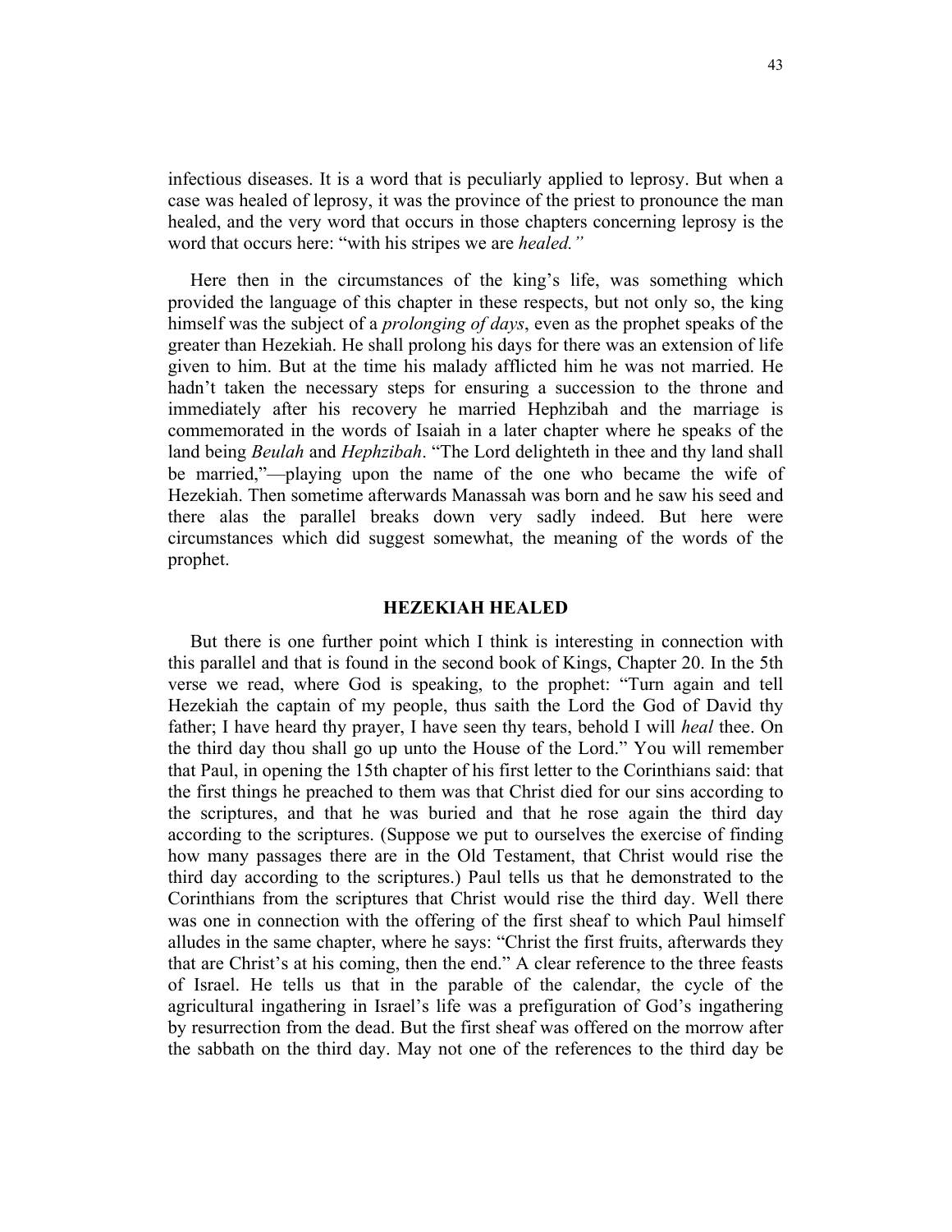infectious diseases. It is a word that is peculiarly applied to leprosy. But when a case was healed of leprosy, it was the province of the priest to pronounce the man healed, and the very word that occurs in those chapters concerning leprosy is the word that occurs here: "with his stripes we are *healed."*

Here then in the circumstances of the king's life, was something which provided the language of this chapter in these respects, but not only so, the king himself was the subject of a *prolonging of days*, even as the prophet speaks of the greater than Hezekiah. He shall prolong his days for there was an extension of life given to him. But at the time his malady afflicted him he was not married. He hadn't taken the necessary steps for ensuring a succession to the throne and immediately after his recovery he married Hephzibah and the marriage is commemorated in the words of Isaiah in a later chapter where he speaks of the land being *Beulah* and *Hephzibah*. "The Lord delighteth in thee and thy land shall be married,"—playing upon the name of the one who became the wife of Hezekiah. Then sometime afterwards Manassah was born and he saw his seed and there alas the parallel breaks down very sadly indeed. But here were circumstances which did suggest somewhat, the meaning of the words of the prophet.

## HEZEKIAH HEALED

But there is one further point which I think is interesting in connection with this parallel and that is found in the second book of Kings, Chapter 20. In the 5th verse we read, where God is speaking, to the prophet: "Turn again and tell Hezekiah the captain of my people, thus saith the Lord the God of David thy father; I have heard thy prayer, I have seen thy tears, behold I will *heal* thee. On the third day thou shall go up unto the House of the Lord." You will remember that Paul, in opening the 15th chapter of his first letter to the Corinthians said: that the first things he preached to them was that Christ died for our sins according to the scriptures, and that he was buried and that he rose again the third day according to the scriptures. (Suppose we put to ourselves the exercise of finding how many passages there are in the Old Testament, that Christ would rise the third day according to the scriptures.) Paul tells us that he demonstrated to the Corinthians from the scriptures that Christ would rise the third day. Well there was one in connection with the offering of the first sheaf to which Paul himself alludes in the same chapter, where he says: "Christ the first fruits, afterwards they that are Christ's at his coming, then the end." A clear reference to the three feasts of Israel. He tells us that in the parable of the calendar, the cycle of the agricultural ingathering in Israel's life was a prefiguration of God's ingathering by resurrection from the dead. But the first sheaf was offered on the morrow after the sabbath on the third day. May not one of the references to the third day be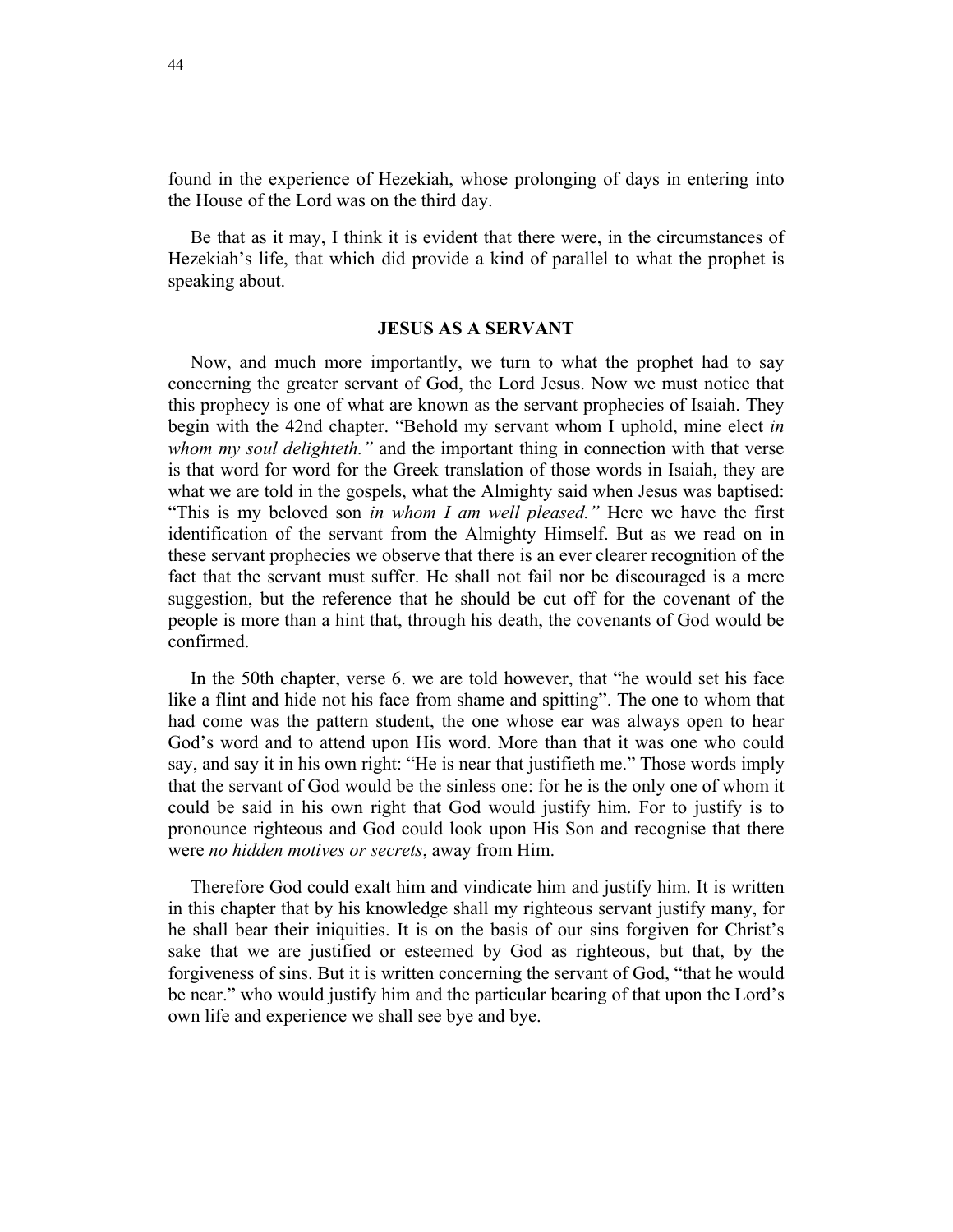found in the experience of Hezekiah, whose prolonging of days in entering into the House of the Lord was on the third day.

Be that as it may, I think it is evident that there were, in the circumstances of Hezekiah's life, that which did provide a kind of parallel to what the prophet is speaking about.

## JESUS AS A SERVANT

Now, and much more importantly, we turn to what the prophet had to say concerning the greater servant of God, the Lord Jesus. Now we must notice that this prophecy is one of what are known as the servant prophecies of Isaiah. They begin with the 42nd chapter. "Behold my servant whom I uphold, mine elect *in whom my soul delighteth."* and the important thing in connection with that verse is that word for word for the Greek translation of those words in Isaiah, they are what we are told in the gospels, what the Almighty said when Jesus was baptised: "This is my beloved son *in whom I am well pleased."* Here we have the first identification of the servant from the Almighty Himself. But as we read on in these servant prophecies we observe that there is an ever clearer recognition of the fact that the servant must suffer. He shall not fail nor be discouraged is a mere suggestion, but the reference that he should be cut off for the covenant of the people is more than a hint that, through his death, the covenants of God would be confirmed.

In the 50th chapter, verse 6. we are told however, that "he would set his face like a flint and hide not his face from shame and spitting". The one to whom that had come was the pattern student, the one whose ear was always open to hear God's word and to attend upon His word. More than that it was one who could say, and say it in his own right: "He is near that justifieth me." Those words imply that the servant of God would be the sinless one: for he is the only one of whom it could be said in his own right that God would justify him. For to justify is to pronounce righteous and God could look upon His Son and recognise that there were *no hidden motives or secrets*, away from Him.

Therefore God could exalt him and vindicate him and justify him. It is written in this chapter that by his knowledge shall my righteous servant justify many, for he shall bear their iniquities. It is on the basis of our sins forgiven for Christ's sake that we are justified or esteemed by God as righteous, but that, by the forgiveness of sins. But it is written concerning the servant of God, "that he would be near." who would justify him and the particular bearing of that upon the Lord's own life and experience we shall see bye and bye.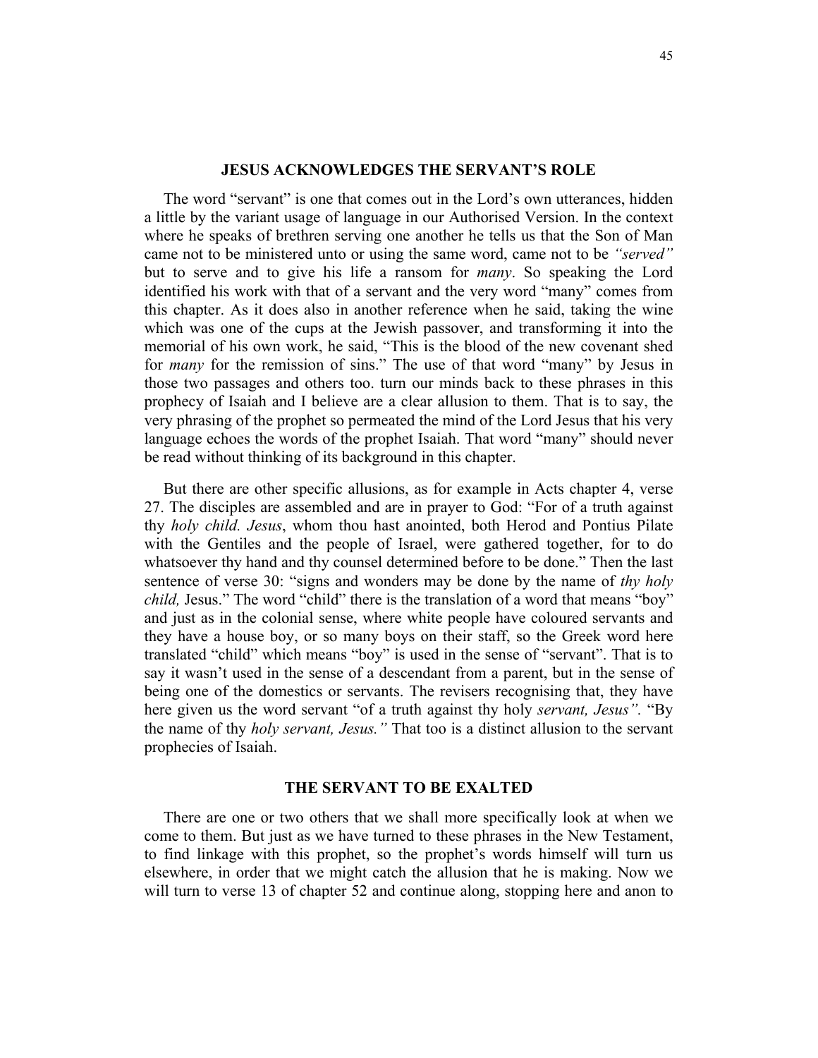## JESUS ACKNOWLEDGES THE SERVANT'S ROLE

The word "servant" is one that comes out in the Lord's own utterances, hidden a little by the variant usage of language in our Authorised Version. In the context where he speaks of brethren serving one another he tells us that the Son of Man came not to be ministered unto or using the same word, came not to be *"served"* but to serve and to give his life a ransom for *many*. So speaking the Lord identified his work with that of a servant and the very word "many" comes from this chapter. As it does also in another reference when he said, taking the wine which was one of the cups at the Jewish passover, and transforming it into the memorial of his own work, he said, "This is the blood of the new covenant shed for *many* for the remission of sins." The use of that word "many" by Jesus in those two passages and others too. turn our minds back to these phrases in this prophecy of Isaiah and I believe are a clear allusion to them. That is to say, the very phrasing of the prophet so permeated the mind of the Lord Jesus that his very language echoes the words of the prophet Isaiah. That word "many" should never be read without thinking of its background in this chapter.

But there are other specific allusions, as for example in Acts chapter 4, verse 27. The disciples are assembled and are in prayer to God: "For of a truth against thy *holy child. Jesus*, whom thou hast anointed, both Herod and Pontius Pilate with the Gentiles and the people of Israel, were gathered together, for to do whatsoever thy hand and thy counsel determined before to be done." Then the last sentence of verse 30: "signs and wonders may be done by the name of *thy holy child,* Jesus." The word "child" there is the translation of a word that means "boy" and just as in the colonial sense, where white people have coloured servants and they have a house boy, or so many boys on their staff, so the Greek word here translated "child" which means "boy" is used in the sense of "servant". That is to say it wasn't used in the sense of a descendant from a parent, but in the sense of being one of the domestics or servants. The revisers recognising that, they have here given us the word servant "of a truth against thy holy *servant, Jesus".* "By the name of thy *holy servant, Jesus."* That too is a distinct allusion to the servant prophecies of Isaiah.

## THE SERVANT TO BE EXALTED

There are one or two others that we shall more specifically look at when we come to them. But just as we have turned to these phrases in the New Testament, to find linkage with this prophet, so the prophet's words himself will turn us elsewhere, in order that we might catch the allusion that he is making. Now we will turn to verse 13 of chapter 52 and continue along, stopping here and anon to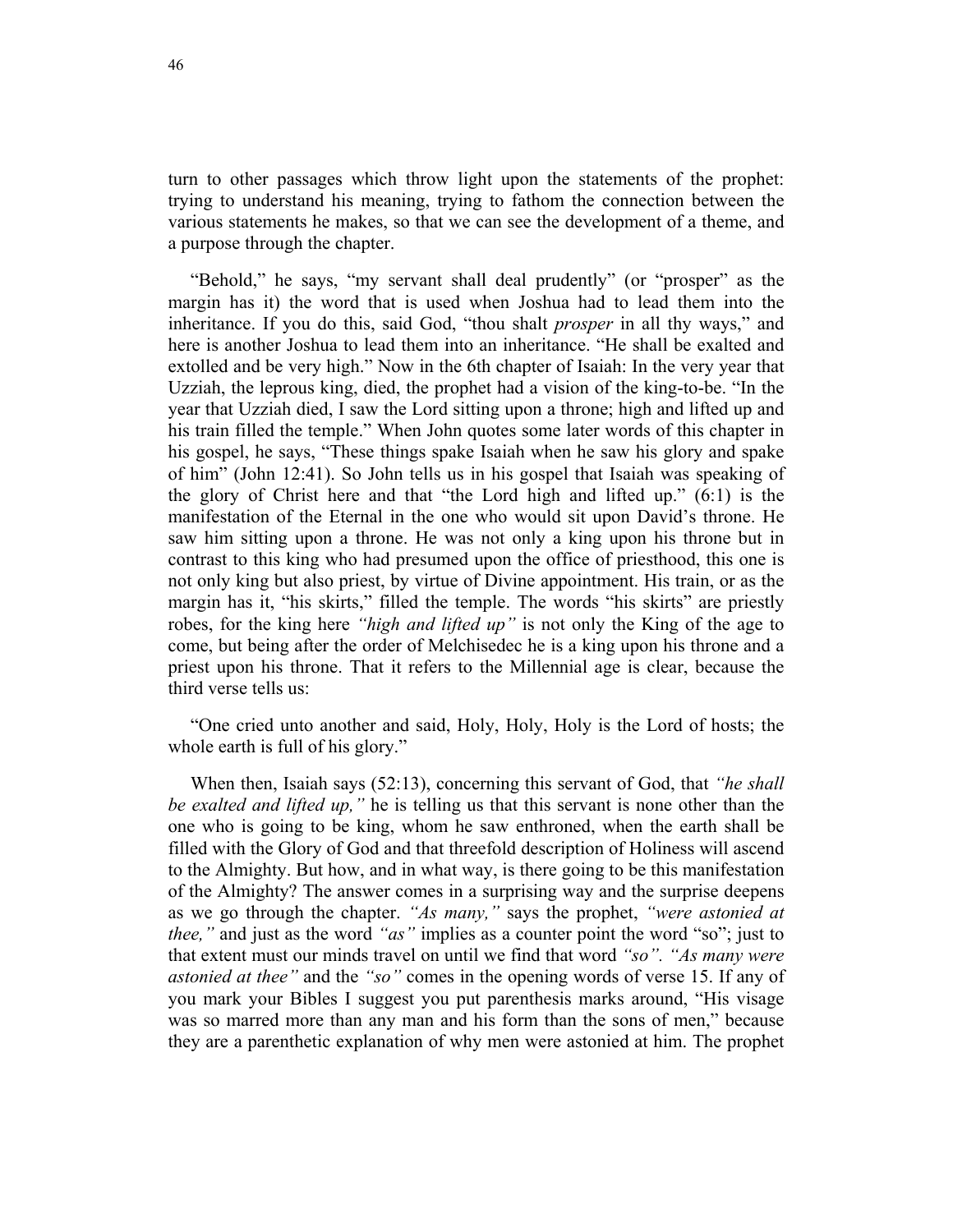turn to other passages which throw light upon the statements of the prophet: trying to understand his meaning, trying to fathom the connection between the various statements he makes, so that we can see the development of a theme, and a purpose through the chapter.

"Behold," he says, "my servant shall deal prudently" (or "prosper" as the margin has it) the word that is used when Joshua had to lead them into the inheritance. If you do this, said God, "thou shalt *prosper* in all thy ways," and here is another Joshua to lead them into an inheritance. "He shall be exalted and extolled and be very high." Now in the 6th chapter of Isaiah: In the very year that Uzziah, the leprous king, died, the prophet had a vision of the king-to-be. "In the year that Uzziah died, I saw the Lord sitting upon a throne; high and lifted up and his train filled the temple." When John quotes some later words of this chapter in his gospel, he says, "These things spake Isaiah when he saw his glory and spake of him" (John 12:41). So John tells us in his gospel that Isaiah was speaking of the glory of Christ here and that "the Lord high and lifted up." (6:1) is the manifestation of the Eternal in the one who would sit upon David's throne. He saw him sitting upon a throne. He was not only a king upon his throne but in contrast to this king who had presumed upon the office of priesthood, this one is not only king but also priest, by virtue of Divine appointment. His train, or as the margin has it, "his skirts," filled the temple. The words "his skirts" are priestly robes, for the king here *"high and lifted up"* is not only the King of the age to come, but being after the order of Melchisedec he is a king upon his throne and a priest upon his throne. That it refers to the Millennial age is clear, because the third verse tells us:

"One cried unto another and said, Holy, Holy, Holy is the Lord of hosts; the whole earth is full of his glory."

When then, Isaiah says (52:13), concerning this servant of God, that *"he shall be exalted and lifted up,"* he is telling us that this servant is none other than the one who is going to be king, whom he saw enthroned, when the earth shall be filled with the Glory of God and that threefold description of Holiness will ascend to the Almighty. But how, and in what way, is there going to be this manifestation of the Almighty? The answer comes in a surprising way and the surprise deepens as we go through the chapter. *"As many,"* says the prophet, *"were astonied at thee,"* and just as the word *"as"* implies as a counter point the word "so"; just to that extent must our minds travel on until we find that word *"so". "As many were astonied at thee"* and the *"so"* comes in the opening words of verse 15. If any of you mark your Bibles I suggest you put parenthesis marks around, "His visage was so marred more than any man and his form than the sons of men," because they are a parenthetic explanation of why men were astonied at him. The prophet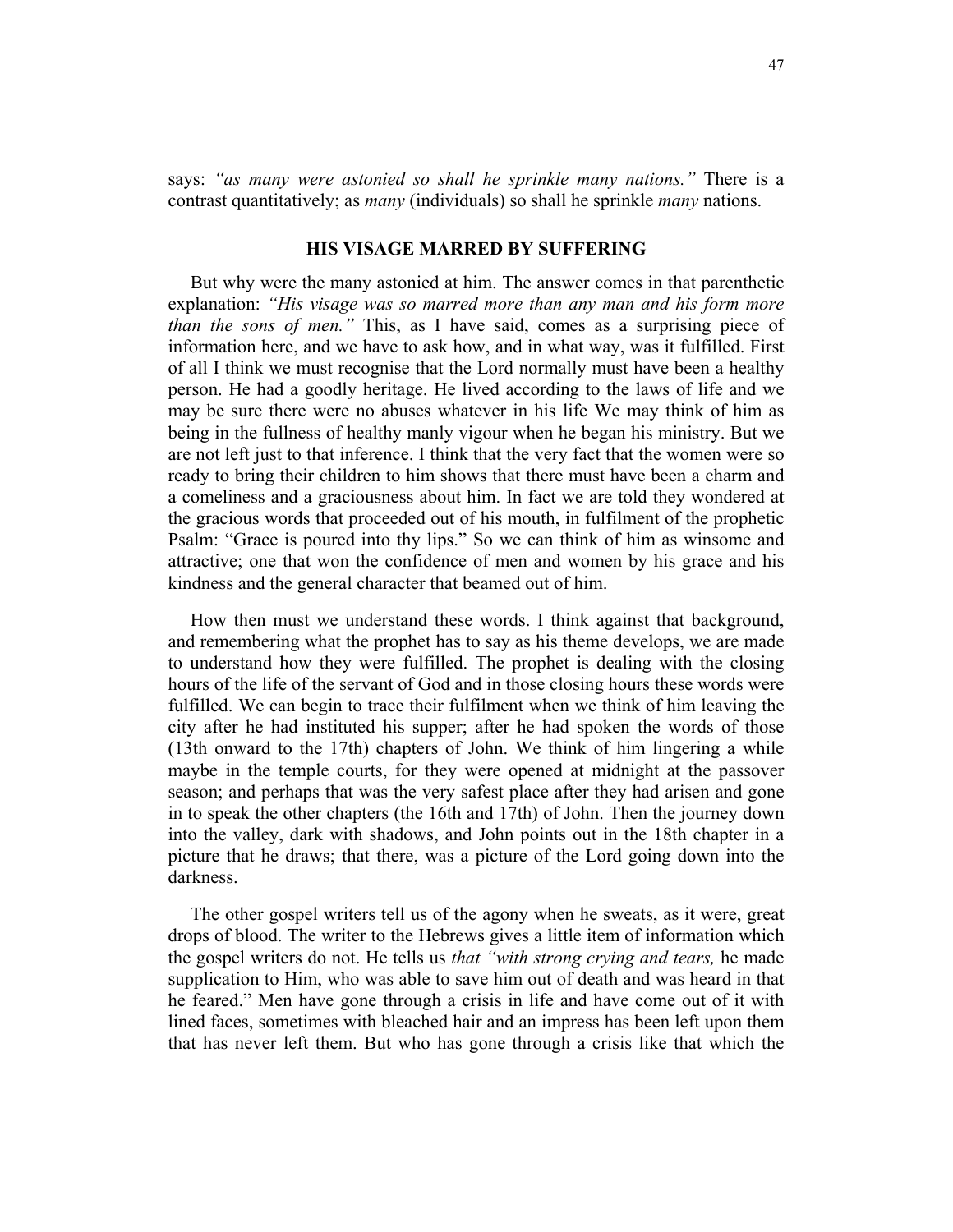says: *"as many were astonied so shall he sprinkle many nations."* There is a contrast quantitatively; as *many* (individuals) so shall he sprinkle *many* nations.

## HIS VISAGE MARRED BY SUFFERING

But why were the many astonied at him. The answer comes in that parenthetic explanation: *"His visage was so marred more than any man and his form more than the sons of men."* This, as I have said, comes as a surprising piece of information here, and we have to ask how, and in what way, was it fulfilled. First of all I think we must recognise that the Lord normally must have been a healthy person. He had a goodly heritage. He lived according to the laws of life and we may be sure there were no abuses whatever in his life We may think of him as being in the fullness of healthy manly vigour when he began his ministry. But we are not left just to that inference. I think that the very fact that the women were so ready to bring their children to him shows that there must have been a charm and a comeliness and a graciousness about him. In fact we are told they wondered at the gracious words that proceeded out of his mouth, in fulfilment of the prophetic Psalm: "Grace is poured into thy lips." So we can think of him as winsome and attractive; one that won the confidence of men and women by his grace and his kindness and the general character that beamed out of him.

How then must we understand these words. I think against that background, and remembering what the prophet has to say as his theme develops, we are made to understand how they were fulfilled. The prophet is dealing with the closing hours of the life of the servant of God and in those closing hours these words were fulfilled. We can begin to trace their fulfilment when we think of him leaving the city after he had instituted his supper; after he had spoken the words of those (13th onward to the 17th) chapters of John. We think of him lingering a while maybe in the temple courts, for they were opened at midnight at the passover season; and perhaps that was the very safest place after they had arisen and gone in to speak the other chapters (the 16th and 17th) of John. Then the journey down into the valley, dark with shadows, and John points out in the 18th chapter in a picture that he draws; that there, was a picture of the Lord going down into the darkness.

The other gospel writers tell us of the agony when he sweats, as it were, great drops of blood. The writer to the Hebrews gives a little item of information which the gospel writers do not. He tells us *that "with strong crying and tears,* he made supplication to Him, who was able to save him out of death and was heard in that he feared." Men have gone through a crisis in life and have come out of it with lined faces, sometimes with bleached hair and an impress has been left upon them that has never left them. But who has gone through a crisis like that which the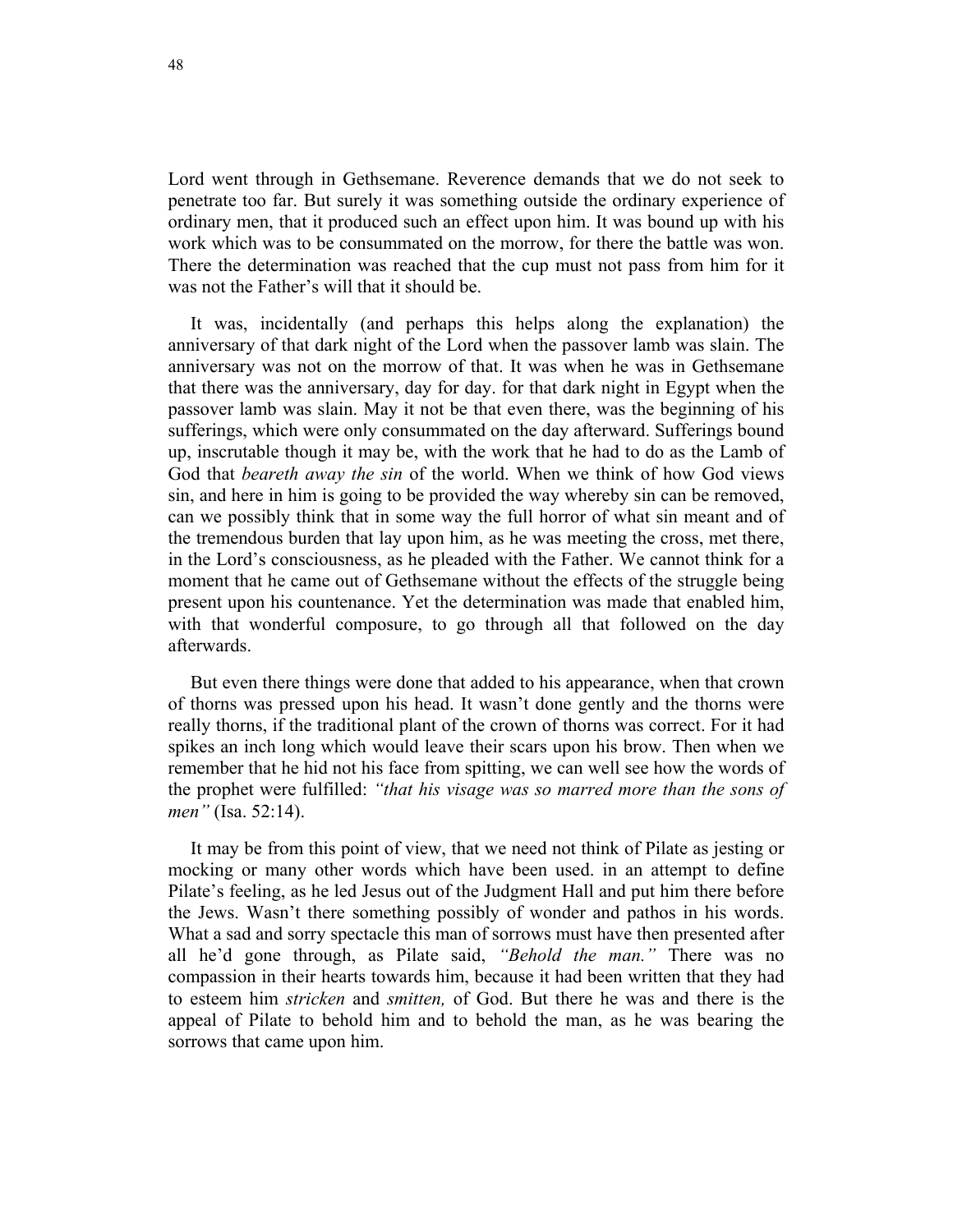Lord went through in Gethsemane. Reverence demands that we do not seek to penetrate too far. But surely it was something outside the ordinary experience of ordinary men, that it produced such an effect upon him. It was bound up with his work which was to be consummated on the morrow, for there the battle was won. There the determination was reached that the cup must not pass from him for it was not the Father's will that it should be.

It was, incidentally (and perhaps this helps along the explanation) the anniversary of that dark night of the Lord when the passover lamb was slain. The anniversary was not on the morrow of that. It was when he was in Gethsemane that there was the anniversary, day for day. for that dark night in Egypt when the passover lamb was slain. May it not be that even there, was the beginning of his sufferings, which were only consummated on the day afterward. Sufferings bound up, inscrutable though it may be, with the work that he had to do as the Lamb of God that *beareth away the sin* of the world. When we think of how God views sin, and here in him is going to be provided the way whereby sin can be removed, can we possibly think that in some way the full horror of what sin meant and of the tremendous burden that lay upon him, as he was meeting the cross, met there, in the Lord's consciousness, as he pleaded with the Father. We cannot think for a moment that he came out of Gethsemane without the effects of the struggle being present upon his countenance. Yet the determination was made that enabled him, with that wonderful composure, to go through all that followed on the day afterwards.

But even there things were done that added to his appearance, when that crown of thorns was pressed upon his head. It wasn't done gently and the thorns were really thorns, if the traditional plant of the crown of thorns was correct. For it had spikes an inch long which would leave their scars upon his brow. Then when we remember that he hid not his face from spitting, we can well see how the words of the prophet were fulfilled: *"that his visage was so marred more than the sons of men"* (Isa. 52:14).

It may be from this point of view, that we need not think of Pilate as jesting or mocking or many other words which have been used. in an attempt to define Pilate's feeling, as he led Jesus out of the Judgment Hall and put him there before the Jews. Wasn't there something possibly of wonder and pathos in his words. What a sad and sorry spectacle this man of sorrows must have then presented after all he'd gone through, as Pilate said, *"Behold the man."* There was no compassion in their hearts towards him, because it had been written that they had to esteem him *stricken* and *smitten,* of God. But there he was and there is the appeal of Pilate to behold him and to behold the man, as he was bearing the sorrows that came upon him.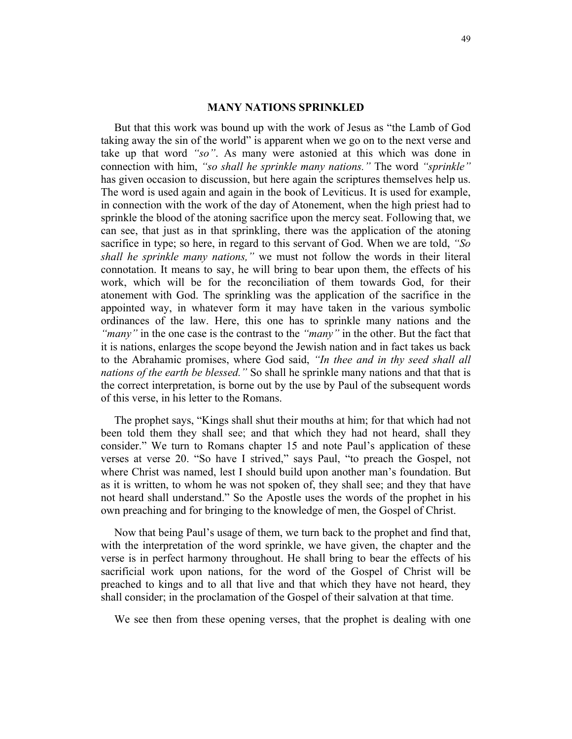## MANY NATIONS SPRINKLED

But that this work was bound up with the work of Jesus as "the Lamb of God taking away the sin of the world" is apparent when we go on to the next verse and take up that word *"so"*. As many were astonied at this which was done in connection with him, *"so shall he sprinkle many nations."* The word *"sprinkle"* has given occasion to discussion, but here again the scriptures themselves help us. The word is used again and again in the book of Leviticus. It is used for example, in connection with the work of the day of Atonement, when the high priest had to sprinkle the blood of the atoning sacrifice upon the mercy seat. Following that, we can see, that just as in that sprinkling, there was the application of the atoning sacrifice in type; so here, in regard to this servant of God. When we are told, *"So shall he sprinkle many nations,"* we must not follow the words in their literal connotation. It means to say, he will bring to bear upon them, the effects of his work, which will be for the reconciliation of them towards God, for their atonement with God. The sprinkling was the application of the sacrifice in the appointed way, in whatever form it may have taken in the various symbolic ordinances of the law. Here, this one has to sprinkle many nations and the *"many"* in the one case is the contrast to the *"many"* in the other. But the fact that it is nations, enlarges the scope beyond the Jewish nation and in fact takes us back to the Abrahamic promises, where God said, *"In thee and in thy seed shall all nations of the earth be blessed."* So shall he sprinkle many nations and that that is the correct interpretation, is borne out by the use by Paul of the subsequent words of this verse, in his letter to the Romans.

The prophet says, "Kings shall shut their mouths at him; for that which had not been told them they shall see; and that which they had not heard, shall they consider." We turn to Romans chapter 15 and note Paul's application of these verses at verse 20. "So have I strived," says Paul, "to preach the Gospel, not where Christ was named, lest I should build upon another man's foundation. But as it is written, to whom he was not spoken of, they shall see; and they that have not heard shall understand." So the Apostle uses the words of the prophet in his own preaching and for bringing to the knowledge of men, the Gospel of Christ.

Now that being Paul's usage of them, we turn back to the prophet and find that, with the interpretation of the word sprinkle, we have given, the chapter and the verse is in perfect harmony throughout. He shall bring to bear the effects of his sacrificial work upon nations, for the word of the Gospel of Christ will be preached to kings and to all that live and that which they have not heard, they shall consider; in the proclamation of the Gospel of their salvation at that time.

We see then from these opening verses, that the prophet is dealing with one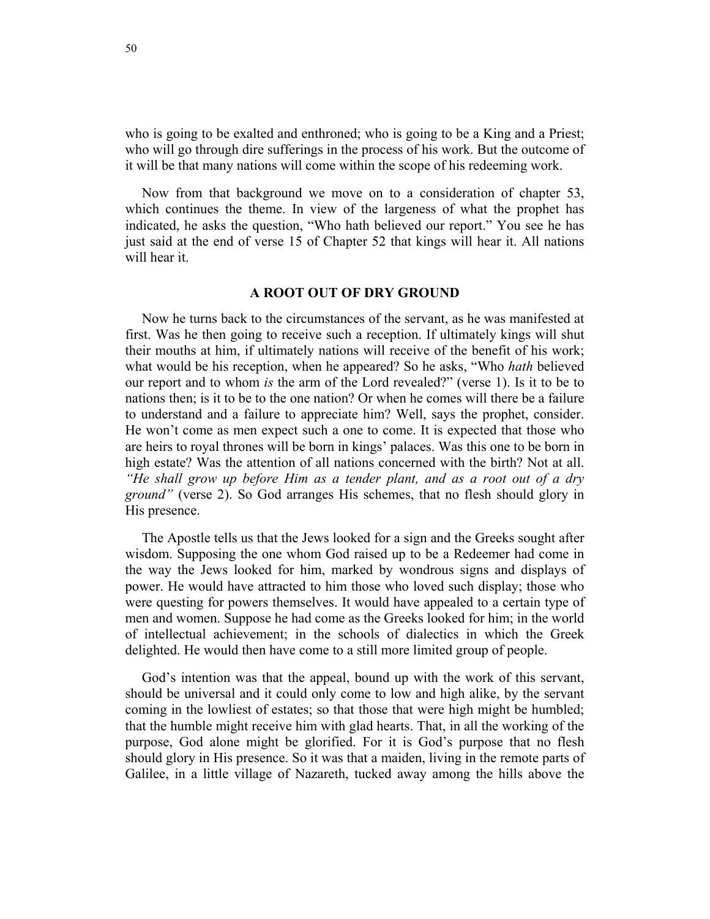who is going to be exalted and enthroned; who is going to be a King and a Priest; who will go through dire sufferings in the process of his work. But the outcome of it will be that many nations will come within the scope of his redeeming work.

Now from that background we move on to a consideration of chapter 53, which continues the theme. In view of the largeness of what the prophet has indicated, he asks the question, "Who hath believed our report." You see he has just said at the end of verse 15 of Chapter 52 that kings will hear it. All nations will hear it.

### A ROOT OUT OF DRY GROUND

Now he turns back to the circumstances of the servant, as he was manifested at first. Was he then going to receive such a reception. If ultimately kings will shut their mouths at him, if ultimately nations will receive of the benefit of his work; what would be his reception, when he appeared? So he asks, "Who *hath* believed our report and to whom *is* the arm of the Lord revealed?" (verse 1). Is it to be to nations then; is it to be to the one nation? Or when he comes will there be a failure to understand and a failure to appreciate him? Well, says the prophet, consider. He won't come as men expect such a one to come. It is expected that those who are heirs to royal thrones will be born in kings' palaces. Was this one to be born in high estate? Was the attention of all nations concerned with the birth? Not at all. *"He shall grow up before Him as a tender plant, and as a root out of a dry ground"* (verse 2). So God arranges His schemes, that no flesh should glory in His presence.

The Apostle tells us that the Jews looked for a sign and the Greeks sought after wisdom. Supposing the one whom God raised up to be a Redeemer had come in the way the Jews looked for him, marked by wondrous signs and displays of power. He would have attracted to him those who loved such display; those who were questing for powers themselves. It would have appealed to a certain type of men and women. Suppose he had come as the Greeks looked for him; in the world of intellectual achievement; in the schools of dialectics in which the Greek delighted. He would then have come to a still more limited group of people.

God's intention was that the appeal, bound up with the work of this servant, should be universal and it could only come to low and high alike, by the servant coming in the lowliest of estates; so that those that were high might be humbled; that the humble might receive him with glad hearts. That, in all the working of the purpose, God alone might be glorified. For it is God's purpose that no flesh should glory in His presence. So it was that a maiden, living in the remote parts of Galilee, in a little village of Nazareth, tucked away among the hills above the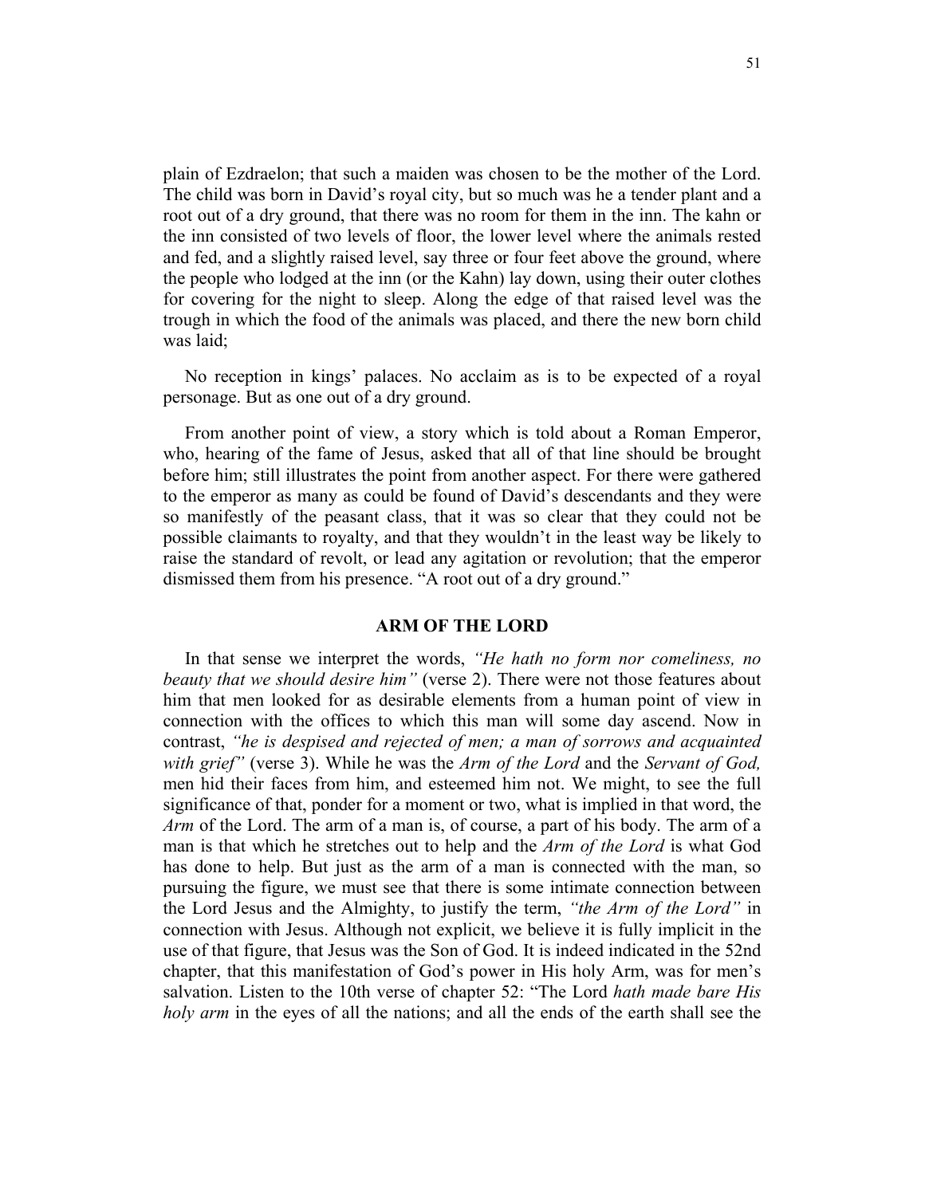plain of Ezdraelon; that such a maiden was chosen to be the mother of the Lord. The child was born in David's royal city, but so much was he a tender plant and a root out of a dry ground, that there was no room for them in the inn. The kahn or the inn consisted of two levels of floor, the lower level where the animals rested and fed, and a slightly raised level, say three or four feet above the ground, where the people who lodged at the inn (or the Kahn) lay down, using their outer clothes for covering for the night to sleep. Along the edge of that raised level was the trough in which the food of the animals was placed, and there the new born child was laid;

No reception in kings' palaces. No acclaim as is to be expected of a royal personage. But as one out of a dry ground.

From another point of view, a story which is told about a Roman Emperor, who, hearing of the fame of Jesus, asked that all of that line should be brought before him; still illustrates the point from another aspect. For there were gathered to the emperor as many as could be found of David's descendants and they were so manifestly of the peasant class, that it was so clear that they could not be possible claimants to royalty, and that they wouldn't in the least way be likely to raise the standard of revolt, or lead any agitation or revolution; that the emperor dismissed them from his presence. "A root out of a dry ground."

## ARM OF THE LORD

In that sense we interpret the words, *"He hath no form nor comeliness, no beauty that we should desire him"* (verse 2). There were not those features about him that men looked for as desirable elements from a human point of view in connection with the offices to which this man will some day ascend. Now in contrast, *"he is despised and rejected of men; a man of sorrows and acquainted with grief"* (verse 3). While he was the *Arm of the Lord* and the *Servant of God,* men hid their faces from him, and esteemed him not. We might, to see the full significance of that, ponder for a moment or two, what is implied in that word, the *Arm* of the Lord. The arm of a man is, of course, a part of his body. The arm of a man is that which he stretches out to help and the *Arm of the Lord* is what God has done to help. But just as the arm of a man is connected with the man, so pursuing the figure, we must see that there is some intimate connection between the Lord Jesus and the Almighty, to justify the term, *"the Arm of the Lord"* in connection with Jesus. Although not explicit, we believe it is fully implicit in the use of that figure, that Jesus was the Son of God. It is indeed indicated in the 52nd chapter, that this manifestation of God's power in His holy Arm, was for men's salvation. Listen to the 10th verse of chapter 52: "The Lord *hath made bare His holy arm* in the eyes of all the nations; and all the ends of the earth shall see the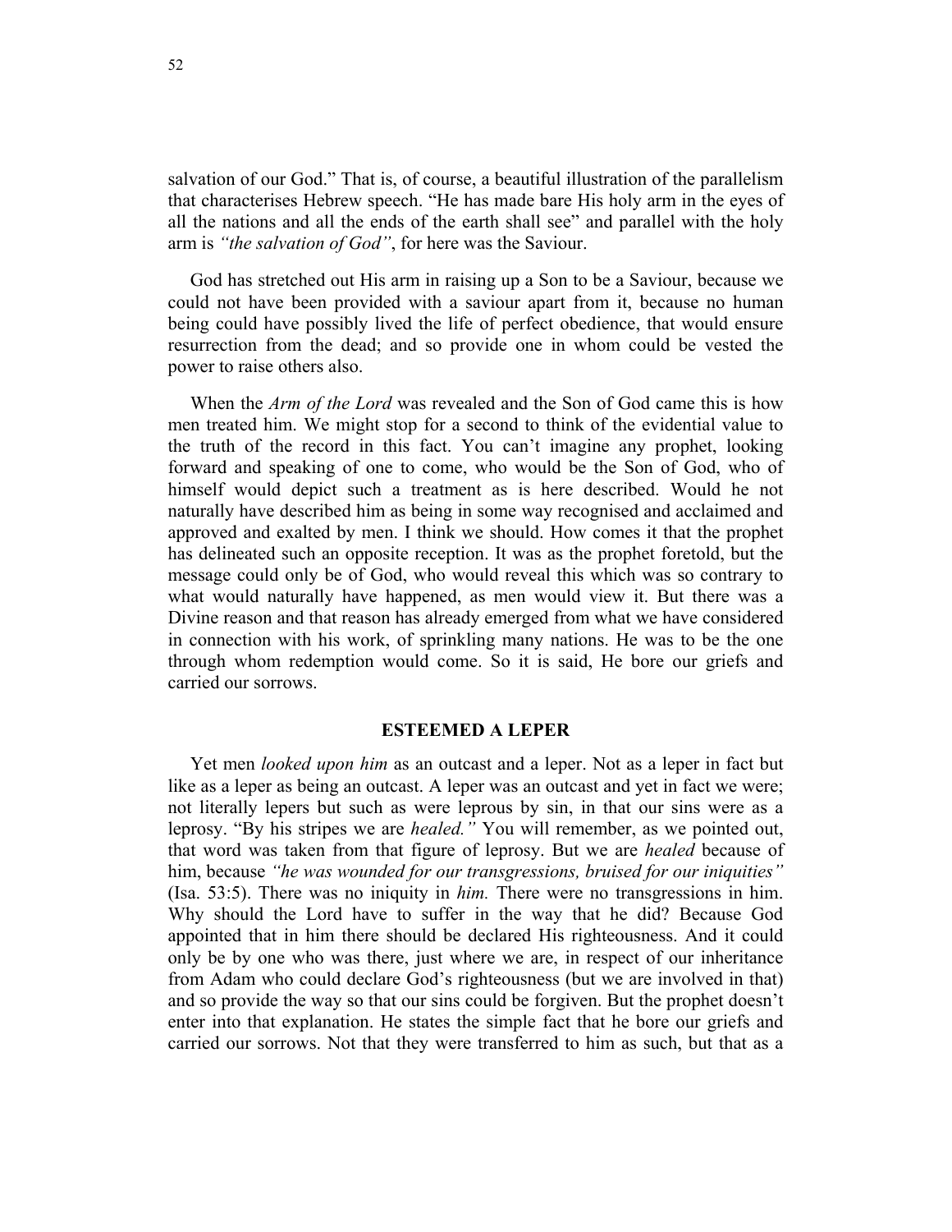salvation of our God." That is, of course, a beautiful illustration of the parallelism that characterises Hebrew speech. "He has made bare His holy arm in the eyes of all the nations and all the ends of the earth shall see" and parallel with the holy arm is *"the salvation of God"*, for here was the Saviour.

God has stretched out His arm in raising up a Son to be a Saviour, because we could not have been provided with a saviour apart from it, because no human being could have possibly lived the life of perfect obedience, that would ensure resurrection from the dead; and so provide one in whom could be vested the power to raise others also.

When the *Arm of the Lord* was revealed and the Son of God came this is how men treated him. We might stop for a second to think of the evidential value to the truth of the record in this fact. You can't imagine any prophet, looking forward and speaking of one to come, who would be the Son of God, who of himself would depict such a treatment as is here described. Would he not naturally have described him as being in some way recognised and acclaimed and approved and exalted by men. I think we should. How comes it that the prophet has delineated such an opposite reception. It was as the prophet foretold, but the message could only be of God, who would reveal this which was so contrary to what would naturally have happened, as men would view it. But there was a Divine reason and that reason has already emerged from what we have considered in connection with his work, of sprinkling many nations. He was to be the one through whom redemption would come. So it is said, He bore our griefs and carried our sorrows.

## ESTEEMED A LEPER

Yet men *looked upon him* as an outcast and a leper. Not as a leper in fact but like as a leper as being an outcast. A leper was an outcast and yet in fact we were; not literally lepers but such as were leprous by sin, in that our sins were as a leprosy. "By his stripes we are *healed."* You will remember, as we pointed out, that word was taken from that figure of leprosy. But we are *healed* because of him, because *"he was wounded for our transgressions, bruised for our iniquities"* (Isa. 53:5). There was no iniquity in *him.* There were no transgressions in him. Why should the Lord have to suffer in the way that he did? Because God appointed that in him there should be declared His righteousness. And it could only be by one who was there, just where we are, in respect of our inheritance from Adam who could declare God's righteousness (but we are involved in that) and so provide the way so that our sins could be forgiven. But the prophet doesn't enter into that explanation. He states the simple fact that he bore our griefs and carried our sorrows. Not that they were transferred to him as such, but that as a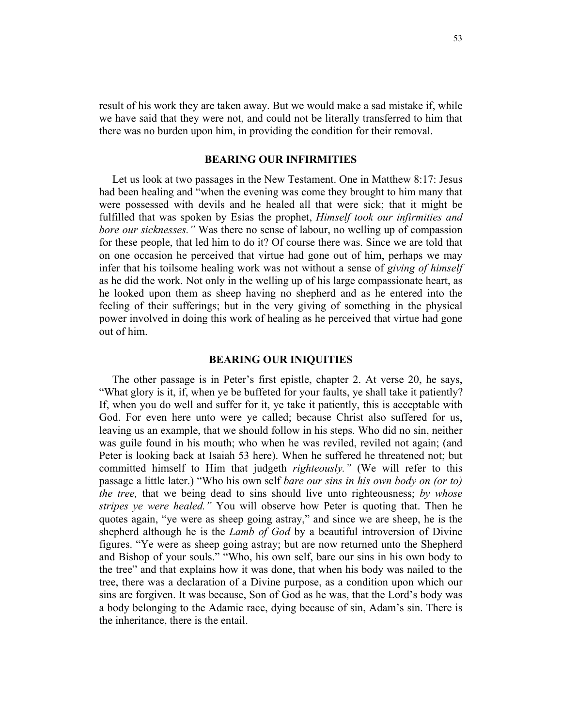result of his work they are taken away. But we would make a sad mistake if, while we have said that they were not, and could not be literally transferred to him that there was no burden upon him, in providing the condition for their removal.

## BEARING OUR INFIRMITIES

Let us look at two passages in the New Testament. One in Matthew 8:17: Jesus had been healing and "when the evening was come they brought to him many that were possessed with devils and he healed all that were sick; that it might be fulfilled that was spoken by Esias the prophet, *Himself took our infirmities and bore our sicknesses."* Was there no sense of labour, no welling up of compassion for these people, that led him to do it? Of course there was. Since we are told that on one occasion he perceived that virtue had gone out of him, perhaps we may infer that his toilsome healing work was not without a sense of *giving of himself* as he did the work. Not only in the welling up of his large compassionate heart, as he looked upon them as sheep having no shepherd and as he entered into the feeling of their sufferings; but in the very giving of something in the physical power involved in doing this work of healing as he perceived that virtue had gone out of him.

## BEARING OUR INIQUITIES

The other passage is in Peter's first epistle, chapter 2. At verse 20, he says, "What glory is it, if, when ye be buffeted for your faults, ye shall take it patiently? If, when you do well and suffer for it, ye take it patiently, this is acceptable with God. For even here unto were ye called; because Christ also suffered for us, leaving us an example, that we should follow in his steps. Who did no sin, neither was guile found in his mouth; who when he was reviled, reviled not again; (and Peter is looking back at Isaiah 53 here). When he suffered he threatened not; but committed himself to Him that judgeth *righteously."* (We will refer to this passage a little later.) "Who his own self *bare our sins in his own body on (or to) the tree,* that we being dead to sins should live unto righteousness; *by whose stripes ye were healed."* You will observe how Peter is quoting that. Then he quotes again, "ye were as sheep going astray," and since we are sheep, he is the shepherd although he is the *Lamb of God* by a beautiful introversion of Divine figures. "Ye were as sheep going astray; but are now returned unto the Shepherd and Bishop of your souls." "Who, his own self, bare our sins in his own body to the tree" and that explains how it was done, that when his body was nailed to the tree, there was a declaration of a Divine purpose, as a condition upon which our sins are forgiven. It was because, Son of God as he was, that the Lord's body was a body belonging to the Adamic race, dying because of sin, Adam's sin. There is the inheritance, there is the entail.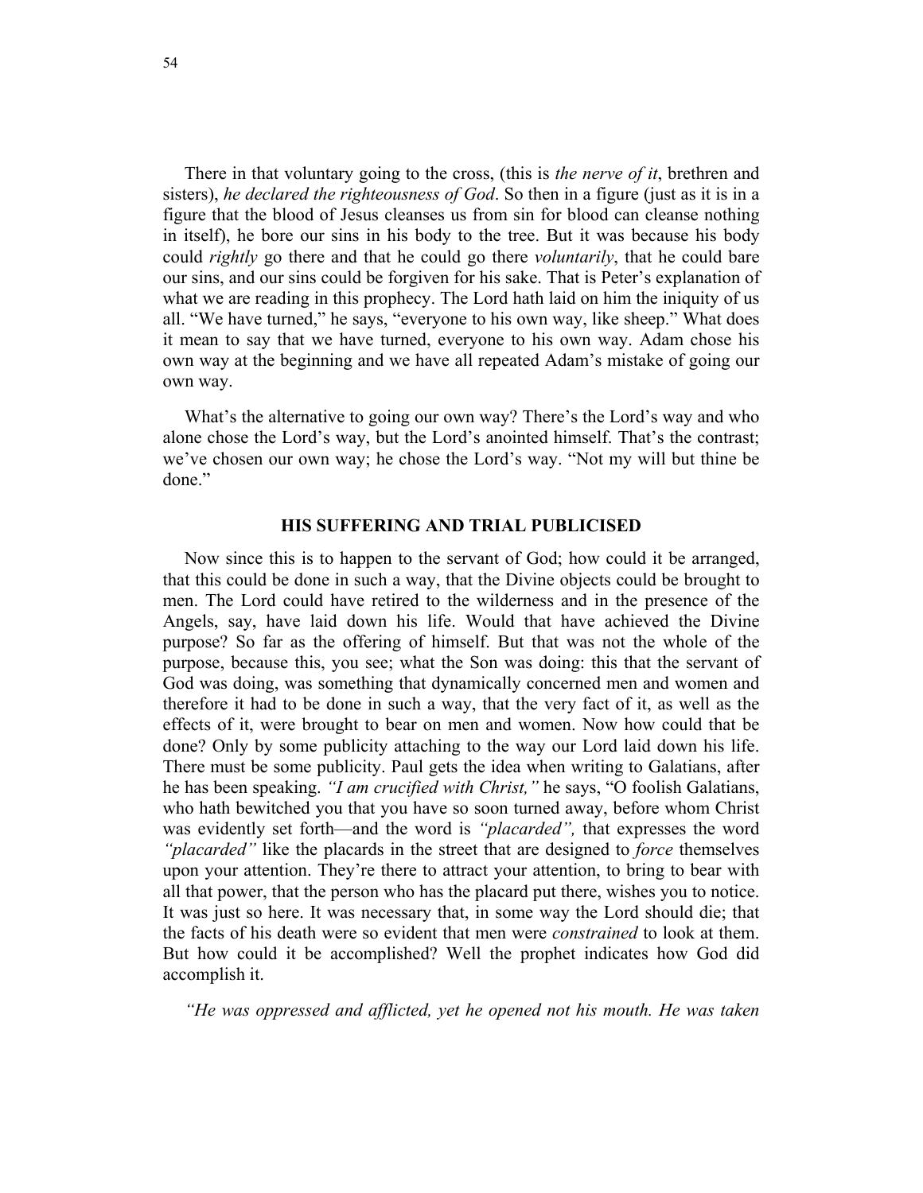There in that voluntary going to the cross, (this is *the nerve of it*, brethren and sisters), *he declared the righteousness of God*. So then in a figure (just as it is in a figure that the blood of Jesus cleanses us from sin for blood can cleanse nothing in itself), he bore our sins in his body to the tree. But it was because his body could *rightly* go there and that he could go there *voluntarily*, that he could bare our sins, and our sins could be forgiven for his sake. That is Peter's explanation of what we are reading in this prophecy. The Lord hath laid on him the iniquity of us all. "We have turned," he says, "everyone to his own way, like sheep." What does it mean to say that we have turned, everyone to his own way. Adam chose his own way at the beginning and we have all repeated Adam's mistake of going our own way.

What's the alternative to going our own way? There's the Lord's way and who alone chose the Lord's way, but the Lord's anointed himself. That's the contrast; we've chosen our own way; he chose the Lord's way. "Not my will but thine be done."

### HIS SUFFERING AND TRIAL PUBLICISED

Now since this is to happen to the servant of God; how could it be arranged, that this could be done in such a way, that the Divine objects could be brought to men. The Lord could have retired to the wilderness and in the presence of the Angels, say, have laid down his life. Would that have achieved the Divine purpose? So far as the offering of himself. But that was not the whole of the purpose, because this, you see; what the Son was doing: this that the servant of God was doing, was something that dynamically concerned men and women and therefore it had to be done in such a way, that the very fact of it, as well as the effects of it, were brought to bear on men and women. Now how could that be done? Only by some publicity attaching to the way our Lord laid down his life. There must be some publicity. Paul gets the idea when writing to Galatians, after he has been speaking. *"I am crucified with Christ,"* he says, "O foolish Galatians, who hath bewitched you that you have so soon turned away, before whom Christ was evidently set forth—and the word is *"placarded",* that expresses the word *"placarded"* like the placards in the street that are designed to *force* themselves upon your attention. They're there to attract your attention, to bring to bear with all that power, that the person who has the placard put there, wishes you to notice. It was just so here. It was necessary that, in some way the Lord should die; that the facts of his death were so evident that men were *constrained* to look at them. But how could it be accomplished? Well the prophet indicates how God did accomplish it.

*"He was oppressed and afflicted, yet he opened not his mouth. He was taken*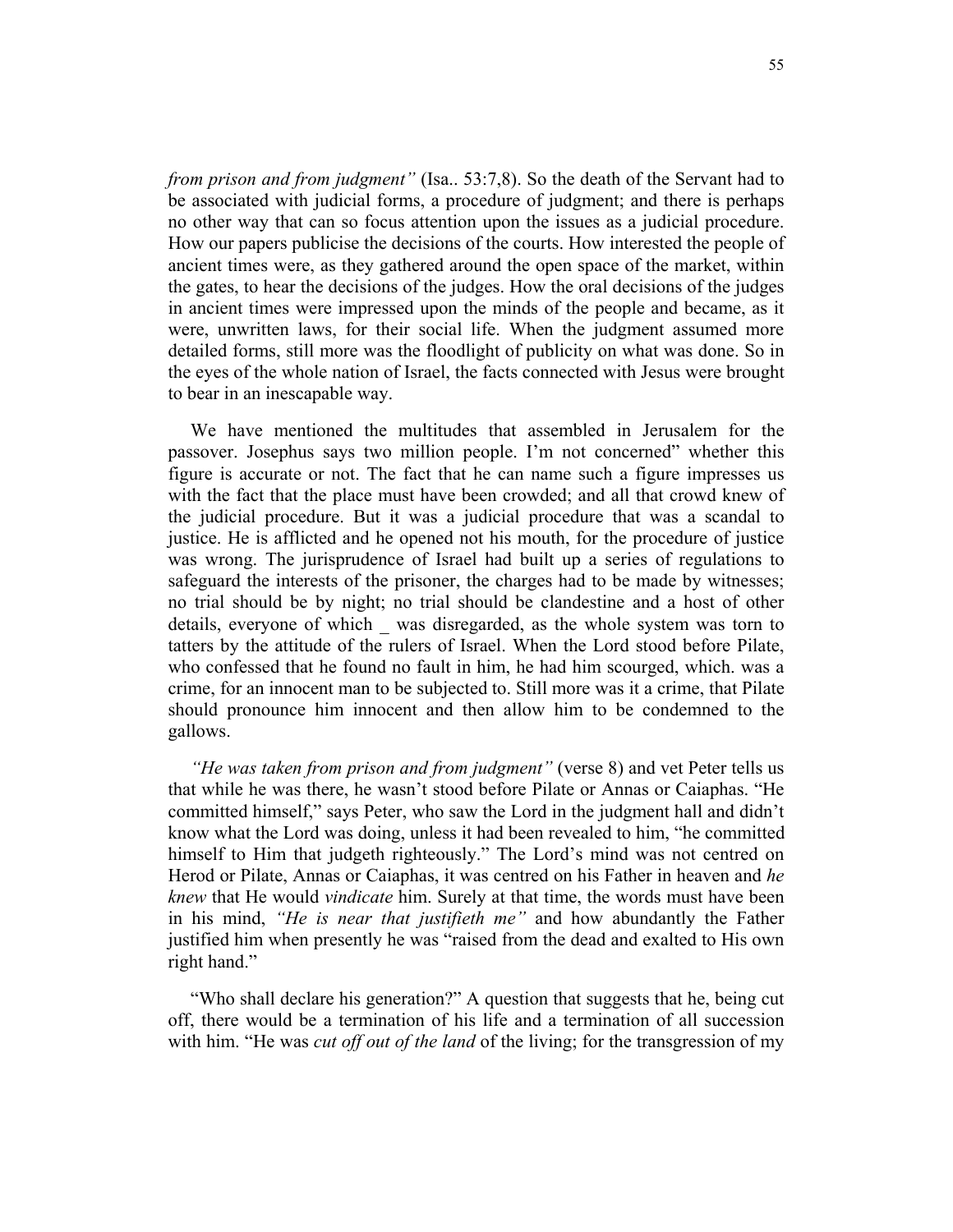*from prison and from judgment"* (Isa.. 53:7,8). So the death of the Servant had to be associated with judicial forms, a procedure of judgment; and there is perhaps no other way that can so focus attention upon the issues as a judicial procedure. How our papers publicise the decisions of the courts. How interested the people of ancient times were, as they gathered around the open space of the market, within the gates, to hear the decisions of the judges. How the oral decisions of the judges in ancient times were impressed upon the minds of the people and became, as it were, unwritten laws, for their social life. When the judgment assumed more detailed forms, still more was the floodlight of publicity on what was done. So in the eyes of the whole nation of Israel, the facts connected with Jesus were brought to bear in an inescapable way.

We have mentioned the multitudes that assembled in Jerusalem for the passover. Josephus says two million people. I'm not concerned" whether this figure is accurate or not. The fact that he can name such a figure impresses us with the fact that the place must have been crowded; and all that crowd knew of the judicial procedure. But it was a judicial procedure that was a scandal to justice. He is afflicted and he opened not his mouth, for the procedure of justice was wrong. The jurisprudence of Israel had built up a series of regulations to safeguard the interests of the prisoner, the charges had to be made by witnesses; no trial should be by night; no trial should be clandestine and a host of other details, everyone of which _ was disregarded, as the whole system was torn to tatters by the attitude of the rulers of Israel. When the Lord stood before Pilate, who confessed that he found no fault in him, he had him scourged, which. was a crime, for an innocent man to be subjected to. Still more was it a crime, that Pilate should pronounce him innocent and then allow him to be condemned to the gallows.

*"He was taken from prison and from judgment"* (verse 8) and vet Peter tells us that while he was there, he wasn't stood before Pilate or Annas or Caiaphas. "He committed himself," says Peter, who saw the Lord in the judgment hall and didn't know what the Lord was doing, unless it had been revealed to him, "he committed himself to Him that judgeth righteously." The Lord's mind was not centred on Herod or Pilate, Annas or Caiaphas, it was centred on his Father in heaven and *he knew* that He would *vindicate* him. Surely at that time, the words must have been in his mind, *"He is near that justifieth me"* and how abundantly the Father justified him when presently he was "raised from the dead and exalted to His own right hand."

"Who shall declare his generation?" A question that suggests that he, being cut off, there would be a termination of his life and a termination of all succession with him. "He was *cut off out of the land* of the living; for the transgression of my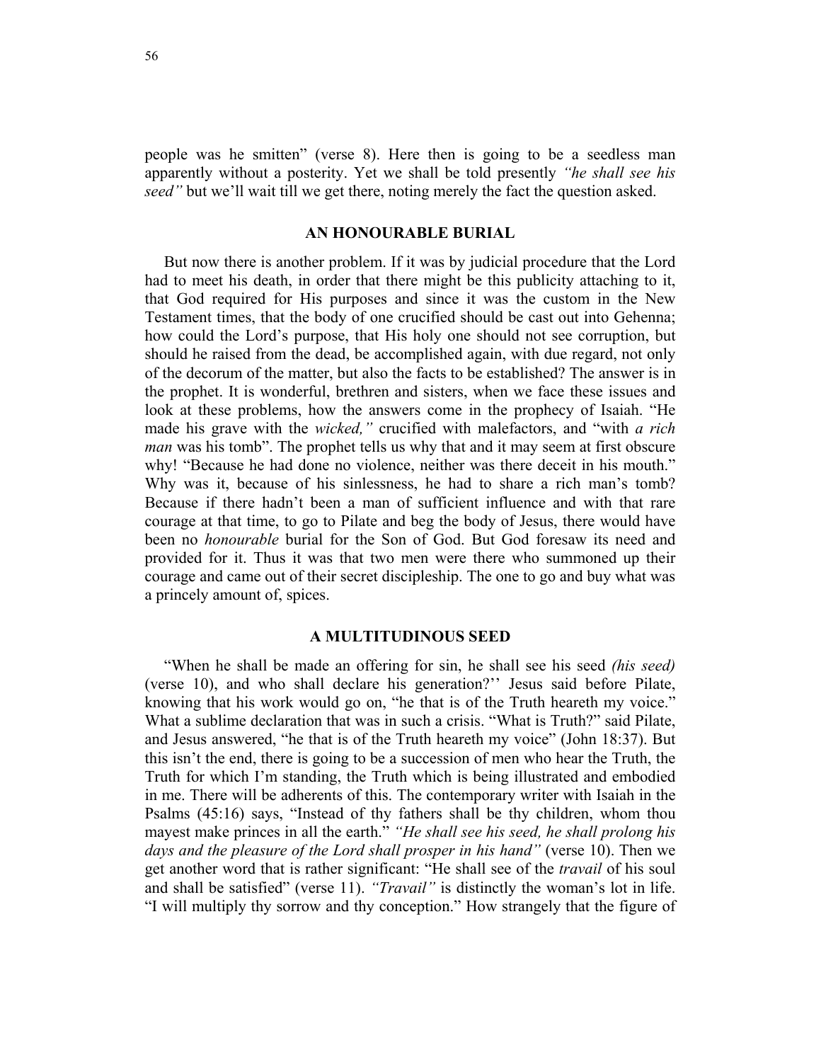people was he smitten" (verse 8). Here then is going to be a seedless man apparently without a posterity. Yet we shall be told presently *"he shall see his seed"* but we'll wait till we get there, noting merely the fact the question asked.

## AN HONOURABLE BURIAL

But now there is another problem. If it was by judicial procedure that the Lord had to meet his death, in order that there might be this publicity attaching to it, that God required for His purposes and since it was the custom in the New Testament times, that the body of one crucified should be cast out into Gehenna; how could the Lord's purpose, that His holy one should not see corruption, but should he raised from the dead, be accomplished again, with due regard, not only of the decorum of the matter, but also the facts to be established? The answer is in the prophet. It is wonderful, brethren and sisters, when we face these issues and look at these problems, how the answers come in the prophecy of Isaiah. "He made his grave with the *wicked,"* crucified with malefactors, and "with *a rich man* was his tomb". The prophet tells us why that and it may seem at first obscure why! "Because he had done no violence, neither was there deceit in his mouth." Why was it, because of his sinlessness, he had to share a rich man's tomb? Because if there hadn't been a man of sufficient influence and with that rare courage at that time, to go to Pilate and beg the body of Jesus, there would have been no *honourable* burial for the Son of God. But God foresaw its need and provided for it. Thus it was that two men were there who summoned up their courage and came out of their secret discipleship. The one to go and buy what was a princely amount of, spices.

## A MULTITUDINOUS SEED

"When he shall be made an offering for sin, he shall see his seed *(his seed)* (verse 10), and who shall declare his generation?'' Jesus said before Pilate, knowing that his work would go on, "he that is of the Truth heareth my voice." What a sublime declaration that was in such a crisis. "What is Truth?" said Pilate, and Jesus answered, "he that is of the Truth heareth my voice" (John 18:37). But this isn't the end, there is going to be a succession of men who hear the Truth, the Truth for which I'm standing, the Truth which is being illustrated and embodied in me. There will be adherents of this. The contemporary writer with Isaiah in the Psalms (45:16) says, "Instead of thy fathers shall be thy children, whom thou mayest make princes in all the earth." *"He shall see his seed, he shall prolong his days and the pleasure of the Lord shall prosper in his hand"* (verse 10). Then we get another word that is rather significant: "He shall see of the *travail* of his soul and shall be satisfied" (verse 11). *"Travail"* is distinctly the woman's lot in life. "I will multiply thy sorrow and thy conception." How strangely that the figure of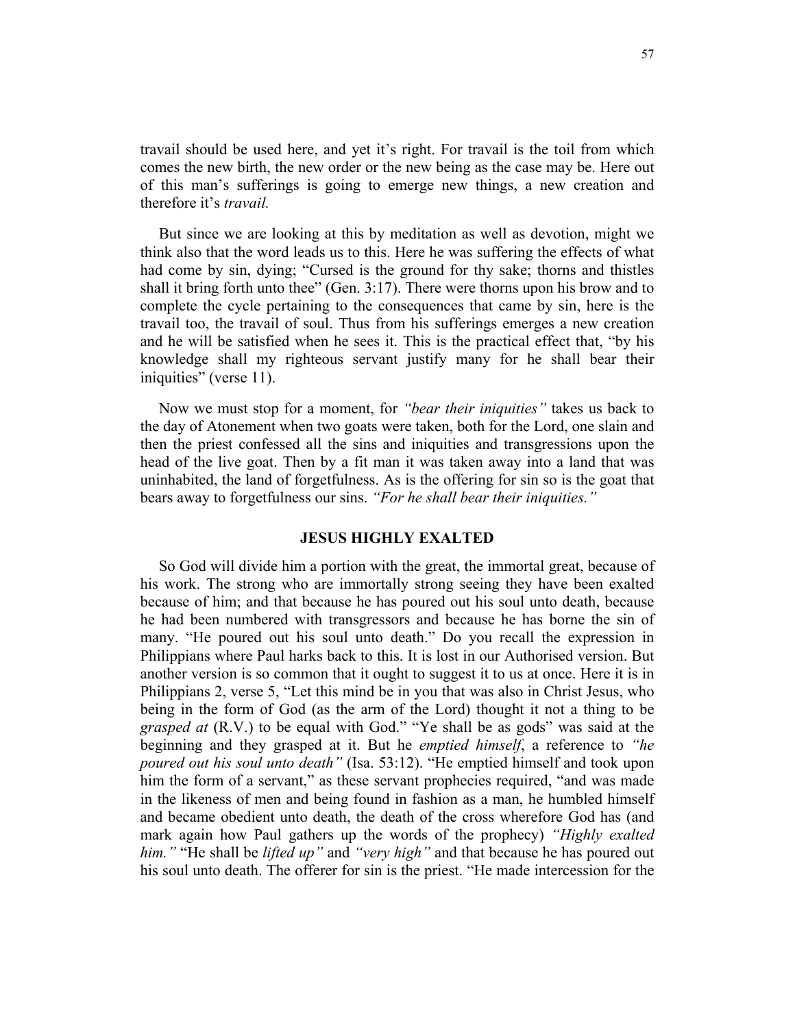travail should be used here, and yet it's right. For travail is the toil from which comes the new birth, the new order or the new being as the case may be. Here out of this man's sufferings is going to emerge new things, a new creation and therefore it's *travail.*

But since we are looking at this by meditation as well as devotion, might we think also that the word leads us to this. Here he was suffering the effects of what had come by sin, dying; "Cursed is the ground for thy sake; thorns and thistles shall it bring forth unto thee" (Gen. 3:17). There were thorns upon his brow and to complete the cycle pertaining to the consequences that came by sin, here is the travail too, the travail of soul. Thus from his sufferings emerges a new creation and he will be satisfied when he sees it. This is the practical effect that, "by his knowledge shall my righteous servant justify many for he shall bear their iniquities" (verse 11).

Now we must stop for a moment, for *"bear their iniquities"* takes us back to the day of Atonement when two goats were taken, both for the Lord, one slain and then the priest confessed all the sins and iniquities and transgressions upon the head of the live goat. Then by a fit man it was taken away into a land that was uninhabited, the land of forgetfulness. As is the offering for sin so is the goat that bears away to forgetfulness our sins. *"For he shall bear their iniquities."*

## JESUS HIGHLY EXALTED

So God will divide him a portion with the great, the immortal great, because of his work. The strong who are immortally strong seeing they have been exalted because of him; and that because he has poured out his soul unto death, because he had been numbered with transgressors and because he has borne the sin of many. "He poured out his soul unto death." Do you recall the expression in Philippians where Paul harks back to this. It is lost in our Authorised version. But another version is so common that it ought to suggest it to us at once. Here it is in Philippians 2, verse 5, "Let this mind be in you that was also in Christ Jesus, who being in the form of God (as the arm of the Lord) thought it not a thing to be *grasped at* (R.V.) to be equal with God." "Ye shall be as gods" was said at the beginning and they grasped at it. But he *emptied himself*, a reference to *"he poured out his soul unto death"* (Isa. 53:12). "He emptied himself and took upon him the form of a servant," as these servant prophecies required, "and was made in the likeness of men and being found in fashion as a man, he humbled himself and became obedient unto death, the death of the cross wherefore God has (and mark again how Paul gathers up the words of the prophecy) *"Highly exalted him."* "He shall be *lifted up"* and *"very high"* and that because he has poured out his soul unto death. The offerer for sin is the priest. "He made intercession for the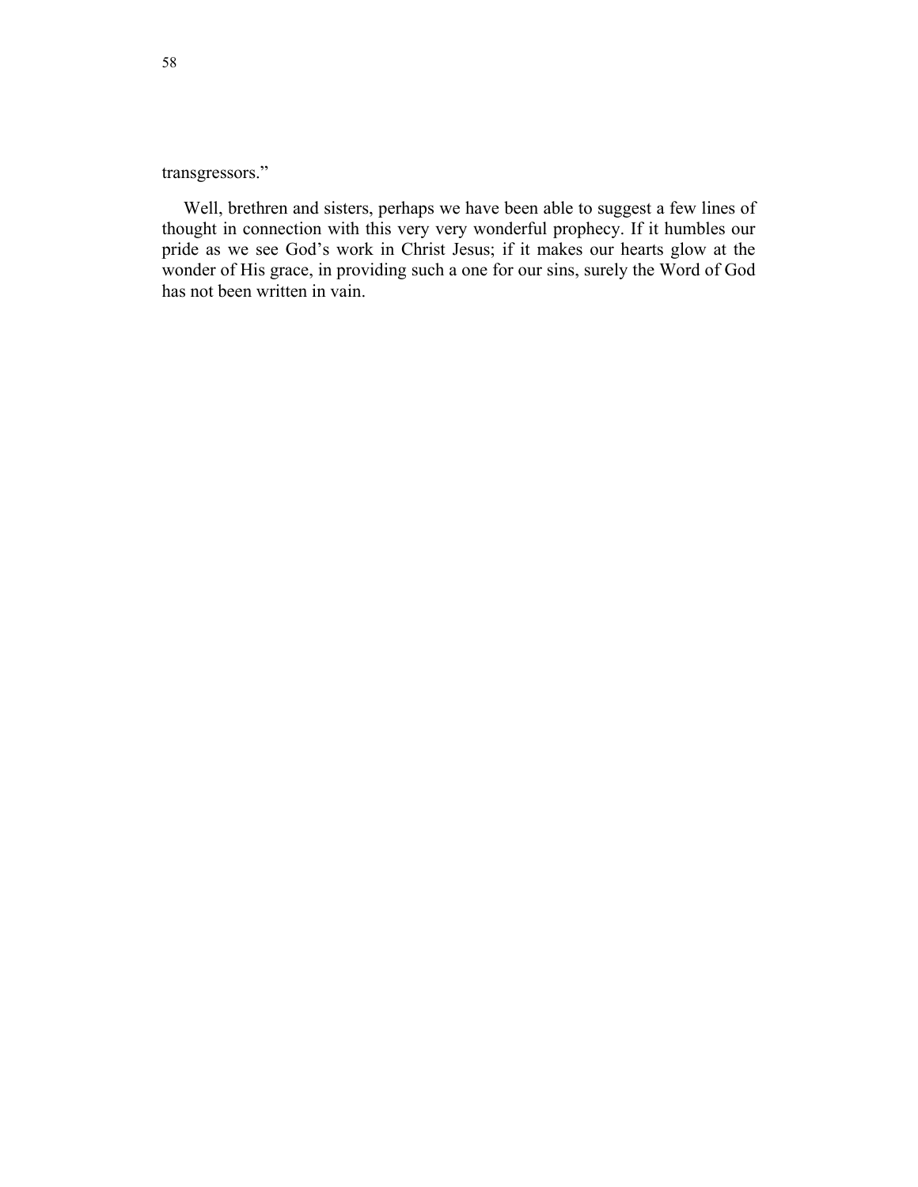transgressors."

Well, brethren and sisters, perhaps we have been able to suggest a few lines of thought in connection with this very very wonderful prophecy. If it humbles our pride as we see God's work in Christ Jesus; if it makes our hearts glow at the wonder of His grace, in providing such a one for our sins, surely the Word of God has not been written in vain.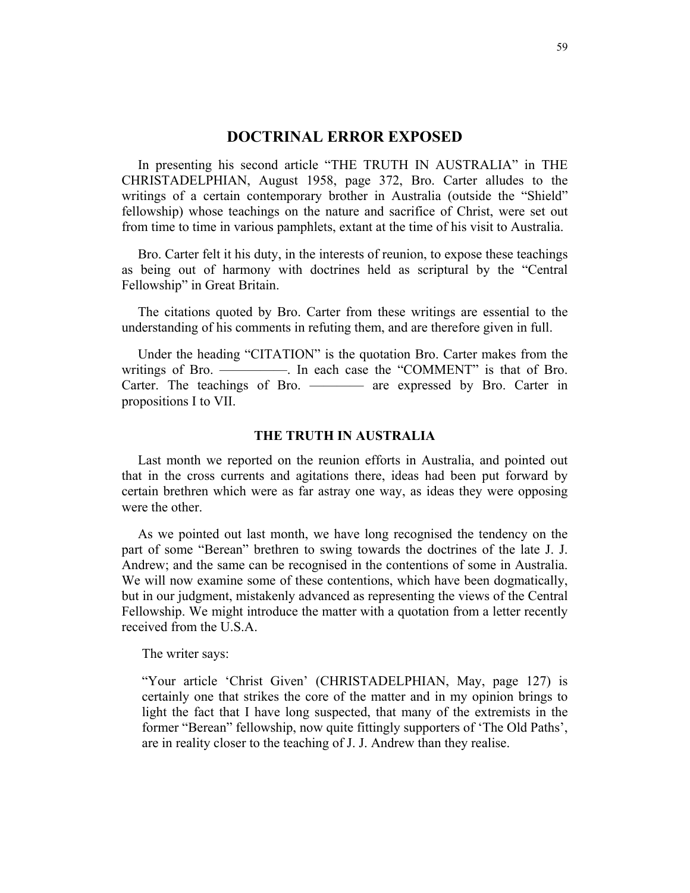## DOCTRINAL ERROR EXPOSED

In presenting his second article "THE TRUTH IN AUSTRALIA" in THE CHRISTADELPHIAN, August 1958, page 372, Bro. Carter alludes to the writings of a certain contemporary brother in Australia (outside the "Shield" fellowship) whose teachings on the nature and sacrifice of Christ, were set out from time to time in various pamphlets, extant at the time of his visit to Australia.

Bro. Carter felt it his duty, in the interests of reunion, to expose these teachings as being out of harmony with doctrines held as scriptural by the "Central Fellowship" in Great Britain.

The citations quoted by Bro. Carter from these writings are essential to the understanding of his comments in refuting them, and are therefore given in full.

Under the heading "CITATION" is the quotation Bro. Carter makes from the writings of Bro. ——————. In each case the "COMMENT" is that of Bro. Carter. The teachings of Bro. ———— are expressed by Bro. Carter in propositions I to VII.

### THE TRUTH IN AUSTRALIA

Last month we reported on the reunion efforts in Australia, and pointed out that in the cross currents and agitations there, ideas had been put forward by certain brethren which were as far astray one way, as ideas they were opposing were the other.

As we pointed out last month, we have long recognised the tendency on the part of some "Berean" brethren to swing towards the doctrines of the late J. J. Andrew; and the same can be recognised in the contentions of some in Australia. We will now examine some of these contentions, which have been dogmatically, but in our judgment, mistakenly advanced as representing the views of the Central Fellowship. We might introduce the matter with a quotation from a letter recently received from the U.S.A.

The writer says:

> "Your article 'Christ Given' (CHRISTADELPHIAN, May, page 127) is certainly one that strikes the core of the matter and in my opinion brings to light the fact that I have long suspected, that many of the extremists in the former "Berean" fellowship, now quite fittingly supporters of 'The Old Paths', are in reality closer to the teaching of J. J. Andrew than they realise.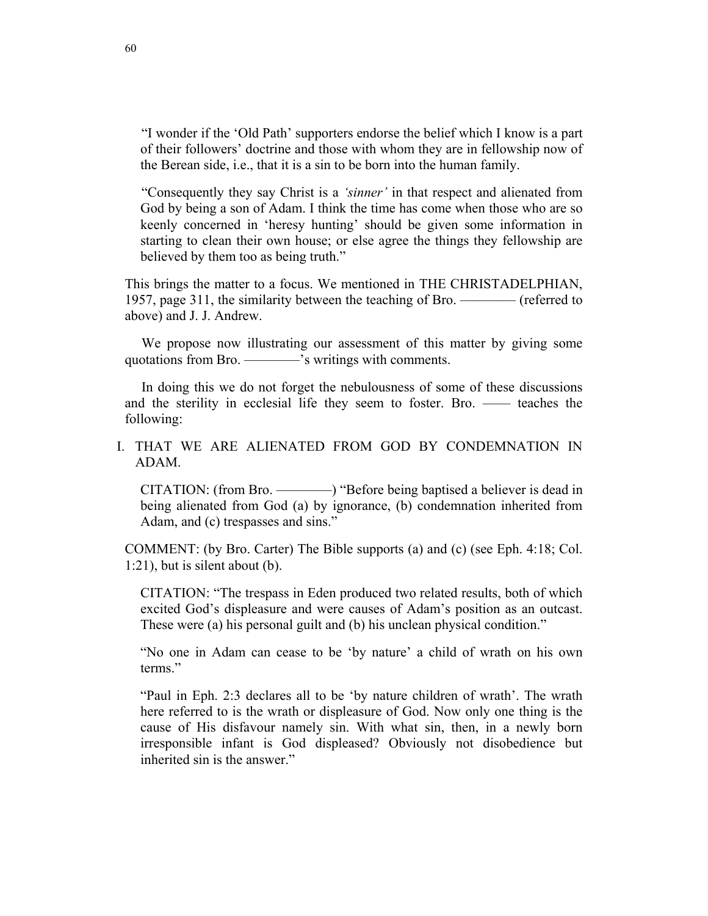"I wonder if the 'Old Path' supporters endorse the belief which I know is a part of their followers' doctrine and those with whom they are in fellowship now of the Berean side, i.e., that it is a sin to be born into the human family.

"Consequently they say Christ is a *'sinner'* in that respect and alienated from God by being a son of Adam. I think the time has come when those who are so keenly concerned in 'heresy hunting' should be given some information in starting to clean their own house; or else agree the things they fellowship are believed by them too as being truth."

This brings the matter to a focus. We mentioned in THE CHRISTADELPHIAN, 1957, page 311, the similarity between the teaching of Bro. ———— (referred to above) and J. J. Andrew.

We propose now illustrating our assessment of this matter by giving some quotations from Bro. ————'s writings with comments.

In doing this we do not forget the nebulousness of some of these discussions and the sterility in ecclesial life they seem to foster. Bro. —— teaches the following:

I. THAT WE ARE ALIENATED FROM GOD BY CONDEMNATION IN ADAM.

CITATION: (from Bro. ————) "Before being baptised a believer is dead in being alienated from God (a) by ignorance, (b) condemnation inherited from Adam, and (c) trespasses and sins."

COMMENT: (by Bro. Carter) The Bible supports (a) and (c) (see Eph. 4:18; Col. 1:21), but is silent about (b).

CITATION: "The trespass in Eden produced two related results, both of which excited God's displeasure and were causes of Adam's position as an outcast. These were (a) his personal guilt and (b) his unclean physical condition."

"No one in Adam can cease to be 'by nature' a child of wrath on his own terms."

"Paul in Eph. 2:3 declares all to be 'by nature children of wrath'. The wrath here referred to is the wrath or displeasure of God. Now only one thing is the cause of His disfavour namely sin. With what sin, then, in a newly born irresponsible infant is God displeased? Obviously not disobedience but inherited sin is the answer."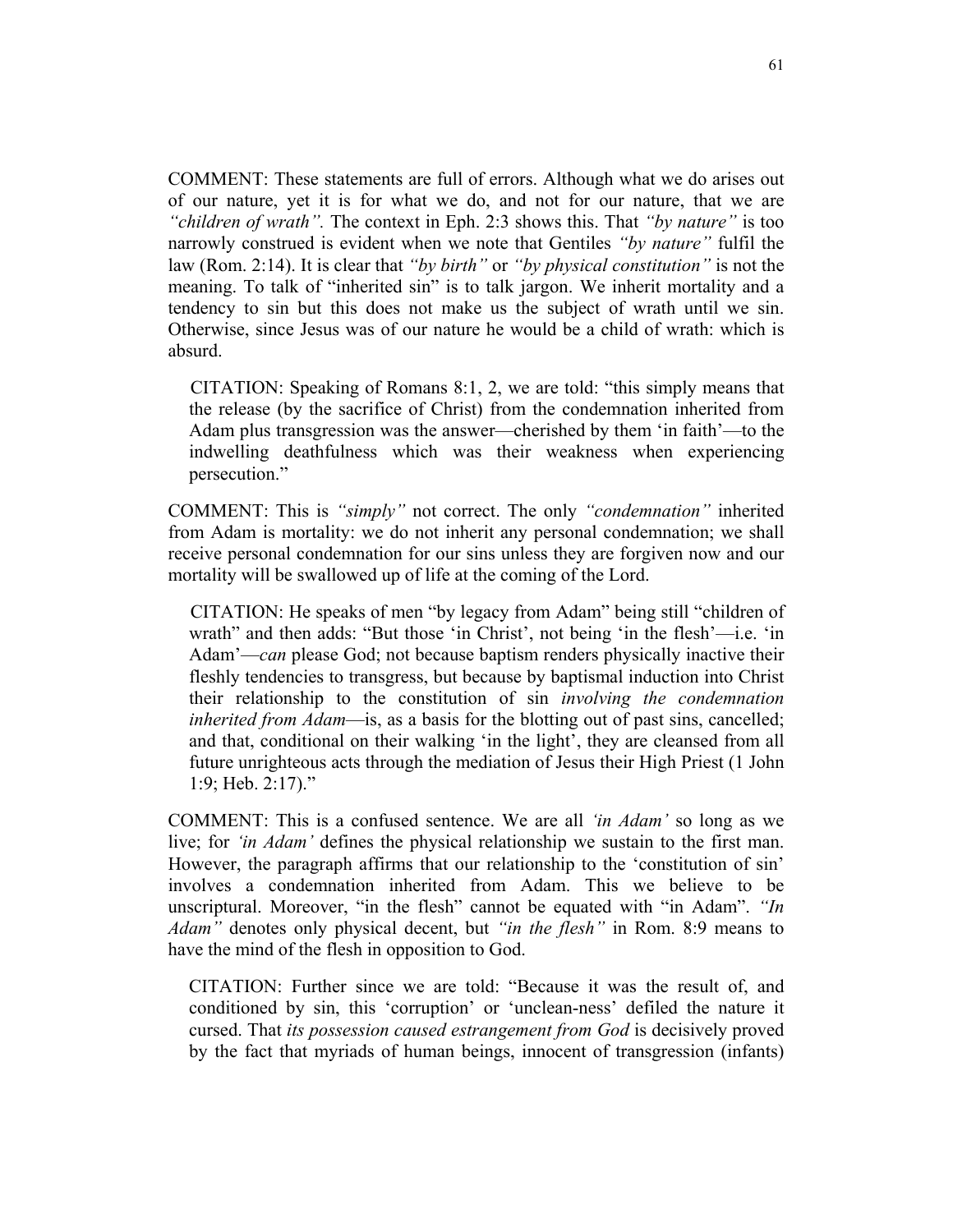COMMENT: These statements are full of errors. Although what we do arises out of our nature, yet it is for what we do, and not for our nature, that we are *"children of wrath"*. The context in Eph. 2:3 shows this. That *"by nature"* is too narrowly construed is evident when we note that Gentiles *"by nature"* fulfil the law (Rom. 2:14). It is clear that *"by birth"* or *"by physical constitution"* is not the meaning. To talk of "inherited sin" is to talk jargon. We inherit mortality and a tendency to sin but this does not make us the subject of wrath until we sin. Otherwise, since Jesus was of our nature he would be a child of wrath: which is absurd.

> CITATION: Speaking of Romans 8:1, 2, we are told: "this simply means that the release (by the sacrifice of Christ) from the condemnation inherited from Adam plus transgression was the answer—cherished by them 'in faith'—to the indwelling deathfulness which was their weakness when experiencing persecution."

COMMENT: This is *"simply"* not correct. The only *"condemnation"* inherited from Adam is mortality: we do not inherit any personal condemnation; we shall receive personal condemnation for our sins unless they are forgiven now and our mortality will be swallowed up of life at the coming of the Lord.

> CITATION: He speaks of men "by legacy from Adam" being still "children of wrath" and then adds: "But those 'in Christ', not being 'in the flesh'—i.e. 'in Adam'—*can* please God; not because baptism renders physically inactive their fleshly tendencies to transgress, but because by baptismal induction into Christ their relationship to the constitution of sin *involving the condemnation inherited from Adam*—is, as a basis for the blotting out of past sins, cancelled; and that, conditional on their walking 'in the light', they are cleansed from all future unrighteous acts through the mediation of Jesus their High Priest (1 John 1:9; Heb. 2:17)."

COMMENT: This is a confused sentence. We are all *'in Adam'* so long as we live; for *'in Adam'* defines the physical relationship we sustain to the first man. However, the paragraph affirms that our relationship to the 'constitution of sin' involves a condemnation inherited from Adam. This we believe to be unscriptural. Moreover, "in the flesh" cannot be equated with "in Adam". *"In Adam"* denotes only physical decent, but *"in the flesh"* in Rom. 8:9 means to have the mind of the flesh in opposition to God.

> CITATION: Further since we are told: "Because it was the result of, and conditioned by sin, this 'corruption' or 'unclean-ness' defiled the nature it cursed. That *its possession caused estrangement from God* is decisively proved by the fact that myriads of human beings, innocent of transgression (infants)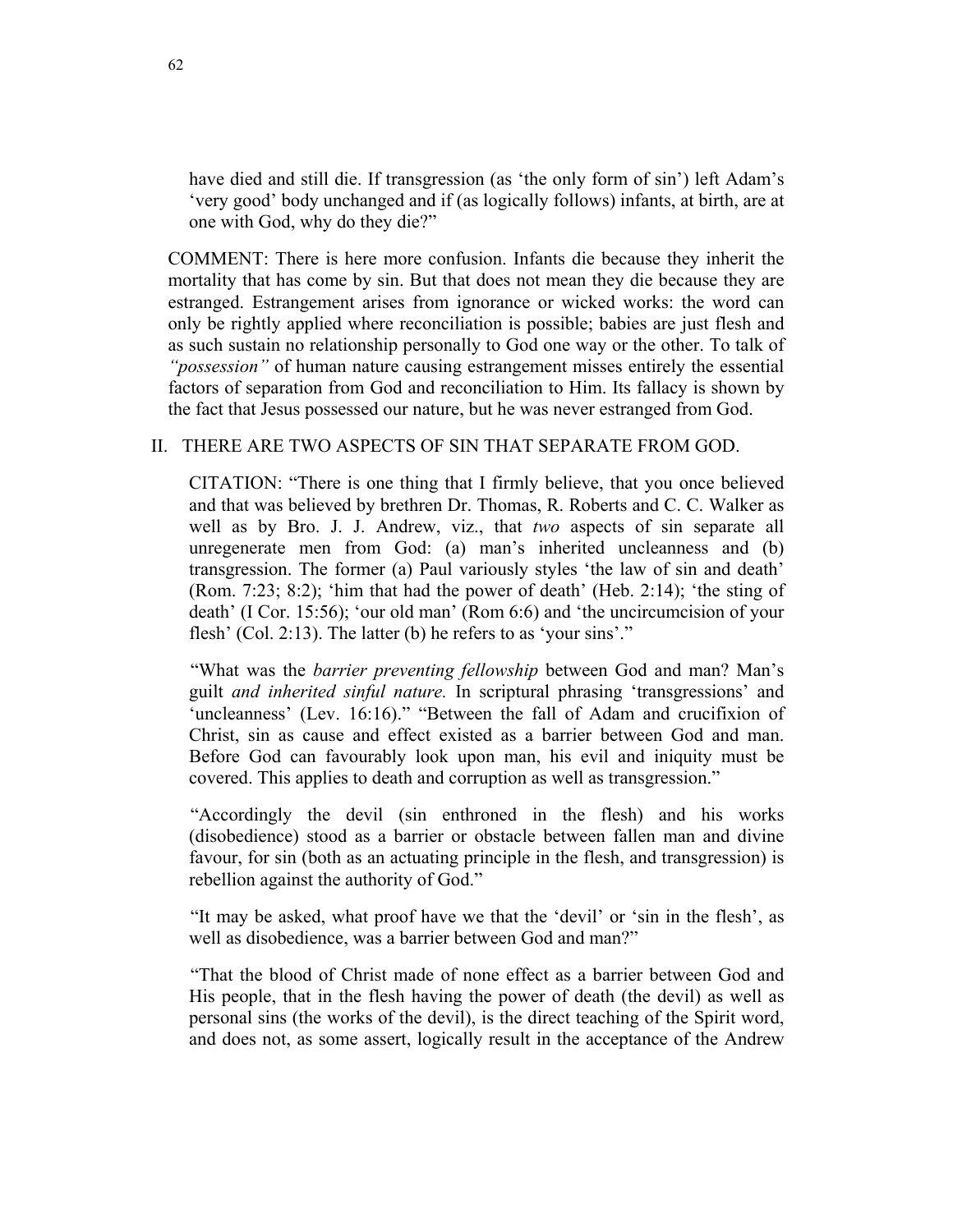have died and still die. If transgression (as 'the only form of sin') left Adam's 'very good' body unchanged and if (as logically follows) infants, at birth, are at one with God, why do they die?"

COMMENT: There is here more confusion. Infants die because they inherit the mortality that has come by sin. But that does not mean they die because they are estranged. Estrangement arises from ignorance or wicked works: the word can only be rightly applied where reconciliation is possible; babies are just flesh and as such sustain no relationship personally to God one way or the other. To talk of *"possession"* of human nature causing estrangement misses entirely the essential factors of separation from God and reconciliation to Him. Its fallacy is shown by the fact that Jesus possessed our nature, but he was never estranged from God.

## II. THERE ARE TWO ASPECTS OF SIN THAT SEPARATE FROM GOD.

CITATION: "There is one thing that I firmly believe, that you once believed and that was believed by brethren Dr. Thomas, R. Roberts and C. C. Walker as well as by Bro. J. J. Andrew, viz., that *two* aspects of sin separate all unregenerate men from God: (a) man's inherited uncleanness and (b) transgression. The former (a) Paul variously styles 'the law of sin and death' (Rom. 7:23; 8:2); 'him that had the power of death' (Heb. 2:14); 'the sting of death' (I Cor. 15:56); 'our old man' (Rom 6:6) and 'the uncircumcision of your flesh' (Col. 2:13). The latter (b) he refers to as 'your sins'."

"What was the *barrier preventing fellowship* between God and man? Man's guilt *and inherited sinful nature.* In scriptural phrasing 'transgressions' and 'uncleanness' (Lev. 16:16)." "Between the fall of Adam and crucifixion of Christ, sin as cause and effect existed as a barrier between God and man. Before God can favourably look upon man, his evil and iniquity must be covered. This applies to death and corruption as well as transgression."

"Accordingly the devil (sin enthroned in the flesh) and his works (disobedience) stood as a barrier or obstacle between fallen man and divine favour, for sin (both as an actuating principle in the flesh, and transgression) is rebellion against the authority of God."

"It may be asked, what proof have we that the 'devil' or 'sin in the flesh', as well as disobedience, was a barrier between God and man?"

"That the blood of Christ made of none effect as a barrier between God and His people, that in the flesh having the power of death (the devil) as well as personal sins (the works of the devil), is the direct teaching of the Spirit word, and does not, as some assert, logically result in the acceptance of the Andrew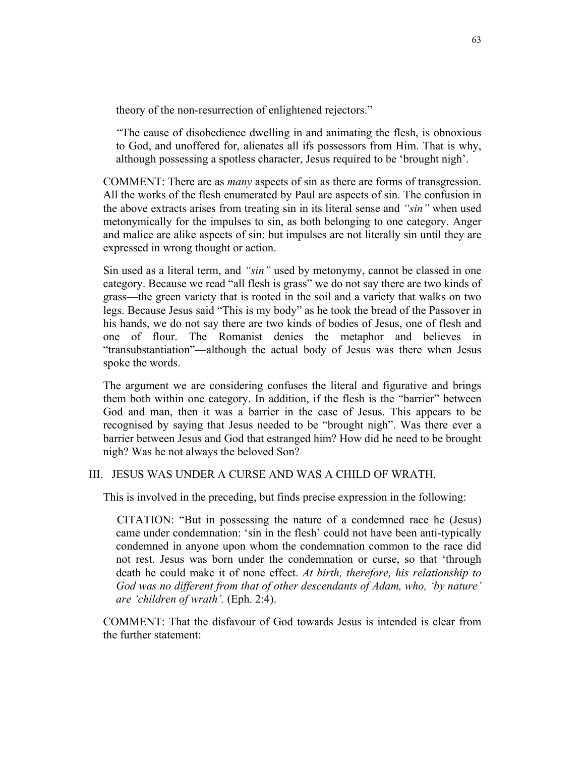theory of the non-resurrection of enlightened rejectors."

"The cause of disobedience dwelling in and animating the flesh, is obnoxious to God, and unoffered for, alienates all ifs possessors from Him. That is why, although possessing a spotless character, Jesus required to be 'brought nigh'.

COMMENT: There are as *many* aspects of sin as there are forms of transgression. All the works of the flesh enumerated by Paul are aspects of sin. The confusion in the above extracts arises from treating sin in its literal sense and *"sin"* when used metonymically for the impulses to sin, as both belonging to one category. Anger and malice are alike aspects of sin: but impulses are not literally sin until they are expressed in wrong thought or action.

Sin used as a literal term, and *"sin"* used by metonymy, cannot be classed in one category. Because we read "all flesh is grass" we do not say there are two kinds of grass—the green variety that is rooted in the soil and a variety that walks on two legs. Because Jesus said "This is my body" as he took the bread of the Passover in his hands, we do not say there are two kinds of bodies of Jesus, one of flesh and one of flour. The Romanist denies the metaphor and believes in "transubstantiation"—although the actual body of Jesus was there when Jesus spoke the words.

The argument we are considering confuses the literal and figurative and brings them both within one category. In addition, if the flesh is the "barrier" between God and man, then it was a barrier in the case of Jesus. This appears to be recognised by saying that Jesus needed to be "brought nigh". Was there ever a barrier between Jesus and God that estranged him? How did he need to be brought nigh? Was he not always the beloved Son?

## III. JESUS WAS UNDER A CURSE AND WAS A CHILD OF WRATH.

This is involved in the preceding, but finds precise expression in the following:

CITATION: "But in possessing the nature of a condemned race he (Jesus) came under condemnation: 'sin in the flesh' could not have been anti-typically condemned in anyone upon whom the condemnation common to the race did not rest. Jesus was born under the condemnation or curse, so that 'through death he could make it of none effect. *At birth, therefore, his relationship to God was no different from that of other descendants of Adam, who, 'by nature' are 'children of wrath'.* (Eph. 2:4).

COMMENT: That the disfavour of God towards Jesus is intended is clear from the further statement: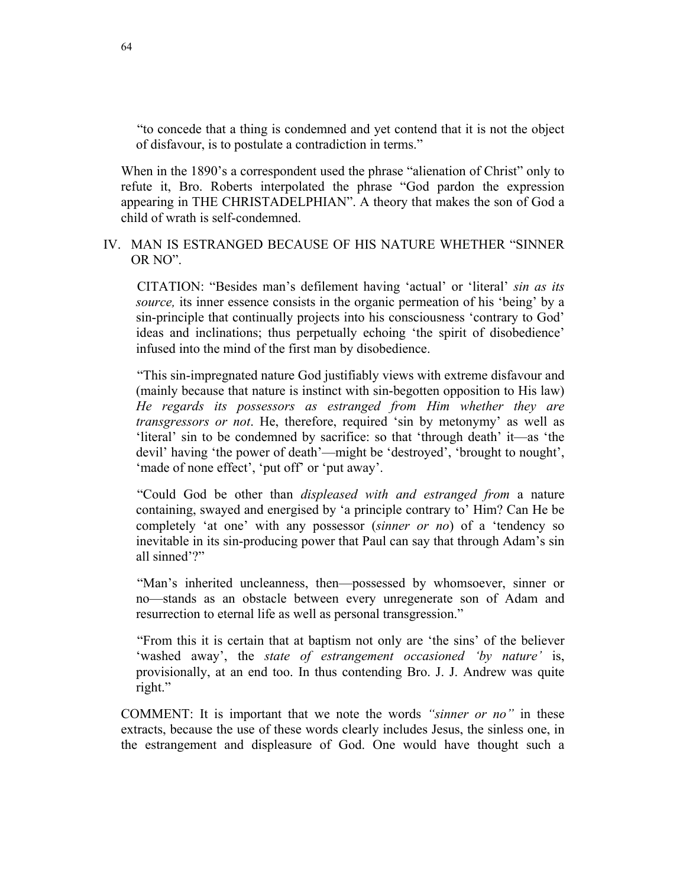"to concede that a thing is condemned and yet contend that it is not the object of disfavour, is to postulate a contradiction in terms."

When in the 1890's a correspondent used the phrase "alienation of Christ" only to refute it, Bro. Roberts interpolated the phrase "God pardon the expression appearing in THE CHRISTADELPHIAN". A theory that makes the son of God a child of wrath is self-condemned.

IV. MAN IS ESTRANGED BECAUSE OF HIS NATURE WHETHER "SINNER OR NO".

> CITATION: "Besides man's defilement having 'actual' or 'literal' *sin as its source,* its inner essence consists in the organic permeation of his 'being' by a sin-principle that continually projects into his consciousness 'contrary to God' ideas and inclinations; thus perpetually echoing 'the spirit of disobedience' infused into the mind of the first man by disobedience.
>
> "This sin-impregnated nature God justifiably views with extreme disfavour and (mainly because that nature is instinct with sin-begotten opposition to His law) *He regards its possessors as estranged from Him whether they are transgressors or not*. He, therefore, required 'sin by metonymy' as well as 'literal' sin to be condemned by sacrifice: so that 'through death' it—as 'the devil' having 'the power of death'—might be 'destroyed', 'brought to nought', 'made of none effect', 'put off' or 'put away'.
>
> "Could God be other than *displeased with and estranged from* a nature containing, swayed and energised by 'a principle contrary to' Him? Can He be completely 'at one' with any possessor (*sinner or no*) of a 'tendency so inevitable in its sin-producing power that Paul can say that through Adam's sin all sinned'?"
>
> "Man's inherited uncleanness, then—possessed by whomsoever, sinner or no—stands as an obstacle between every unregenerate son of Adam and resurrection to eternal life as well as personal transgression."
>
> "From this it is certain that at baptism not only are 'the sins' of the believer 'washed away', the *state of estrangement occasioned 'by nature'* is, provisionally, at an end too. In thus contending Bro. J. J. Andrew was quite right."

COMMENT: It is important that we note the words *"sinner or no"* in these extracts, because the use of these words clearly includes Jesus, the sinless one, in the estrangement and displeasure of God. One would have thought such a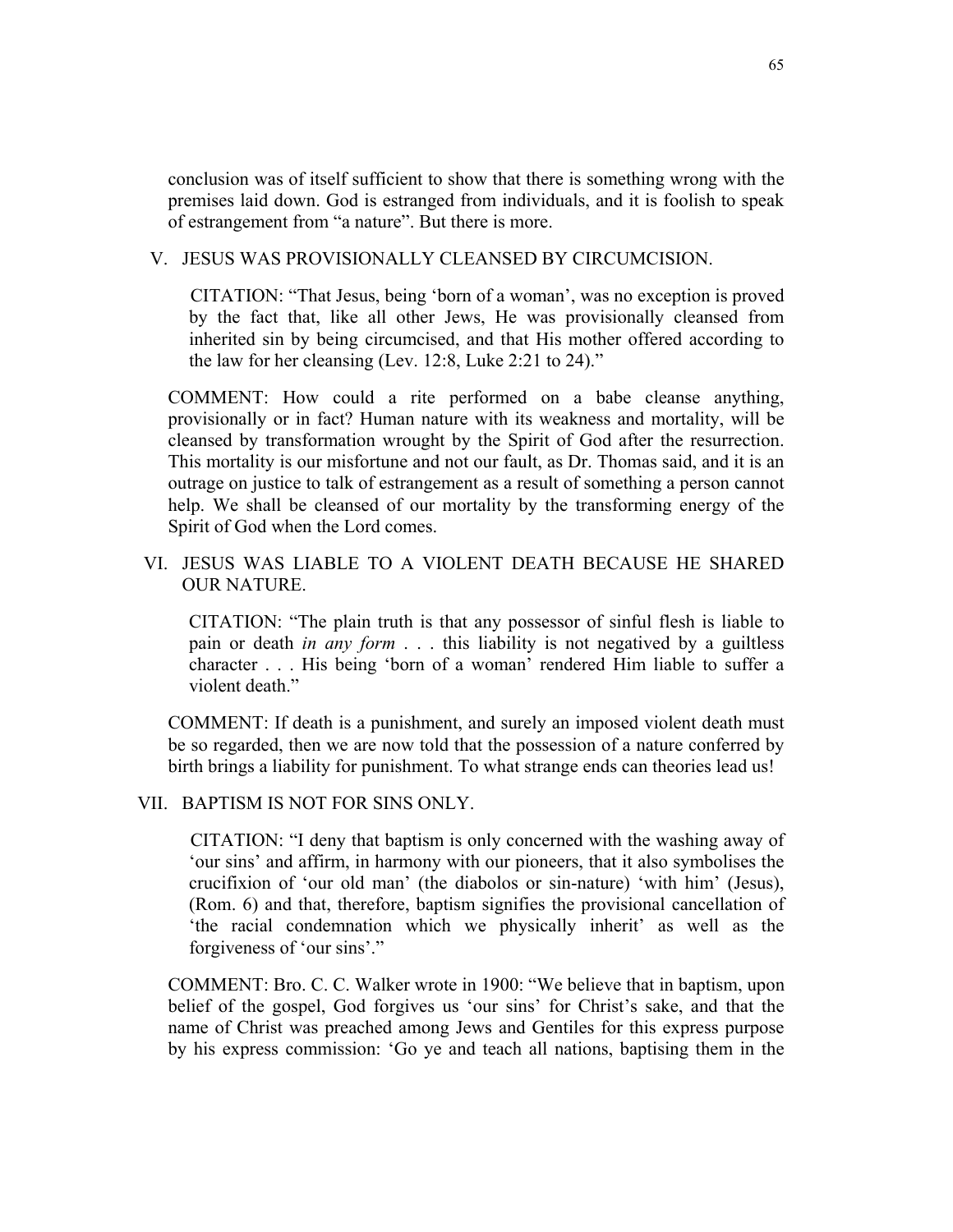conclusion was of itself sufficient to show that there is something wrong with the premises laid down. God is estranged from individuals, and it is foolish to speak of estrangement from "a nature". But there is more.

V. JESUS WAS PROVISIONALLY CLEANSED BY CIRCUMCISION.

> CITATION: "That Jesus, being 'born of a woman', was no exception is proved by the fact that, like all other Jews, He was provisionally cleansed from inherited sin by being circumcised, and that His mother offered according to the law for her cleansing (Lev. 12:8, Luke 2:21 to 24)."

COMMENT: How could a rite performed on a babe cleanse anything, provisionally or in fact? Human nature with its weakness and mortality, will be cleansed by transformation wrought by the Spirit of God after the resurrection. This mortality is our misfortune and not our fault, as Dr. Thomas said, and it is an outrage on justice to talk of estrangement as a result of something a person cannot help. We shall be cleansed of our mortality by the transforming energy of the Spirit of God when the Lord comes.

VI. JESUS WAS LIABLE TO A VIOLENT DEATH BECAUSE HE SHARED OUR NATURE.

> CITATION: "The plain truth is that any possessor of sinful flesh is liable to pain or death *in any form* . . . this liability is not negatived by a guiltless character . . . His being 'born of a woman' rendered Him liable to suffer a violent death."

COMMENT: If death is a punishment, and surely an imposed violent death must be so regarded, then we are now told that the possession of a nature conferred by birth brings a liability for punishment. To what strange ends can theories lead us!

VII. BAPTISM IS NOT FOR SINS ONLY.

> CITATION: "I deny that baptism is only concerned with the washing away of 'our sins' and affirm, in harmony with our pioneers, that it also symbolises the crucifixion of 'our old man' (the diabolos or sin-nature) 'with him' (Jesus), (Rom. 6) and that, therefore, baptism signifies the provisional cancellation of 'the racial condemnation which we physically inherit' as well as the forgiveness of 'our sins'."

COMMENT: Bro. C. C. Walker wrote in 1900: "We believe that in baptism, upon belief of the gospel, God forgives us 'our sins' for Christ's sake, and that the name of Christ was preached among Jews and Gentiles for this express purpose by his express commission: 'Go ye and teach all nations, baptising them in the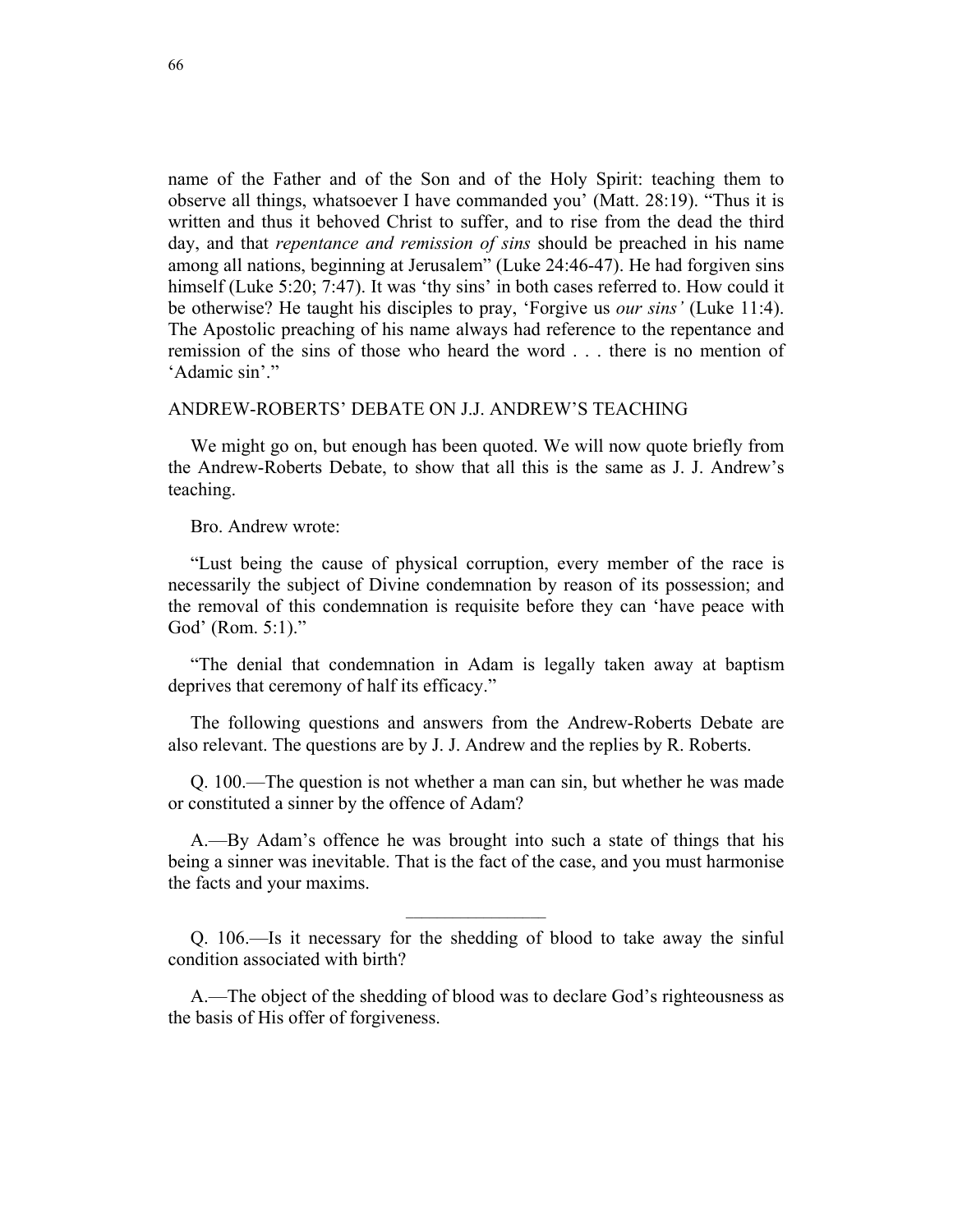name of the Father and of the Son and of the Holy Spirit: teaching them to observe all things, whatsoever I have commanded you' (Matt. 28:19). "Thus it is written and thus it behoved Christ to suffer, and to rise from the dead the third day, and that *repentance and remission of sins* should be preached in his name among all nations, beginning at Jerusalem" (Luke 24:46-47). He had forgiven sins himself (Luke 5:20; 7:47). It was 'thy sins' in both cases referred to. How could it be otherwise? He taught his disciples to pray, 'Forgive us *our sins'* (Luke 11:4). The Apostolic preaching of his name always had reference to the repentance and remission of the sins of those who heard the word . . . there is no mention of 'Adamic sin'."

## ANDREW-ROBERTS' DEBATE ON J.J. ANDREW'S TEACHING

We might go on, but enough has been quoted. We will now quote briefly from the Andrew-Roberts Debate, to show that all this is the same as J. J. Andrew's teaching.

Bro. Andrew wrote:

"Lust being the cause of physical corruption, every member of the race is necessarily the subject of Divine condemnation by reason of its possession; and the removal of this condemnation is requisite before they can 'have peace with God' (Rom. 5:1)."

"The denial that condemnation in Adam is legally taken away at baptism deprives that ceremony of half its efficacy."

The following questions and answers from the Andrew-Roberts Debate are also relevant. The questions are by J. J. Andrew and the replies by R. Roberts.

Q. 100.—The question is not whether a man can sin, but whether he was made or constituted a sinner by the offence of Adam?

A.—By Adam's offence he was brought into such a state of things that his being a sinner was inevitable. That is the fact of the case, and you must harmonise the facts and your maxims.

---

Q. 106.—Is it necessary for the shedding of blood to take away the sinful condition associated with birth?

A.—The object of the shedding of blood was to declare God's righteousness as the basis of His offer of forgiveness.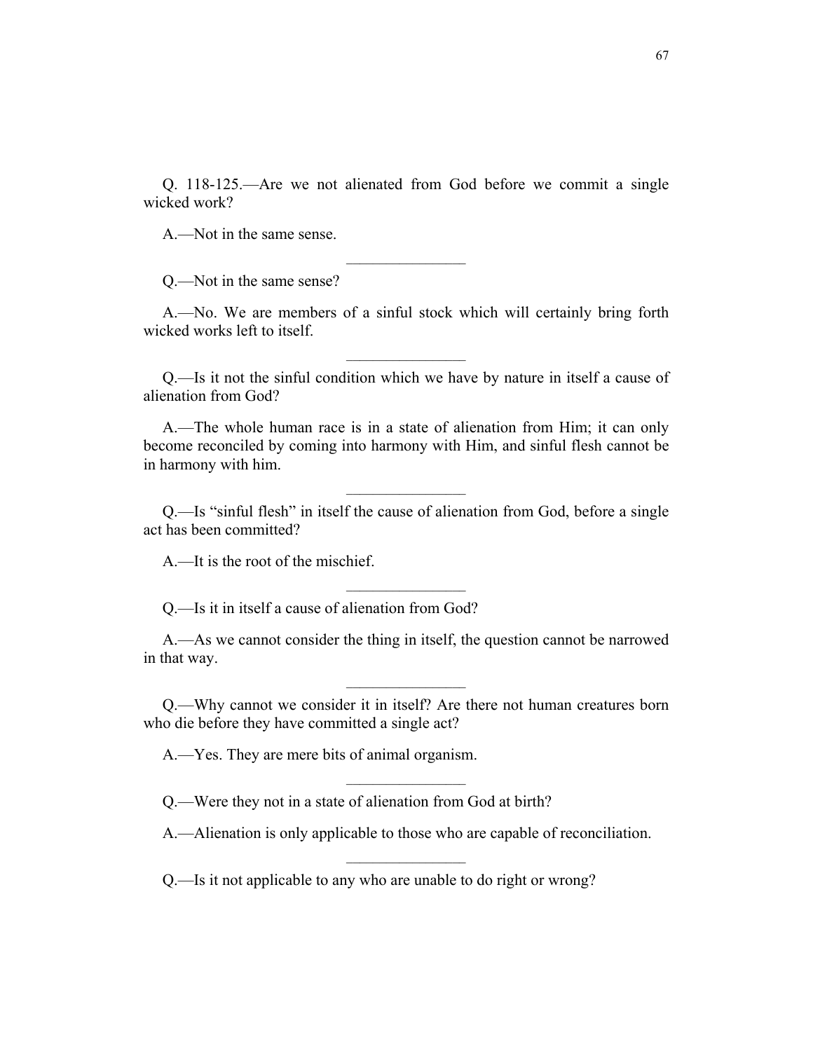Q. 118-125.—Are we not alienated from God before we commit a single wicked work?

A.—Not in the same sense.

---

Q.—Not in the same sense?

A.—No. We are members of a sinful stock which will certainly bring forth wicked works left to itself.

---

Q.—Is it not the sinful condition which we have by nature in itself a cause of alienation from God?

A.—The whole human race is in a state of alienation from Him; it can only become reconciled by coming into harmony with Him, and sinful flesh cannot be in harmony with him.

---

Q.—Is "sinful flesh" in itself the cause of alienation from God, before a single act has been committed?

A.—It is the root of the mischief.

---

Q.—Is it in itself a cause of alienation from God?

A.—As we cannot consider the thing in itself, the question cannot be narrowed in that way.

---

Q.—Why cannot we consider it in itself? Are there not human creatures born who die before they have committed a single act?

A.—Yes. They are mere bits of animal organism.

---

Q.—Were they not in a state of alienation from God at birth?

A.—Alienation is only applicable to those who are capable of reconciliation.

---

Q.—Is it not applicable to any who are unable to do right or wrong?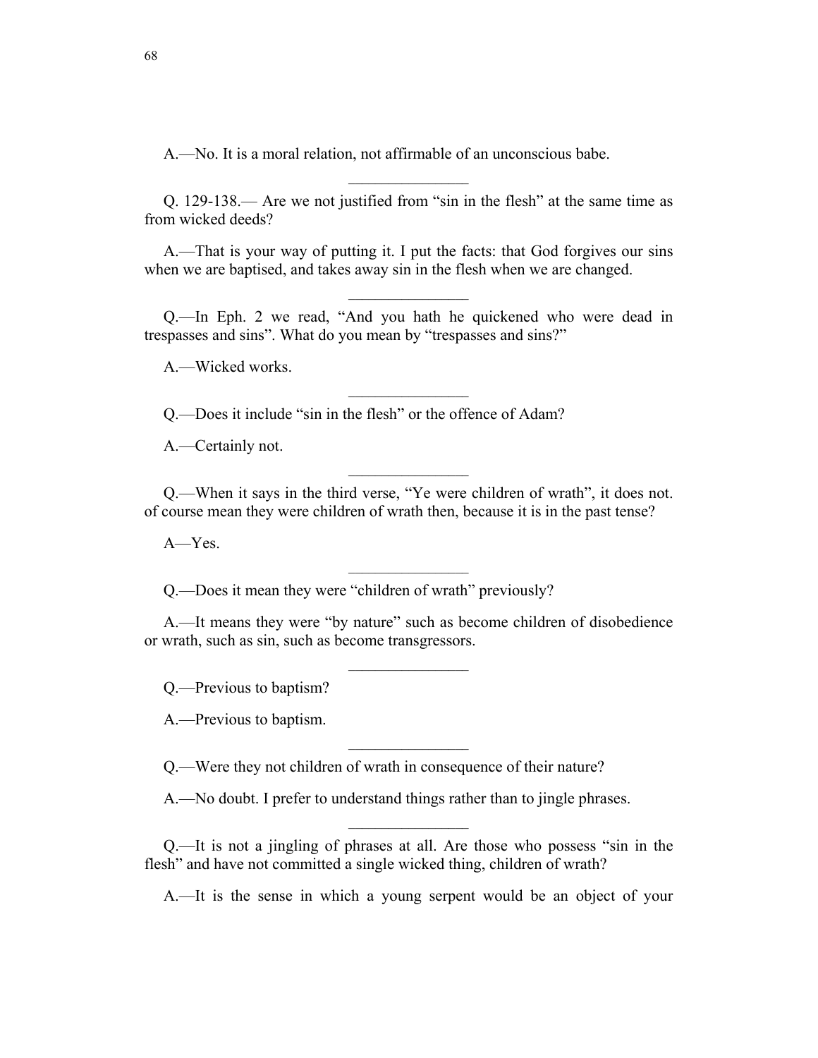A.—No. It is a moral relation, not affirmable of an unconscious babe.

---

Q. 129-138.— Are we not justified from “sin in the flesh” at the same time as from wicked deeds?

A.—That is your way of putting it. I put the facts: that God forgives our sins when we are baptised, and takes away sin in the flesh when we are changed.

---

Q.—In Eph. 2 we read, “And you hath he quickened who were dead in trespasses and sins”. What do you mean by “trespasses and sins?”

A.—Wicked works.

---

Q.—Does it include “sin in the flesh” or the offence of Adam?

A.—Certainly not.

---

Q.—When it says in the third verse, “Ye were children of wrath”, it does not. of course mean they were children of wrath then, because it is in the past tense?

A—Yes.

---

Q.—Does it mean they were “children of wrath” previously?

A.—It means they were “by nature” such as become children of disobedience or wrath, such as sin, such as become transgressors.

---

Q.—Previous to baptism?

A.—Previous to baptism.

---

Q.—Were they not children of wrath in consequence of their nature?

A.—No doubt. I prefer to understand things rather than to jingle phrases.

---

Q.—It is not a jingling of phrases at all. Are those who possess “sin in the flesh” and have not committed a single wicked thing, children of wrath?

A.—It is the sense in which a young serpent would be an object of your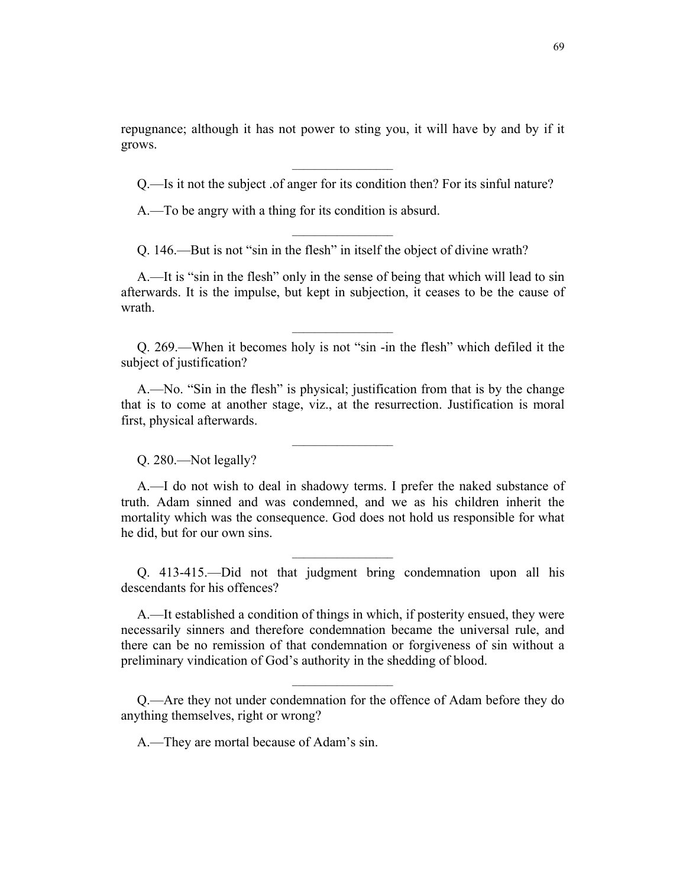repugnance; although it has not power to sting you, it will have by and by if it grows.

---

Q.—Is it not the subject .of anger for its condition then? For its sinful nature?

A.—To be angry with a thing for its condition is absurd.

---

Q. 146.—But is not "sin in the flesh" in itself the object of divine wrath?

A.—It is "sin in the flesh" only in the sense of being that which will lead to sin afterwards. It is the impulse, but kept in subjection, it ceases to be the cause of wrath.

---

Q. 269.—When it becomes holy is not "sin -in the flesh" which defiled it the subject of justification?

A.—No. "Sin in the flesh" is physical; justification from that is by the change that is to come at another stage, viz., at the resurrection. Justification is moral first, physical afterwards.

---

Q. 280.—Not legally?

A.—I do not wish to deal in shadowy terms. I prefer the naked substance of truth. Adam sinned and was condemned, and we as his children inherit the mortality which was the consequence. God does not hold us responsible for what he did, but for our own sins.

---

Q. 413-415.—Did not that judgment bring condemnation upon all his descendants for his offences?

A.—It established a condition of things in which, if posterity ensued, they were necessarily sinners and therefore condemnation became the universal rule, and there can be no remission of that condemnation or forgiveness of sin without a preliminary vindication of God's authority in the shedding of blood.

---

Q.—Are they not under condemnation for the offence of Adam before they do anything themselves, right or wrong?

A.—They are mortal because of Adam's sin.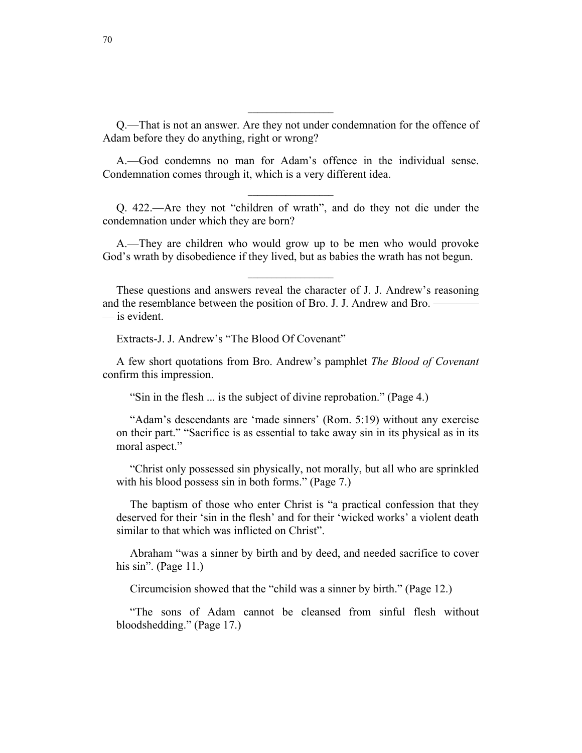---

Q.—That is not an answer. Are they not under condemnation for the offence of Adam before they do anything, right or wrong?

A.—God condemns no man for Adam's offence in the individual sense. Condemnation comes through it, which is a very different idea.

---

Q. 422.—Are they not "children of wrath", and do they not die under the condemnation under which they are born?

A.—They are children who would grow up to be men who would provoke God's wrath by disobedience if they lived, but as babies the wrath has not begun.

---

These questions and answers reveal the character of J. J. Andrew's reasoning and the resemblance between the position of Bro. J. J. Andrew and Bro. ————— is evident.

Extracts-J. J. Andrew's "The Blood Of Covenant"

A few short quotations from Bro. Andrew's pamphlet *The Blood of Covenant* confirm this impression.

> "Sin in the flesh ... is the subject of divine reprobation." (Page 4.)
>
> "Adam's descendants are 'made sinners' (Rom. 5:19) without any exercise on their part." "Sacrifice is as essential to take away sin in its physical as in its moral aspect."
>
> "Christ only possessed sin physically, not morally, but all who are sprinkled with his blood possess sin in both forms." (Page 7.)
>
> The baptism of those who enter Christ is "a practical confession that they deserved for their 'sin in the flesh' and for their 'wicked works' a violent death similar to that which was inflicted on Christ".
>
> Abraham "was a sinner by birth and by deed, and needed sacrifice to cover his sin". (Page 11.)
>
> Circumcision showed that the "child was a sinner by birth." (Page 12.)
>
> "The sons of Adam cannot be cleansed from sinful flesh without bloodshedding." (Page 17.)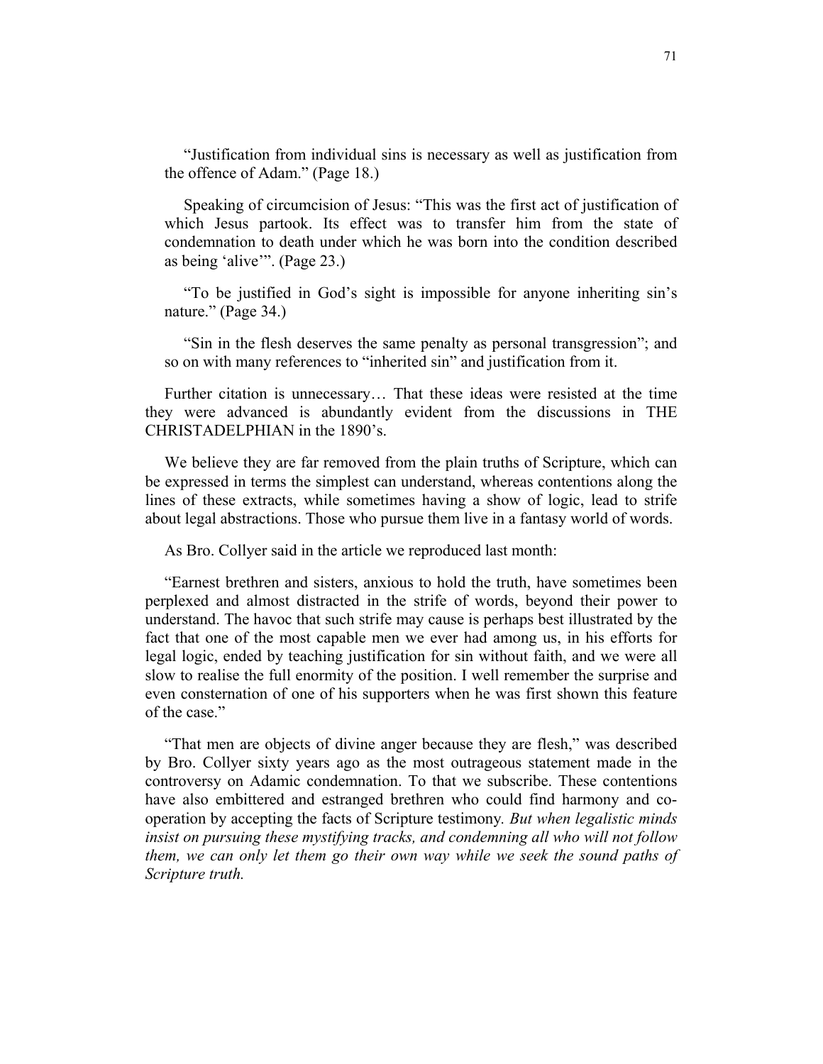"Justification from individual sins is necessary as well as justification from the offence of Adam." (Page 18.)

Speaking of circumcision of Jesus: "This was the first act of justification of which Jesus partook. Its effect was to transfer him from the state of condemnation to death under which he was born into the condition described as being 'alive'". (Page 23.)

"To be justified in God's sight is impossible for anyone inheriting sin's nature." (Page 34.)

"Sin in the flesh deserves the same penalty as personal transgression"; and so on with many references to "inherited sin" and justification from it.

Further citation is unnecessary… That these ideas were resisted at the time they were advanced is abundantly evident from the discussions in THE CHRISTADELPHIAN in the 1890's.

We believe they are far removed from the plain truths of Scripture, which can be expressed in terms the simplest can understand, whereas contentions along the lines of these extracts, while sometimes having a show of logic, lead to strife about legal abstractions. Those who pursue them live in a fantasy world of words.

As Bro. Collyer said in the article we reproduced last month:

"Earnest brethren and sisters, anxious to hold the truth, have sometimes been perplexed and almost distracted in the strife of words, beyond their power to understand. The havoc that such strife may cause is perhaps best illustrated by the fact that one of the most capable men we ever had among us, in his efforts for legal logic, ended by teaching justification for sin without faith, and we were all slow to realise the full enormity of the position. I well remember the surprise and even consternation of one of his supporters when he was first shown this feature of the case."

"That men are objects of divine anger because they are flesh," was described by Bro. Collyer sixty years ago as the most outrageous statement made in the controversy on Adamic condemnation. To that we subscribe. These contentions have also embittered and estranged brethren who could find harmony and co-operation by accepting the facts of Scripture testimony. *But when legalistic minds insist on pursuing these mystifying tracks, and condemning all who will not follow them, we can only let them go their own way while we seek the sound paths of Scripture truth.*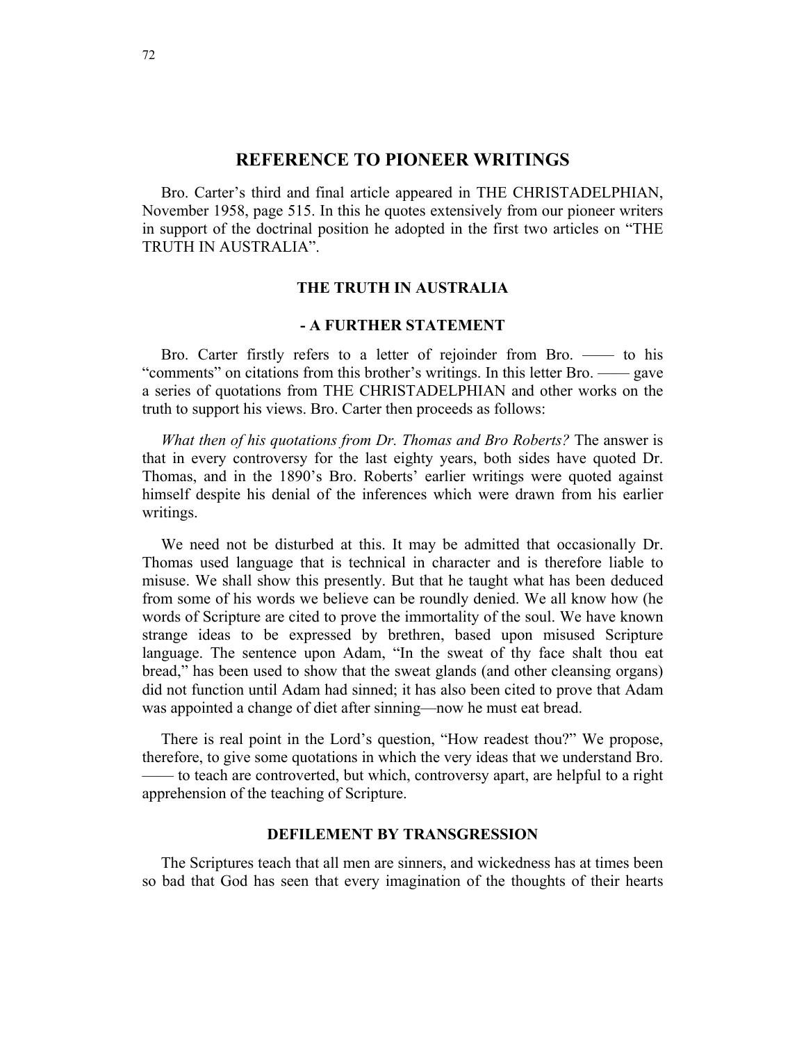## REFERENCE TO PIONEER WRITINGS

Bro. Carter's third and final article appeared in THE CHRISTADELPHIAN, November 1958, page 515. In this he quotes extensively from our pioneer writers in support of the doctrinal position he adopted in the first two articles on "THE TRUTH IN AUSTRALIA".

### THE TRUTH IN AUSTRALIA

### - A FURTHER STATEMENT

Bro. Carter firstly refers to a letter of rejoinder from Bro. —— to his "comments" on citations from this brother's writings. In this letter Bro. —— gave a series of quotations from THE CHRISTADELPHIAN and other works on the truth to support his views. Bro. Carter then proceeds as follows:

*What then of his quotations from Dr. Thomas and Bro Roberts?* The answer is that in every controversy for the last eighty years, both sides have quoted Dr. Thomas, and in the 1890's Bro. Roberts' earlier writings were quoted against himself despite his denial of the inferences which were drawn from his earlier writings.

We need not be disturbed at this. It may be admitted that occasionally Dr. Thomas used language that is technical in character and is therefore liable to misuse. We shall show this presently. But that he taught what has been deduced from some of his words we believe can be roundly denied. We all know how (he words of Scripture are cited to prove the immortality of the soul. We have known strange ideas to be expressed by brethren, based upon misused Scripture language. The sentence upon Adam, "In the sweat of thy face shalt thou eat bread," has been used to show that the sweat glands (and other cleansing organs) did not function until Adam had sinned; it has also been cited to prove that Adam was appointed a change of diet after sinning—now he must eat bread.

There is real point in the Lord's question, "How readest thou?" We propose, therefore, to give some quotations in which the very ideas that we understand Bro. —— to teach are controverted, but which, controversy apart, are helpful to a right apprehension of the teaching of Scripture.

### DEFILEMENT BY TRANSGRESSION

The Scriptures teach that all men are sinners, and wickedness has at times been so bad that God has seen that every imagination of the thoughts of their hearts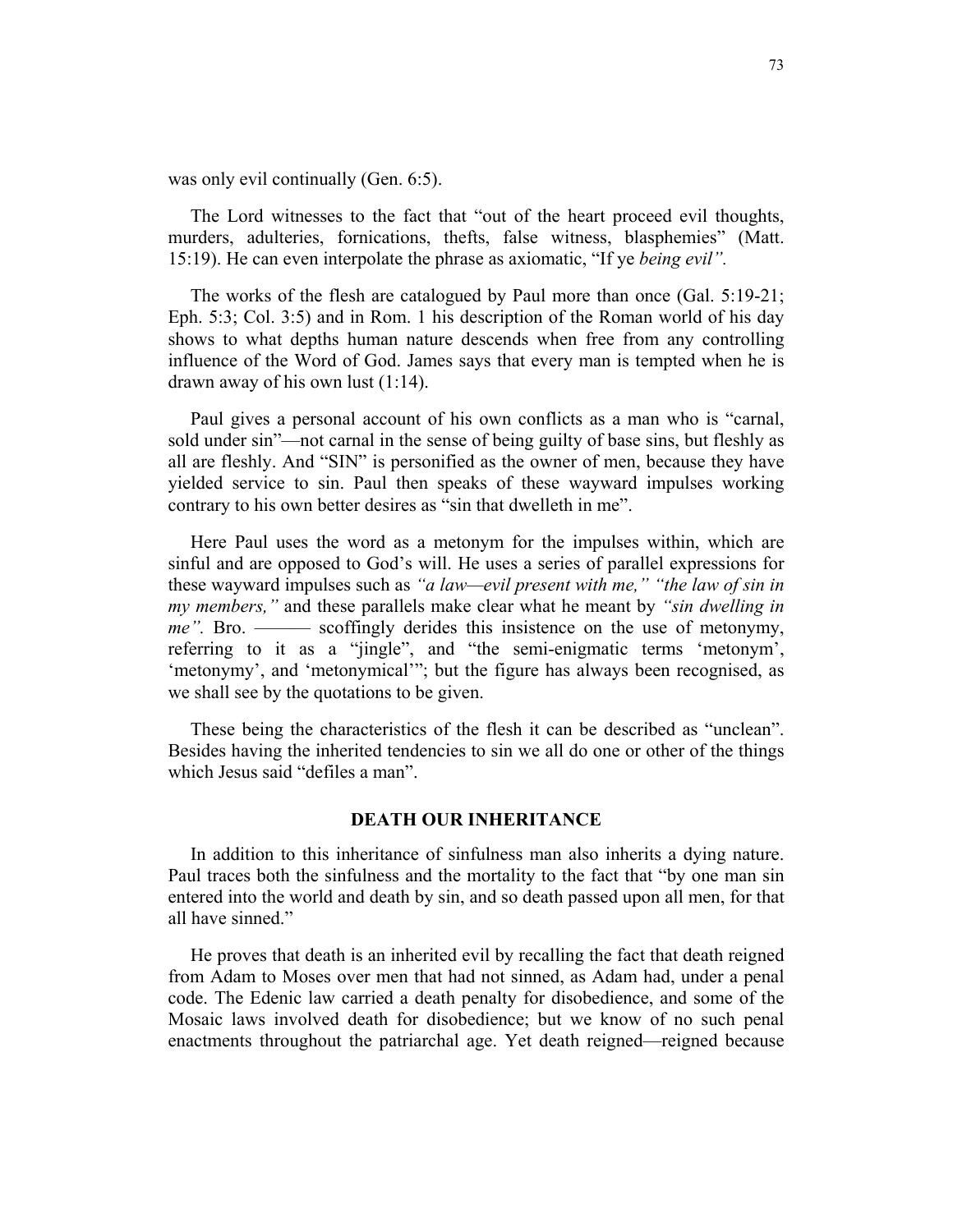was only evil continually (Gen. 6:5).

The Lord witnesses to the fact that "out of the heart proceed evil thoughts, murders, adulteries, fornications, thefts, false witness, blasphemies" (Matt. 15:19). He can even interpolate the phrase as axiomatic, "If ye *being evil".*

The works of the flesh are catalogued by Paul more than once (Gal. 5:19-21; Eph. 5:3; Col. 3:5) and in Rom. 1 his description of the Roman world of his day shows to what depths human nature descends when free from any controlling influence of the Word of God. James says that every man is tempted when he is drawn away of his own lust (1:14).

Paul gives a personal account of his own conflicts as a man who is "carnal, sold under sin"—not carnal in the sense of being guilty of base sins, but fleshly as all are fleshly. And "SIN" is personified as the owner of men, because they have yielded service to sin. Paul then speaks of these wayward impulses working contrary to his own better desires as "sin that dwelleth in me".

Here Paul uses the word as a metonym for the impulses within, which are sinful and are opposed to God's will. He uses a series of parallel expressions for these wayward impulses such as *"a law—evil present with me," "the law of sin in my members,"* and these parallels make clear what he meant by *"sin dwelling in me".* Bro. ——— scoffingly derides this insistence on the use of metonymy, referring to it as a "jingle", and "the semi-enigmatic terms 'metonym', 'metonymy', and 'metonymical'"; but the figure has always been recognised, as we shall see by the quotations to be given.

These being the characteristics of the flesh it can be described as "unclean". Besides having the inherited tendencies to sin we all do one or other of the things which Jesus said "defiles a man".

## DEATH OUR INHERITANCE

In addition to this inheritance of sinfulness man also inherits a dying nature. Paul traces both the sinfulness and the mortality to the fact that "by one man sin entered into the world and death by sin, and so death passed upon all men, for that all have sinned."

He proves that death is an inherited evil by recalling the fact that death reigned from Adam to Moses over men that had not sinned, as Adam had, under a penal code. The Edenic law carried a death penalty for disobedience, and some of the Mosaic laws involved death for disobedience; but we know of no such penal enactments throughout the patriarchal age. Yet death reigned—reigned because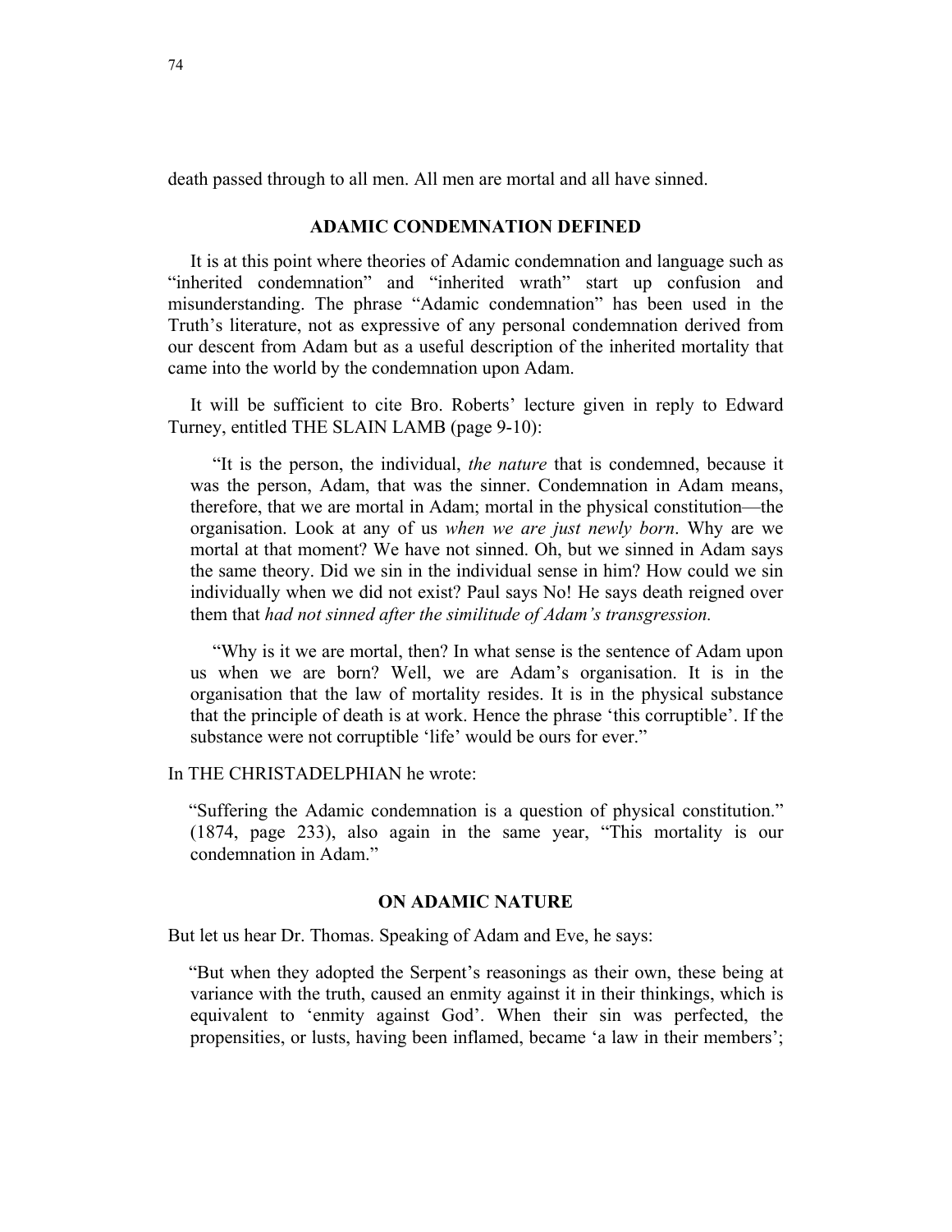death passed through to all men. All men are mortal and all have sinned.

## ADAMIC CONDEMNATION DEFINED

It is at this point where theories of Adamic condemnation and language such as "inherited condemnation" and "inherited wrath" start up confusion and misunderstanding. The phrase "Adamic condemnation" has been used in the Truth's literature, not as expressive of any personal condemnation derived from our descent from Adam but as a useful description of the inherited mortality that came into the world by the condemnation upon Adam.

It will be sufficient to cite Bro. Roberts' lecture given in reply to Edward Turney, entitled THE SLAIN LAMB (page 9-10):

> "It is the person, the individual, *the nature* that is condemned, because it was the person, Adam, that was the sinner. Condemnation in Adam means, therefore, that we are mortal in Adam; mortal in the physical constitution—the organisation. Look at any of us *when we are just newly born*. Why are we mortal at that moment? We have not sinned. Oh, but we sinned in Adam says the same theory. Did we sin in the individual sense in him? How could we sin individually when we did not exist? Paul says No! He says death reigned over them that *had not sinned after the similitude of Adam's transgression.*
>
> "Why is it we are mortal, then? In what sense is the sentence of Adam upon us when we are born? Well, we are Adam's organisation. It is in the organisation that the law of mortality resides. It is in the physical substance that the principle of death is at work. Hence the phrase 'this corruptible'. If the substance were not corruptible 'life' would be ours for ever."

In THE CHRISTADELPHIAN he wrote:

> "Suffering the Adamic condemnation is a question of physical constitution." (1874, page 233), also again in the same year, "This mortality is our condemnation in Adam."

## ON ADAMIC NATURE

But let us hear Dr. Thomas. Speaking of Adam and Eve, he says:

> "But when they adopted the Serpent's reasonings as their own, these being at variance with the truth, caused an enmity against it in their thinkings, which is equivalent to 'enmity against God'. When their sin was perfected, the propensities, or lusts, having been inflamed, became 'a law in their members';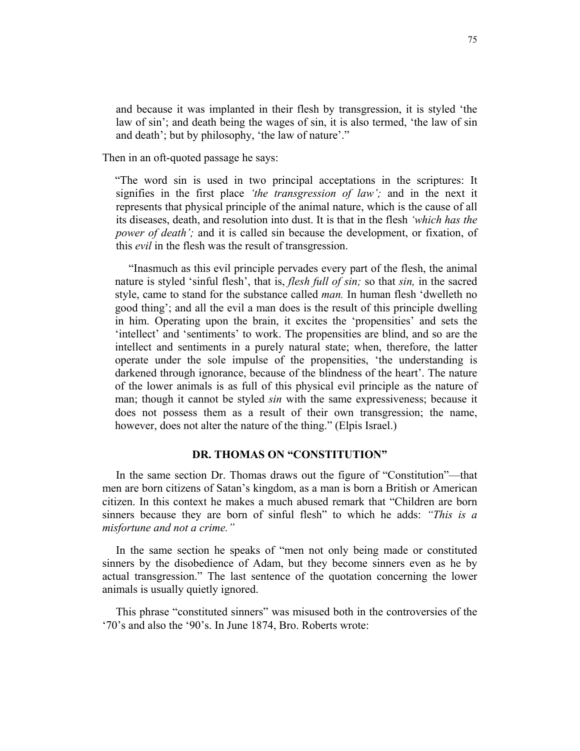> and because it was implanted in their flesh by transgression, it is styled 'the law of sin'; and death being the wages of sin, it is also termed, 'the law of sin and death'; but by philosophy, 'the law of nature'."

Then in an oft-quoted passage he says:

> "The word sin is used in two principal acceptations in the scriptures: It signifies in the first place *'the transgression of law';* and in the next it represents that physical principle of the animal nature, which is the cause of all its diseases, death, and resolution into dust. It is that in the flesh *'which has the power of death';* and it is called sin because the development, or fixation, of this *evil* in the flesh was the result of transgression.
>
> "Inasmuch as this evil principle pervades every part of the flesh, the animal nature is styled 'sinful flesh', that is, *flesh full of sin;* so that *sin,* in the sacred style, came to stand for the substance called *man.* In human flesh 'dwelleth no good thing'; and all the evil a man does is the result of this principle dwelling in him. Operating upon the brain, it excites the 'propensities' and sets the 'intellect' and 'sentiments' to work. The propensities are blind, and so are the intellect and sentiments in a purely natural state; when, therefore, the latter operate under the sole impulse of the propensities, 'the understanding is darkened through ignorance, because of the blindness of the heart'. The nature of the lower animals is as full of this physical evil principle as the nature of man; though it cannot be styled *sin* with the same expressiveness; because it does not possess them as a result of their own transgression; the name, however, does not alter the nature of the thing." (Elpis Israel.)

### DR. THOMAS ON "CONSTITUTION"

In the same section Dr. Thomas draws out the figure of "Constitution"—that men are born citizens of Satan's kingdom, as a man is born a British or American citizen. In this context he makes a much abused remark that "Children are born sinners because they are born of sinful flesh" to which he adds: *"This is a misfortune and not a crime."*

In the same section he speaks of "men not only being made or constituted sinners by the disobedience of Adam, but they become sinners even as he by actual transgression." The last sentence of the quotation concerning the lower animals is usually quietly ignored.

This phrase "constituted sinners" was misused both in the controversies of the '70's and also the '90's. In June 1874, Bro. Roberts wrote: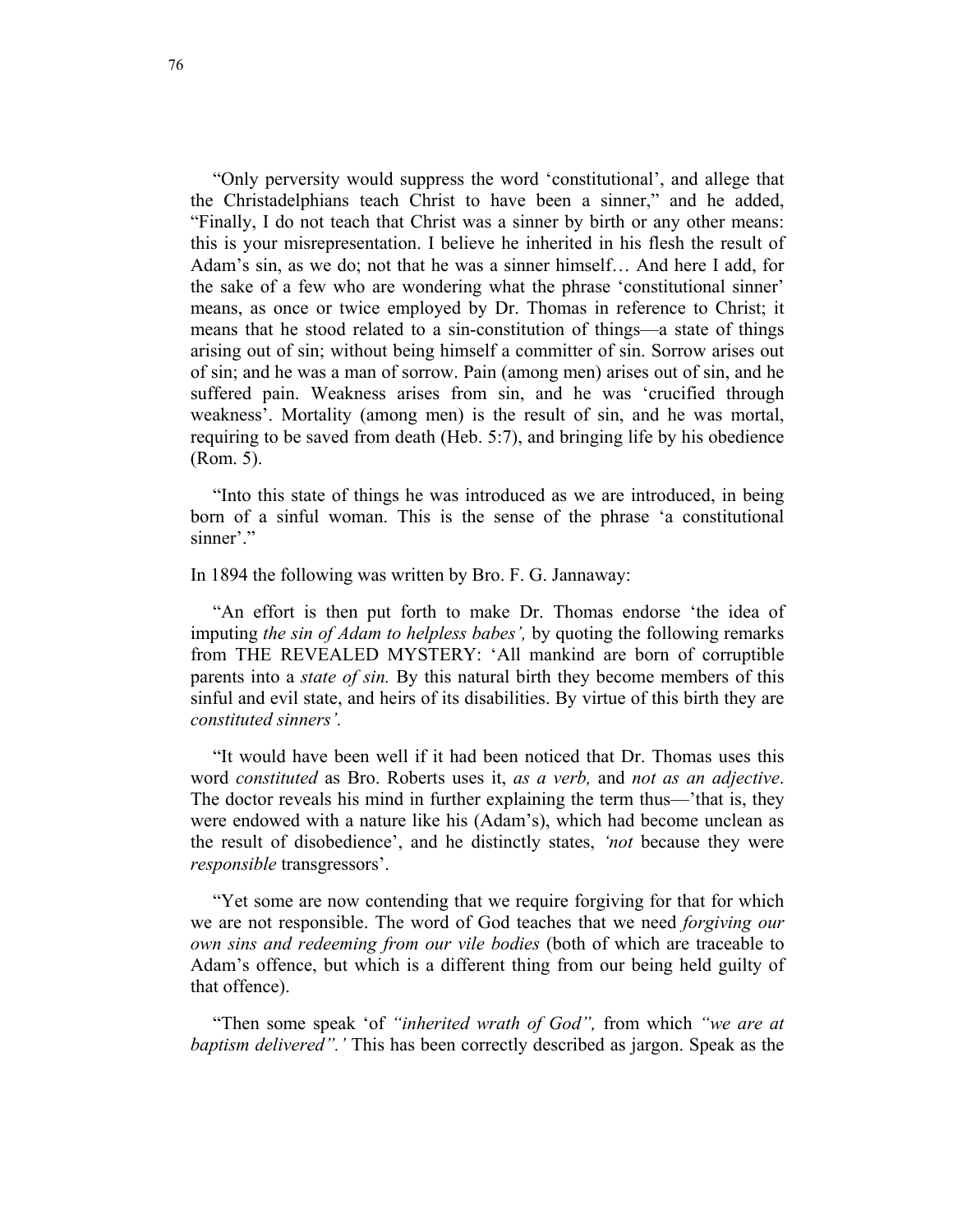“Only perversity would suppress the word ‘constitutional’, and allege that the Christadelphians teach Christ to have been a sinner,” and he added, “Finally, I do not teach that Christ was a sinner by birth or any other means: this is your misrepresentation. I believe he inherited in his flesh the result of Adam’s sin, as we do; not that he was a sinner himself… And here I add, for the sake of a few who are wondering what the phrase ‘constitutional sinner’ means, as once or twice employed by Dr. Thomas in reference to Christ; it means that he stood related to a sin-constitution of things—a state of things arising out of sin; without being himself a committer of sin. Sorrow arises out of sin; and he was a man of sorrow. Pain (among men) arises out of sin, and he suffered pain. Weakness arises from sin, and he was ‘crucified through weakness’. Mortality (among men) is the result of sin, and he was mortal, requiring to be saved from death (Heb. 5:7), and bringing life by his obedience (Rom. 5).

“Into this state of things he was introduced as we are introduced, in being born of a sinful woman. This is the sense of the phrase ‘a constitutional sinner’.”

In 1894 the following was written by Bro. F. G. Jannaway:

“An effort is then put forth to make Dr. Thomas endorse ‘the idea of imputing *the sin of Adam to helpless babes’,* by quoting the following remarks from THE REVEALED MYSTERY: ‘All mankind are born of corruptible parents into a *state of sin.* By this natural birth they become members of this sinful and evil state, and heirs of its disabilities. By virtue of this birth they are *constituted sinners’.*

“It would have been well if it had been noticed that Dr. Thomas uses this word *constituted* as Bro. Roberts uses it, *as a verb,* and *not as an adjective*. The doctor reveals his mind in further explaining the term thus—’that is, they were endowed with a nature like his (Adam’s), which had become unclean as the result of disobedience’, and he distinctly states, *‘not* because they were *responsible* transgressors’.

“Yet some are now contending that we require forgiving for that for which we are not responsible. The word of God teaches that we need *forgiving our own sins and redeeming from our vile bodies* (both of which are traceable to Adam’s offence, but which is a different thing from our being held guilty of that offence).

“Then some speak ‘of *“inherited wrath of God”,* from which *“we are at baptism delivered”.’* This has been correctly described as jargon. Speak as the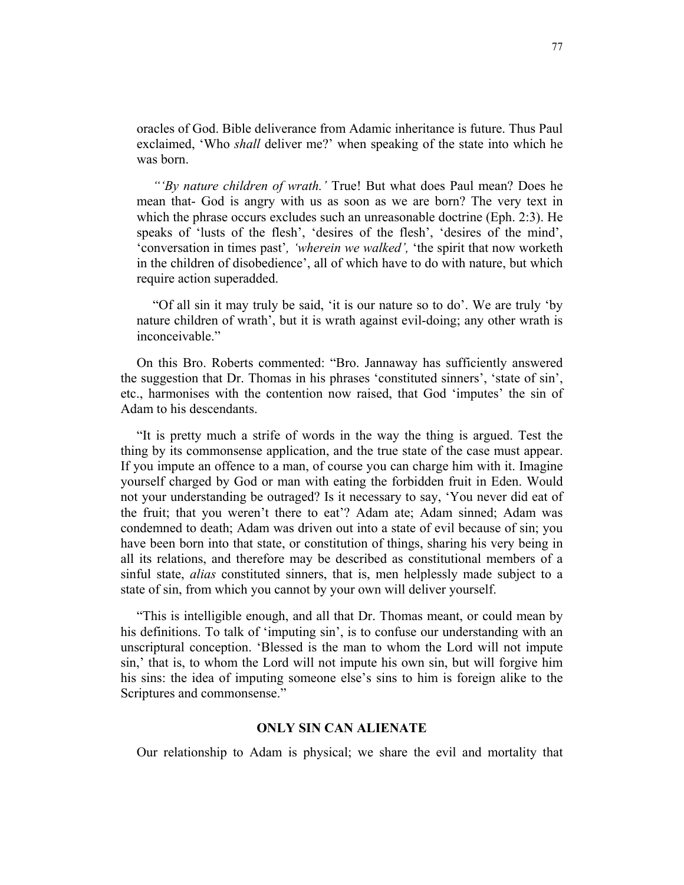oracles of God. Bible deliverance from Adamic inheritance is future. Thus Paul exclaimed, 'Who *shall* deliver me?' when speaking of the state into which he was born.

*"'By nature children of wrath.'* True! But what does Paul mean? Does he mean that- God is angry with us as soon as we are born? The very text in which the phrase occurs excludes such an unreasonable doctrine (Eph. 2:3). He speaks of 'lusts of the flesh', 'desires of the flesh', 'desires of the mind', 'conversation in times past'*, 'wherein we walked',* 'the spirit that now worketh in the children of disobedience', all of which have to do with nature, but which require action superadded.

"Of all sin it may truly be said, 'it is our nature so to do'. We are truly 'by nature children of wrath', but it is wrath against evil-doing; any other wrath is inconceivable."

On this Bro. Roberts commented: "Bro. Jannaway has sufficiently answered the suggestion that Dr. Thomas in his phrases 'constituted sinners', 'state of sin', etc., harmonises with the contention now raised, that God 'imputes' the sin of Adam to his descendants.

"It is pretty much a strife of words in the way the thing is argued. Test the thing by its commonsense application, and the true state of the case must appear. If you impute an offence to a man, of course you can charge him with it. Imagine yourself charged by God or man with eating the forbidden fruit in Eden. Would not your understanding be outraged? Is it necessary to say, 'You never did eat of the fruit; that you weren't there to eat'? Adam ate; Adam sinned; Adam was condemned to death; Adam was driven out into a state of evil because of sin; you have been born into that state, or constitution of things, sharing his very being in all its relations, and therefore may be described as constitutional members of a sinful state, *alias* constituted sinners, that is, men helplessly made subject to a state of sin, from which you cannot by your own will deliver yourself.

"This is intelligible enough, and all that Dr. Thomas meant, or could mean by his definitions. To talk of 'imputing sin', is to confuse our understanding with an unscriptural conception. 'Blessed is the man to whom the Lord will not impute sin,' that is, to whom the Lord will not impute his own sin, but will forgive him his sins: the idea of imputing someone else's sins to him is foreign alike to the Scriptures and commonsense."

## ONLY SIN CAN ALIENATE

Our relationship to Adam is physical; we share the evil and mortality that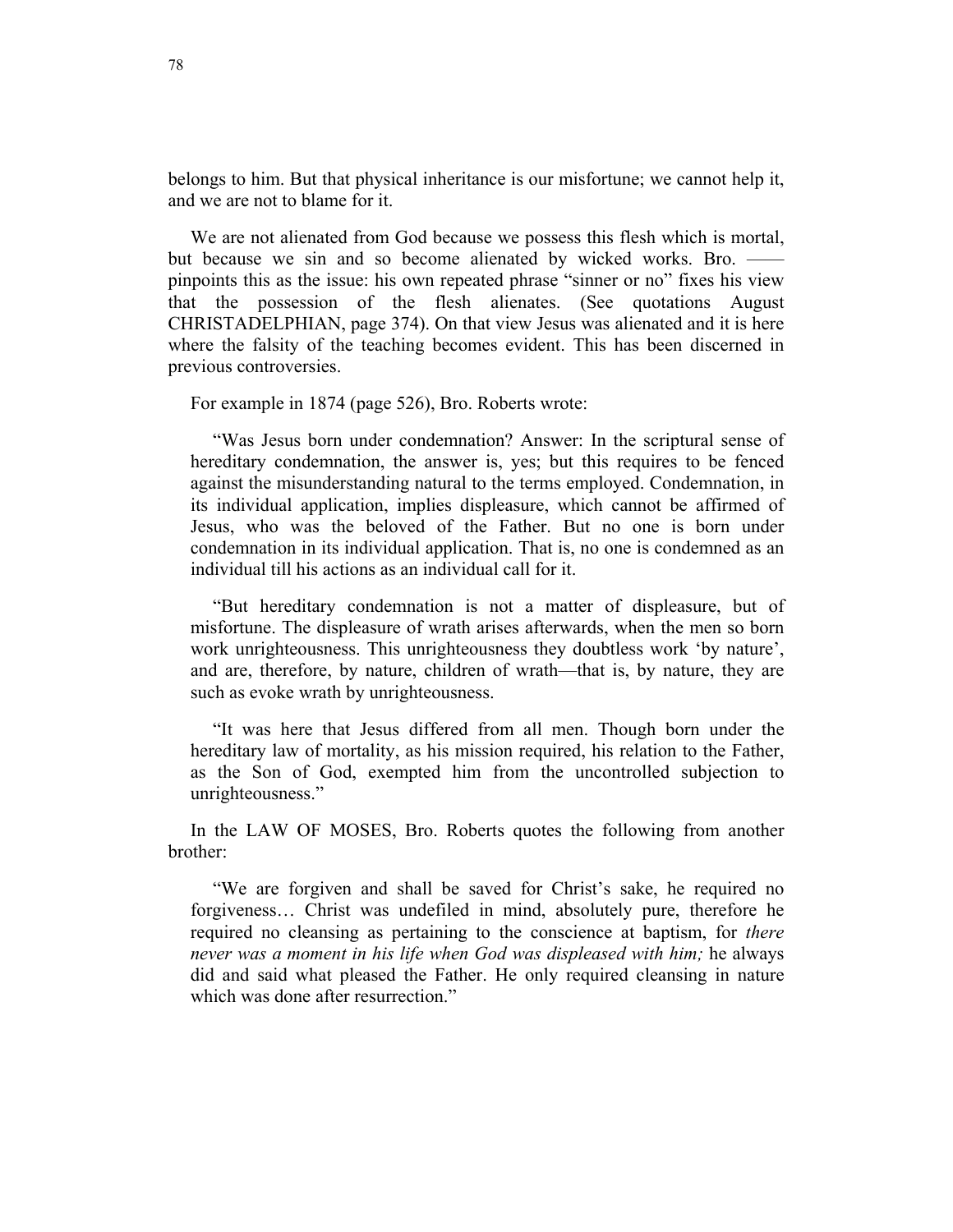belongs to him. But that physical inheritance is our misfortune; we cannot help it, and we are not to blame for it.

We are not alienated from God because we possess this flesh which is mortal, but because we sin and so become alienated by wicked works. Bro. —— pinpoints this as the issue: his own repeated phrase "sinner or no" fixes his view that the possession of the flesh alienates. (See quotations August CHRISTADELPHIAN, page 374). On that view Jesus was alienated and it is here where the falsity of the teaching becomes evident. This has been discerned in previous controversies.

For example in 1874 (page 526), Bro. Roberts wrote:

> "Was Jesus born under condemnation? Answer: In the scriptural sense of hereditary condemnation, the answer is, yes; but this requires to be fenced against the misunderstanding natural to the terms employed. Condemnation, in its individual application, implies displeasure, which cannot be affirmed of Jesus, who was the beloved of the Father. But no one is born under condemnation in its individual application. That is, no one is condemned as an individual till his actions as an individual call for it.
>
> "But hereditary condemnation is not a matter of displeasure, but of misfortune. The displeasure of wrath arises afterwards, when the men so born work unrighteousness. This unrighteousness they doubtless work 'by nature', and are, therefore, by nature, children of wrath—that is, by nature, they are such as evoke wrath by unrighteousness.
>
> "It was here that Jesus differed from all men. Though born under the hereditary law of mortality, as his mission required, his relation to the Father, as the Son of God, exempted him from the uncontrolled subjection to unrighteousness."

In the LAW OF MOSES, Bro. Roberts quotes the following from another brother:

> "We are forgiven and shall be saved for Christ's sake, he required no forgiveness… Christ was undefiled in mind, absolutely pure, therefore he required no cleansing as pertaining to the conscience at baptism, for *there never was a moment in his life when God was displeased with him;* he always did and said what pleased the Father. He only required cleansing in nature which was done after resurrection."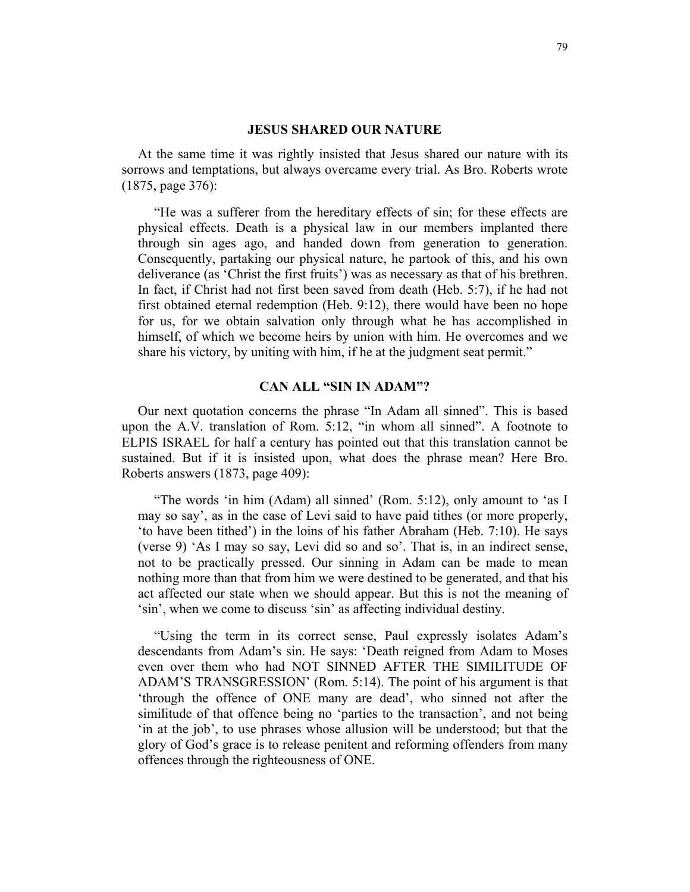## JESUS SHARED OUR NATURE

At the same time it was rightly insisted that Jesus shared our nature with its sorrows and temptations, but always overcame every trial. As Bro. Roberts wrote (1875, page 376):

> "He was a sufferer from the hereditary effects of sin; for these effects are physical effects. Death is a physical law in our members implanted there through sin ages ago, and handed down from generation to generation. Consequently, partaking our physical nature, he partook of this, and his own deliverance (as 'Christ the first fruits') was as necessary as that of his brethren. In fact, if Christ had not first been saved from death (Heb. 5:7), if he had not first obtained eternal redemption (Heb. 9:12), there would have been no hope for us, for we obtain salvation only through what he has accomplished in himself, of which we become heirs by union with him. He overcomes and we share his victory, by uniting with him, if he at the judgment seat permit."

## CAN ALL "SIN IN ADAM"?

Our next quotation concerns the phrase "In Adam all sinned". This is based upon the A.V. translation of Rom. 5:12, "in whom all sinned". A footnote to ELPIS ISRAEL for half a century has pointed out that this translation cannot be sustained. But if it is insisted upon, what does the phrase mean? Here Bro. Roberts answers (1873, page 409):

> "The words 'in him (Adam) all sinned' (Rom. 5:12), only amount to 'as I may so say', as in the case of Levi said to have paid tithes (or more properly, 'to have been tithed') in the loins of his father Abraham (Heb. 7:10). He says (verse 9) 'As I may so say, Levi did so and so'. That is, in an indirect sense, not to be practically pressed. Our sinning in Adam can be made to mean nothing more than that from him we were destined to be generated, and that his act affected our state when we should appear. But this is not the meaning of 'sin', when we come to discuss 'sin' as affecting individual destiny.
>
> "Using the term in its correct sense, Paul expressly isolates Adam's descendants from Adam's sin. He says: 'Death reigned from Adam to Moses even over them who had NOT SINNED AFTER THE SIMILITUDE OF ADAM'S TRANSGRESSION' (Rom. 5:14). The point of his argument is that 'through the offence of ONE many are dead', who sinned not after the similitude of that offence being no 'parties to the transaction', and not being 'in at the job', to use phrases whose allusion will be understood; but that the glory of God's grace is to release penitent and reforming offenders from many offences through the righteousness of ONE.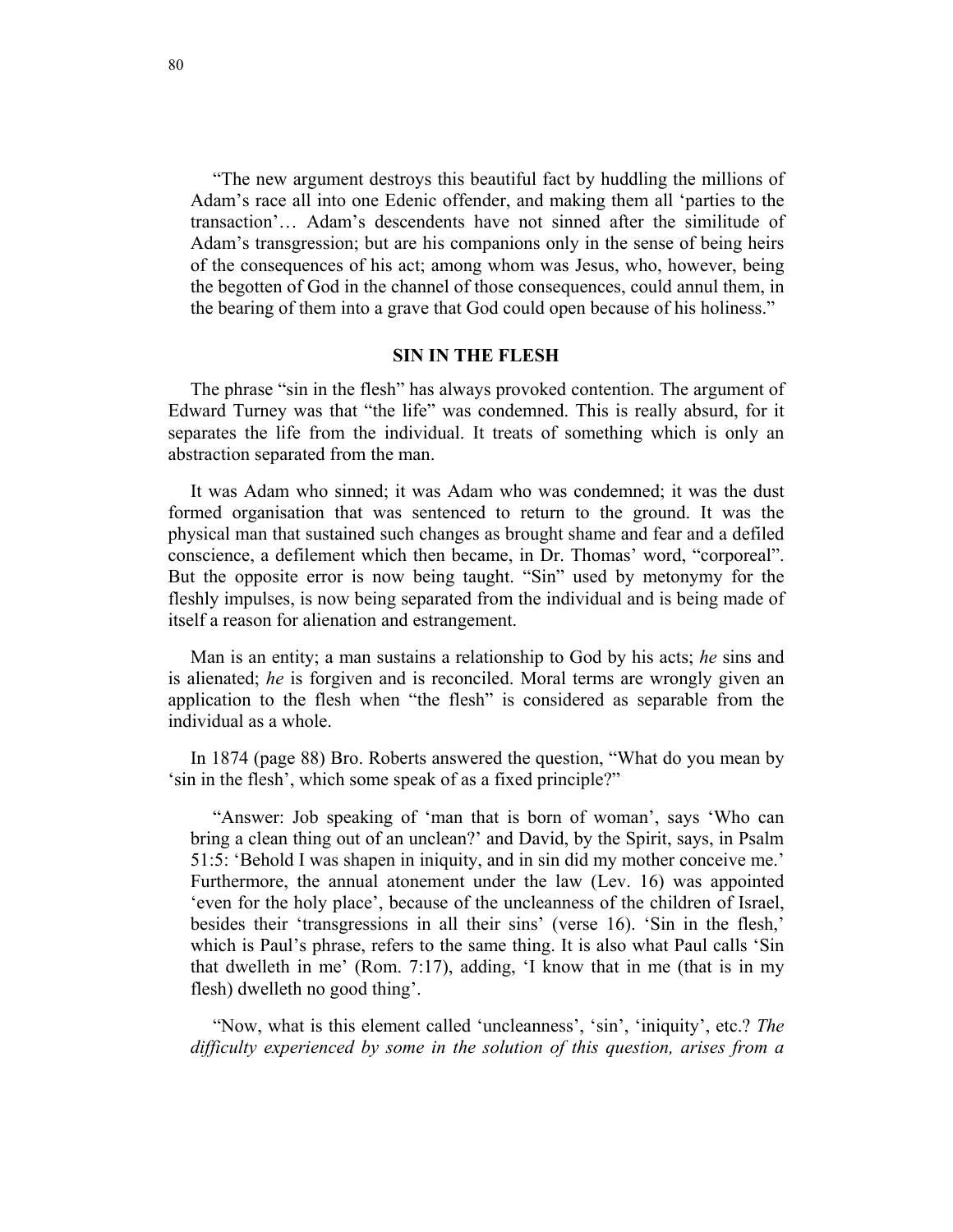> "The new argument destroys this beautiful fact by huddling the millions of Adam's race all into one Edenic offender, and making them all 'parties to the transaction'… Adam's descendents have not sinned after the similitude of Adam's transgression; but are his companions only in the sense of being heirs of the consequences of his act; among whom was Jesus, who, however, being the begotten of God in the channel of those consequences, could annul them, in the bearing of them into a grave that God could open because of his holiness."

## SIN IN THE FLESH

The phrase "sin in the flesh" has always provoked contention. The argument of Edward Turney was that "the life" was condemned. This is really absurd, for it separates the life from the individual. It treats of something which is only an abstraction separated from the man.

It was Adam who sinned; it was Adam who was condemned; it was the dust formed organisation that was sentenced to return to the ground. It was the physical man that sustained such changes as brought shame and fear and a defiled conscience, a defilement which then became, in Dr. Thomas' word, "corporeal". But the opposite error is now being taught. "Sin" used by metonymy for the fleshly impulses, is now being separated from the individual and is being made of itself a reason for alienation and estrangement.

Man is an entity; a man sustains a relationship to God by his acts; *he* sins and is alienated; *he* is forgiven and is reconciled. Moral terms are wrongly given an application to the flesh when "the flesh" is considered as separable from the individual as a whole.

In 1874 (page 88) Bro. Roberts answered the question, "What do you mean by 'sin in the flesh', which some speak of as a fixed principle?"

> "Answer: Job speaking of 'man that is born of woman', says 'Who can bring a clean thing out of an unclean?' and David, by the Spirit, says, in Psalm 51:5: 'Behold I was shapen in iniquity, and in sin did my mother conceive me.' Furthermore, the annual atonement under the law (Lev. 16) was appointed 'even for the holy place', because of the uncleanness of the children of Israel, besides their 'transgressions in all their sins' (verse 16). 'Sin in the flesh,' which is Paul's phrase, refers to the same thing. It is also what Paul calls 'Sin that dwelleth in me' (Rom. 7:17), adding, 'I know that in me (that is in my flesh) dwelleth no good thing'.
>
> "Now, what is this element called 'uncleanness', 'sin', 'iniquity', etc.? *The difficulty experienced by some in the solution of this question, arises from a*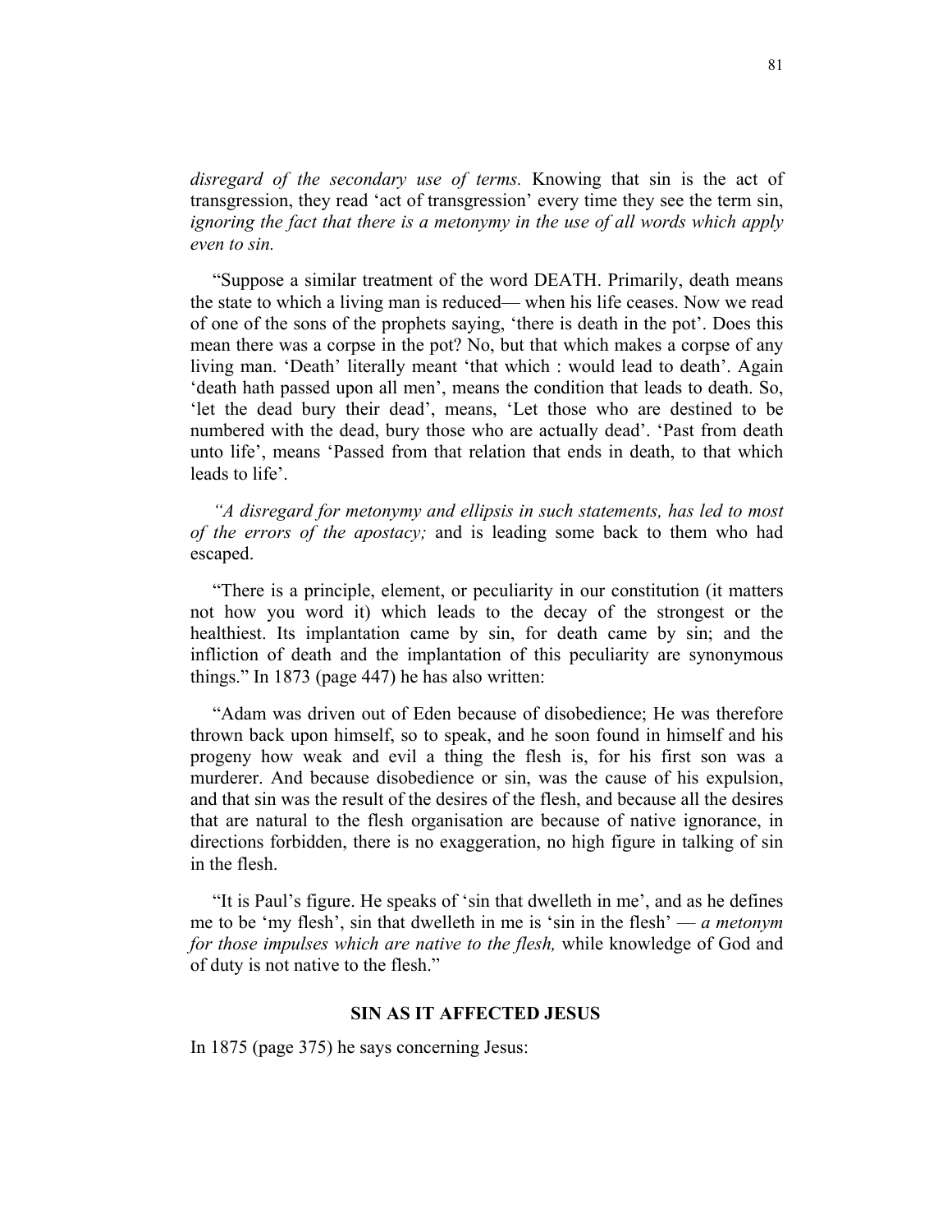*disregard of the secondary use of terms.* Knowing that sin is the act of transgression, they read 'act of transgression' every time they see the term sin, *ignoring the fact that there is a metonymy in the use of all words which apply even to sin.*

"Suppose a similar treatment of the word DEATH. Primarily, death means the state to which a living man is reduced— when his life ceases. Now we read of one of the sons of the prophets saying, 'there is death in the pot'. Does this mean there was a corpse in the pot? No, but that which makes a corpse of any living man. 'Death' literally meant 'that which : would lead to death'. Again 'death hath passed upon all men', means the condition that leads to death. So, 'let the dead bury their dead', means, 'Let those who are destined to be numbered with the dead, bury those who are actually dead'. 'Past from death unto life', means 'Passed from that relation that ends in death, to that which leads to life'.

*"A disregard for metonymy and ellipsis in such statements, has led to most of the errors of the apostacy;* and is leading some back to them who had escaped.

"There is a principle, element, or peculiarity in our constitution (it matters not how you word it) which leads to the decay of the strongest or the healthiest. Its implantation came by sin, for death came by sin; and the infliction of death and the implantation of this peculiarity are synonymous things." In 1873 (page 447) he has also written:

"Adam was driven out of Eden because of disobedience; He was therefore thrown back upon himself, so to speak, and he soon found in himself and his progeny how weak and evil a thing the flesh is, for his first son was a murderer. And because disobedience or sin, was the cause of his expulsion, and that sin was the result of the desires of the flesh, and because all the desires that are natural to the flesh organisation are because of native ignorance, in directions forbidden, there is no exaggeration, no high figure in talking of sin in the flesh.

"It is Paul's figure. He speaks of 'sin that dwelleth in me', and as he defines me to be 'my flesh', sin that dwelleth in me is 'sin in the flesh' — *a metonym for those impulses which are native to the flesh,* while knowledge of God and of duty is not native to the flesh."

### SIN AS IT AFFECTED JESUS

In 1875 (page 375) he says concerning Jesus: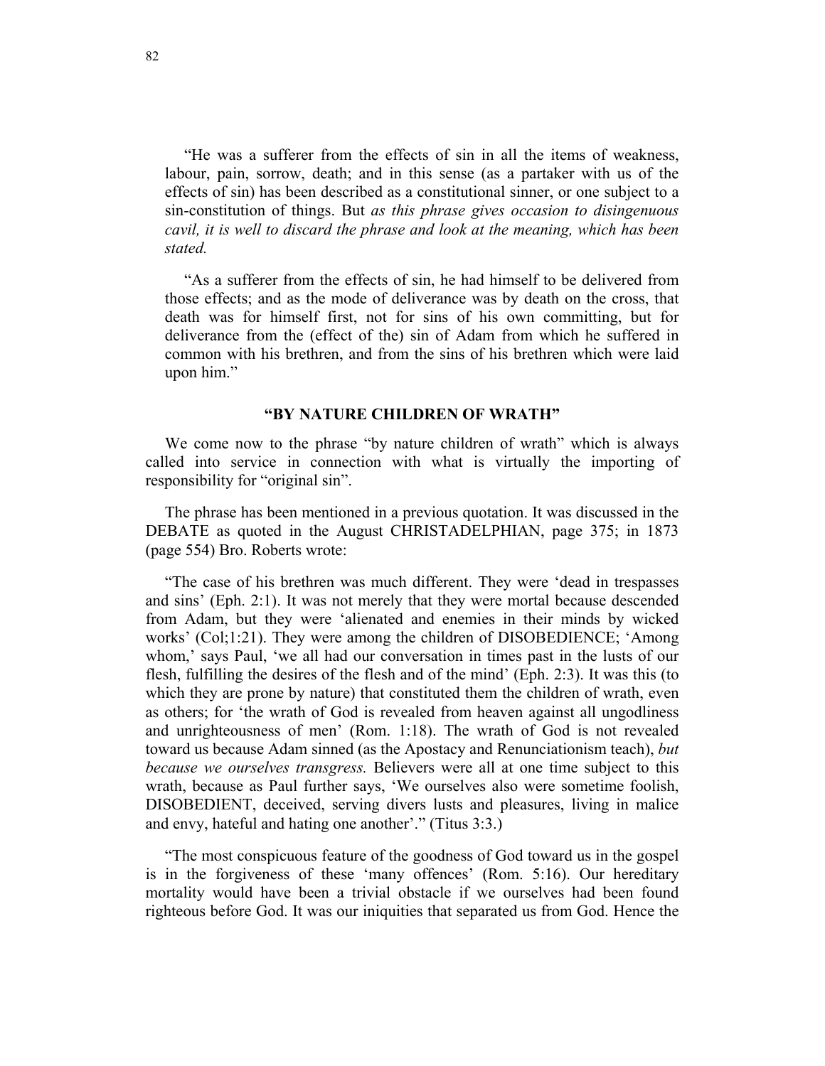"He was a sufferer from the effects of sin in all the items of weakness, labour, pain, sorrow, death; and in this sense (as a partaker with us of the effects of sin) has been described as a constitutional sinner, or one subject to a sin-constitution of things. But *as this phrase gives occasion to disingenuous cavil, it is well to discard the phrase and look at the meaning, which has been stated.*

"As a sufferer from the effects of sin, he had himself to be delivered from those effects; and as the mode of deliverance was by death on the cross, that death was for himself first, not for sins of his own committing, but for deliverance from the (effect of the) sin of Adam from which he suffered in common with his brethren, and from the sins of his brethren which were laid upon him."

### "BY NATURE CHILDREN OF WRATH"

We come now to the phrase "by nature children of wrath" which is always called into service in connection with what is virtually the importing of responsibility for "original sin".

The phrase has been mentioned in a previous quotation. It was discussed in the DEBATE as quoted in the August CHRISTADELPHIAN, page 375; in 1873 (page 554) Bro. Roberts wrote:

"The case of his brethren was much different. They were 'dead in trespasses and sins' (Eph. 2:1). It was not merely that they were mortal because descended from Adam, but they were 'alienated and enemies in their minds by wicked works' (Col;1:21). They were among the children of DISOBEDIENCE; 'Among whom,' says Paul, 'we all had our conversation in times past in the lusts of our flesh, fulfilling the desires of the flesh and of the mind' (Eph. 2:3). It was this (to which they are prone by nature) that constituted them the children of wrath, even as others; for 'the wrath of God is revealed from heaven against all ungodliness and unrighteousness of men' (Rom. 1:18). The wrath of God is not revealed toward us because Adam sinned (as the Apostacy and Renunciationism teach), *but because we ourselves transgress.* Believers were all at one time subject to this wrath, because as Paul further says, 'We ourselves also were sometime foolish, DISOBEDIENT, deceived, serving divers lusts and pleasures, living in malice and envy, hateful and hating one another'." (Titus 3:3.)

"The most conspicuous feature of the goodness of God toward us in the gospel is in the forgiveness of these 'many offences' (Rom. 5:16). Our hereditary mortality would have been a trivial obstacle if we ourselves had been found righteous before God. It was our iniquities that separated us from God. Hence the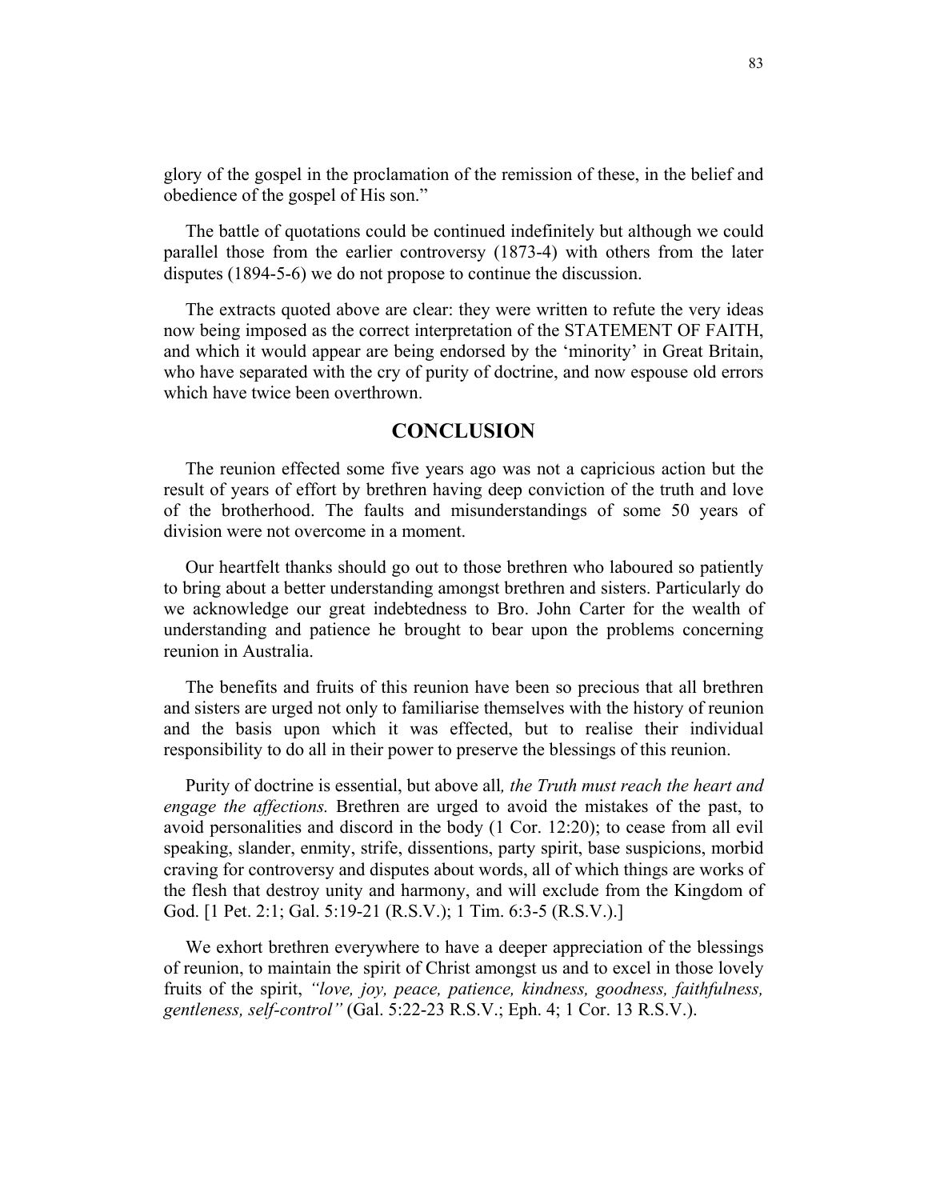glory of the gospel in the proclamation of the remission of these, in the belief and obedience of the gospel of His son."

The battle of quotations could be continued indefinitely but although we could parallel those from the earlier controversy (1873-4) with others from the later disputes (1894-5-6) we do not propose to continue the discussion.

The extracts quoted above are clear: they were written to refute the very ideas now being imposed as the correct interpretation of the STATEMENT OF FAITH, and which it would appear are being endorsed by the 'minority' in Great Britain, who have separated with the cry of purity of doctrine, and now espouse old errors which have twice been overthrown.

## CONCLUSION

The reunion effected some five years ago was not a capricious action but the result of years of effort by brethren having deep conviction of the truth and love of the brotherhood. The faults and misunderstandings of some 50 years of division were not overcome in a moment.

Our heartfelt thanks should go out to those brethren who laboured so patiently to bring about a better understanding amongst brethren and sisters. Particularly do we acknowledge our great indebtedness to Bro. John Carter for the wealth of understanding and patience he brought to bear upon the problems concerning reunion in Australia.

The benefits and fruits of this reunion have been so precious that all brethren and sisters are urged not only to familiarise themselves with the history of reunion and the basis upon which it was effected, but to realise their individual responsibility to do all in their power to preserve the blessings of this reunion.

Purity of doctrine is essential, but above all*, the Truth must reach the heart and engage the affections.* Brethren are urged to avoid the mistakes of the past, to avoid personalities and discord in the body (1 Cor. 12:20); to cease from all evil speaking, slander, enmity, strife, dissentions, party spirit, base suspicions, morbid craving for controversy and disputes about words, all of which things are works of the flesh that destroy unity and harmony, and will exclude from the Kingdom of God. [1 Pet. 2:1; Gal. 5:19-21 (R.S.V.); 1 Tim. 6:3-5 (R.S.V.).]

We exhort brethren everywhere to have a deeper appreciation of the blessings of reunion, to maintain the spirit of Christ amongst us and to excel in those lovely fruits of the spirit, *"love, joy, peace, patience, kindness, goodness, faithfulness, gentleness, self-control"* (Gal. 5:22-23 R.S.V.; Eph. 4; 1 Cor. 13 R.S.V.).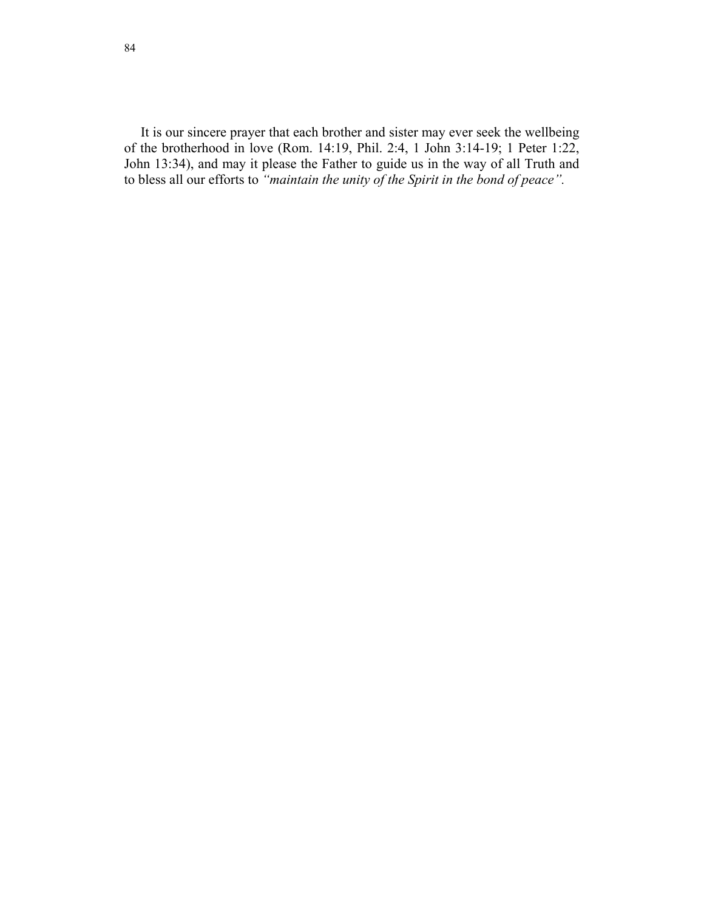It is our sincere prayer that each brother and sister may ever seek the wellbeing of the brotherhood in love (Rom. 14:19, Phil. 2:4, 1 John 3:14-19; 1 Peter 1:22, John 13:34), and may it please the Father to guide us in the way of all Truth and to bless all our efforts to *"maintain the unity of the Spirit in the bond of peace"*.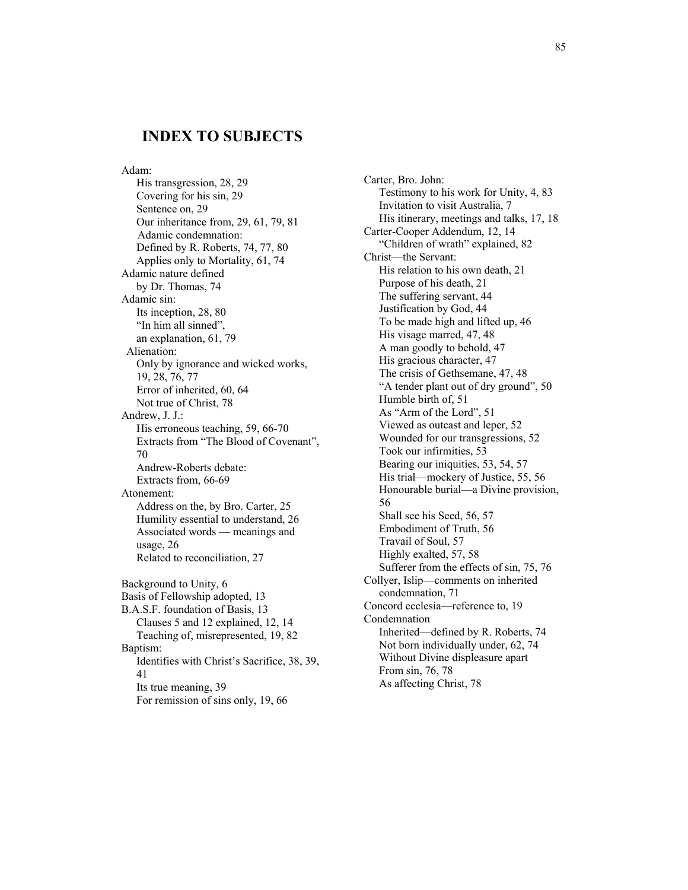## INDEX TO SUBJECTS

Adam:
- His transgression, 28, 29
- Covering for his sin, 29
- Sentence on, 29
- Our inheritance from, 29, 61, 79, 81
- Adamic condemnation:
- Defined by R. Roberts, 74, 77, 80
- Applies only to Mortality, 61, 74

Adamic nature defined
- by Dr. Thomas, 74

Adamic sin:
- Its inception, 28, 80
- "In him all sinned", an explanation, 61, 79

Alienation:
- Only by ignorance and wicked works, 19, 28, 76, 77
- Error of inherited, 60, 64
- Not true of Christ, 78

Andrew, J. J.:
- His erroneous teaching, 59, 66-70
- Extracts from "The Blood of Covenant", 70
- Andrew-Roberts debate:
- Extracts from, 66-69

Atonement:
- Address on the, by Bro. Carter, 25
- Humility essential to understand, 26
- Associated words — meanings and usage, 26
- Related to reconciliation, 27

Background to Unity, 6

Basis of Fellowship adopted, 13

B.A.S.F. foundation of Basis, 13
- Clauses 5 and 12 explained, 12, 14
- Teaching of, misrepresented, 19, 82

Baptism:
- Identifies with Christ's Sacrifice, 38, 39, 41
- Its true meaning, 39
- For remission of sins only, 19, 66

Carter, Bro. John:
- Testimony to his work for Unity, 4, 83
- Invitation to visit Australia, 7
- His itinerary, meetings and talks, 17, 18

Carter-Cooper Addendum, 12, 14
- "Children of wrath" explained, 82

Christ—the Servant:
- His relation to his own death, 21
- Purpose of his death, 21
- The suffering servant, 44
- Justification by God, 44
- To be made high and lifted up, 46
- His visage marred, 47, 48
- A man goodly to behold, 47
- His gracious character, 47
- The crisis of Gethsemane, 47, 48
- "A tender plant out of dry ground", 50
- Humble birth of, 51
- As "Arm of the Lord", 51
- Viewed as outcast and leper, 52
- Wounded for our transgressions, 52
- Took our infirmities, 53
- Bearing our iniquities, 53, 54, 57
- His trial—mockery of Justice, 55, 56
- Honourable burial—a Divine provision, 56
- Shall see his Seed, 56, 57
- Embodiment of Truth, 56
- Travail of Soul, 57
- Highly exalted, 57, 58
- Sufferer from the effects of sin, 75, 76

Collyer, Islip—comments on inherited condemnation, 71

Concord ecclesia—reference to, 19

Condemnation
- Inherited—defined by R. Roberts, 74
- Not born individually under, 62, 74
- Without Divine displeasure apart From sin, 76, 78
- As affecting Christ, 78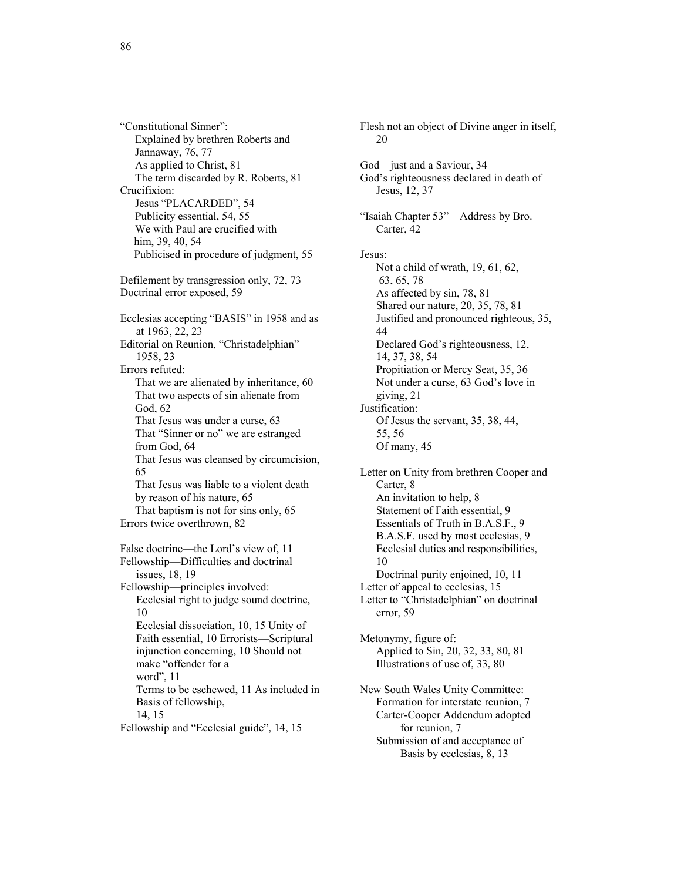"Constitutional Sinner":
- Explained by brethren Roberts and Jannaway, 76, 77
- As applied to Christ, 81
- The term discarded by R. Roberts, 81

Crucifixion:
- Jesus "PLACARDED", 54
- Publicity essential, 54, 55
- We with Paul are crucified with him, 39, 40, 54
- Publicised in procedure of judgment, 55

Defilement by transgression only, 72, 73

Doctrinal error exposed, 59

Ecclesias accepting "BASIS" in 1958 and as at 1963, 22, 23

Editorial on Reunion, "Christadelphian" 1958, 23

Errors refuted:
- That we are alienated by inheritance, 60
- That two aspects of sin alienate from God, 62
- That Jesus was under a curse, 63
- That "Sinner or no" we are estranged from God, 64
- That Jesus was cleansed by circumcision, 65
- That Jesus was liable to a violent death by reason of his nature, 65
- That baptism is not for sins only, 65

Errors twice overthrown, 82

False doctrine—the Lord's view of, 11

Fellowship—Difficulties and doctrinal issues, 18, 19

Fellowship—principles involved:
- Ecclesial right to judge sound doctrine, 10
- Ecclesial dissociation, 10, 15
- Unity of Faith essential, 10
- Errorists—Scriptural injunction concerning, 10
- Should not make "offender for a word", 11
- Terms to be eschewed, 11
- As included in Basis of fellowship, 14, 15

Fellowship and "Ecclesial guide", 14, 15

Flesh not an object of Divine anger in itself, 20

God—just and a Saviour, 34

God's righteousness declared in death of Jesus, 12, 37

"Isaiah Chapter 53"—Address by Bro. Carter, 42

Jesus:
- Not a child of wrath, 19, 61, 62, 63, 65, 78
- As affected by sin, 78, 81
- Shared our nature, 20, 35, 78, 81
- Justified and pronounced righteous, 35, 44
- Declared God's righteousness, 12, 14, 37, 38, 54
- Propitiation or Mercy Seat, 35, 36
- Not under a curse, 63
- God's love in giving, 21

Justification:
- Of Jesus the servant, 35, 38, 44, 55, 56
- Of many, 45

Letter on Unity from brethren Cooper and Carter, 8
- An invitation to help, 8
- Statement of Faith essential, 9
- Essentials of Truth in B.A.S.F., 9
- B.A.S.F. used by most ecclesias, 9
- Ecclesial duties and responsibilities, 10
- Doctrinal purity enjoined, 10, 11

Letter of appeal to ecclesias, 15

Letter to "Christadelphian" on doctrinal error, 59

Metonymy, figure of:
- Applied to Sin, 20, 32, 33, 80, 81
- Illustrations of use of, 33, 80

New South Wales Unity Committee:
- Formation for interstate reunion, 7
- Carter-Cooper Addendum adopted for reunion, 7
- Submission of and acceptance of Basis by ecclesias, 8, 13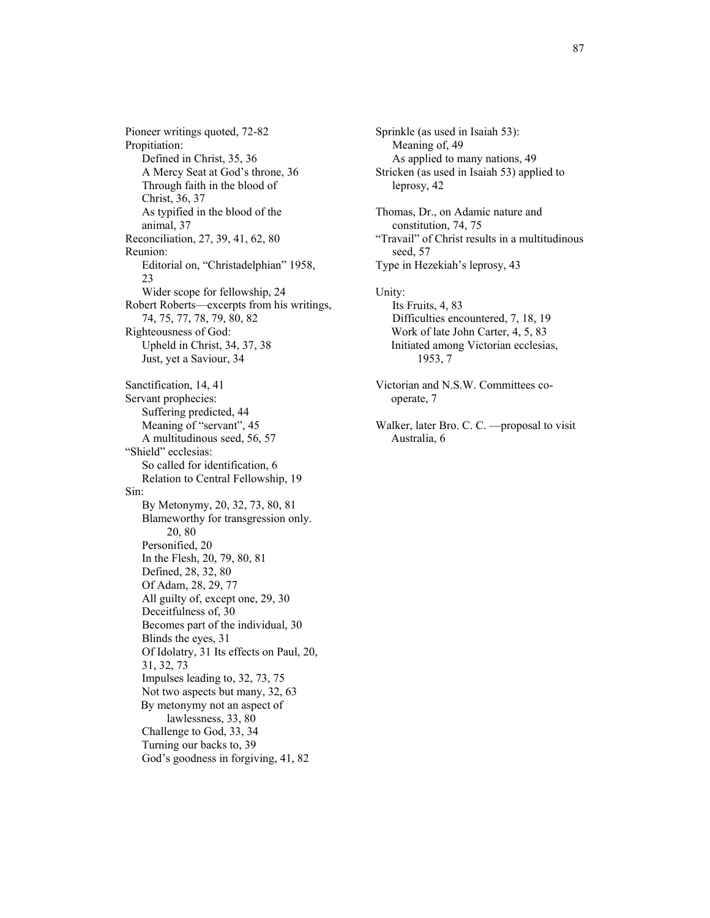Pioneer writings quoted, 72-82
Propitiation:
    Defined in Christ, 35, 36
    A Mercy Seat at God's throne, 36
    Through faith in the blood of Christ, 36, 37
    As typified in the blood of the animal, 37
Reconciliation, 27, 39, 41, 62, 80
Reunion:
    Editorial on, "Christadelphian" 1958, 23
    Wider scope for fellowship, 24
Robert Roberts—excerpts from his writings, 74, 75, 77, 78, 79, 80, 82
Righteousness of God:
    Upheld in Christ, 34, 37, 38
    Just, yet a Saviour, 34

Sanctification, 14, 41
Servant prophecies:
    Suffering predicted, 44
    Meaning of "servant", 45
    A multitudinous seed, 56, 57
"Shield" ecclesias:
    So called for identification, 6
    Relation to Central Fellowship, 19
Sin:
    By Metonymy, 20, 32, 73, 80, 81
    Blameworthy for transgression only. 20, 80
    Personified, 20
    In the Flesh, 20, 79, 80, 81
    Defined, 28, 32, 80
    Of Adam, 28, 29, 77
    All guilty of, except one, 29, 30
    Deceitfulness of, 30
    Becomes part of the individual, 30
    Blinds the eyes, 31
    Of Idolatry, 31 Its effects on Paul, 20, 31, 32, 73
    Impulses leading to, 32, 73, 75
    Not two aspects but many, 32, 63
    By metonymy not an aspect of lawlessness, 33, 80
    Challenge to God, 33, 34
    Turning our backs to, 39
    God's goodness in forgiving, 41, 82

Sprinkle (as used in Isaiah 53):
    Meaning of, 49
    As applied to many nations, 49
Stricken (as used in Isaiah 53) applied to leprosy, 42

Thomas, Dr., on Adamic nature and constitution, 74, 75
"Travail" of Christ results in a multitudinous seed, 57
Type in Hezekiah's leprosy, 43

Unity:
    Its Fruits, 4, 83
    Difficulties encountered, 7, 18, 19
    Work of late John Carter, 4, 5, 83
    Initiated among Victorian ecclesias, 1953, 7

Victorian and N.S.W. Committees co-operate, 7

Walker, later Bro. C. C. —proposal to visit Australia, 6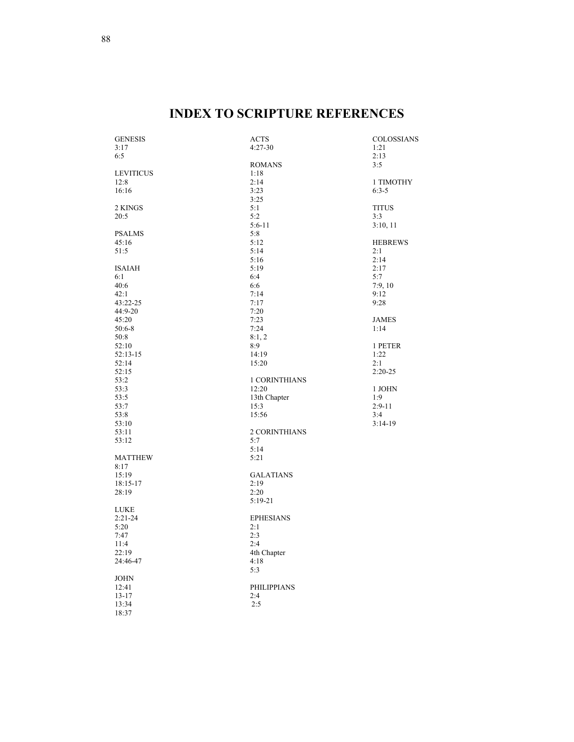# INDEX TO SCRIPTURE REFERENCES

GENESIS
3:17
6:5

LEVITICUS
12:8
16:16

2 KINGS
20:5

PSALMS
45:16
51:5

ISAIAH
6:1
40:6
42:1
43:22-25
44:9-20
45:20
50:6-8
50:8
52:10
52:13-15
52:14
52:15
53:2
53:3
53:5
53:7
53:8
53:10
53:11
53:12

MATTHEW
8:17
15:19
18:15-17
28:19

LUKE
2:21-24
5:20
7:47
11:4
22:19
24:46-47

JOHN
12:41
13-17
13:34
18:37

ACTS
4:27-30

ROMANS
1:18
2:14
3:23
3:25
5:1
5:2
5:6-11
5:8
5:12
5:14
5:16
5:19
6:4
6:6
7:14
7:17
7:20
7:23
7:24
8:1, 2
8:9
14:19
15:20

1 CORINTHIANS
12:20
13th Chapter
15:3
15:56

2 CORINTHIANS
5:7
5:14
5:21

GALATIANS
2:19
2:20
5:19-21

EPHESIANS
2:1
2:3
2:4
4th Chapter
4:18
5:3

PHILIPPIANS
2:4
2:5

COLOSSIANS
1:21
2:13
3:5

1 TIMOTHY
6:3-5

TITUS
3:3
3:10, 11

HEBREWS
2:1
2:14
2:17
5:7
7:9, 10
9:12
9:28

JAMES
1:14

1 PETER
1:22
2:1
2:20-25

1 JOHN
1:9
2:9-11
3:4
3:14-19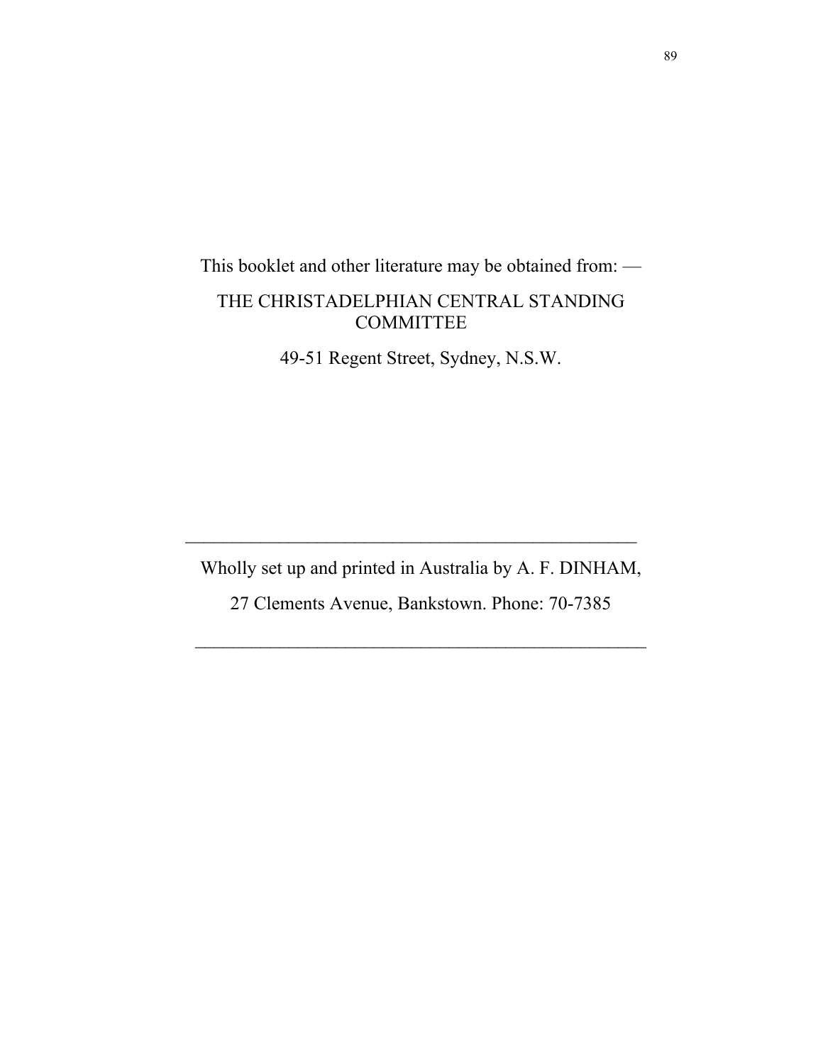This booklet and other literature may be obtained from: —

THE CHRISTADELPHIAN CENTRAL STANDING COMMITTEE

49-51 Regent Street, Sydney, N.S.W.

---

Wholly set up and printed in Australia by A. F. DINHAM,

27 Clements Avenue, Bankstown. Phone: 70-7385

---